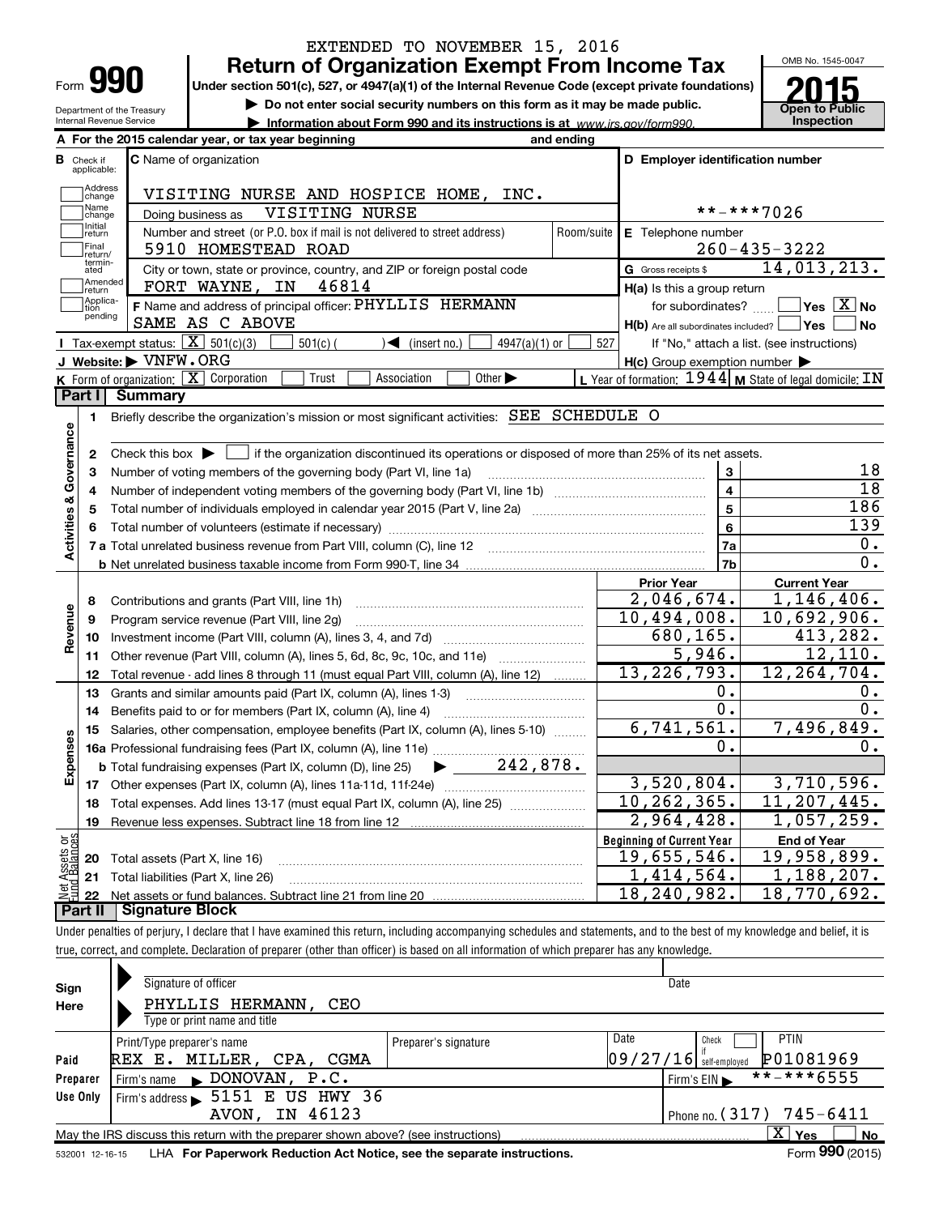EXTENDED TO NOVEMBER 15, 2016

# Form 990 — Return of Organization Exempt From Income Tax

OMB No. 1545-0047

**2015**

**Open to Public Inspection**

Under section 501(c), 527, or 4947(a)(1) of the Internal Revenue Code (except private foundations)

▶ Do not enter social security numbers on this form as it may be made public.

▶ Information about Form 990 and its instructions is at www.irs.gov/form990.

Department of the Treasury
Internal Revenue Service

**A** For the 2015 calendar year, or tax year beginning and ending

**B** Check if applicable: Address change, Name change, Initial return, Final return/terminated, Amended return, Application pending

**C** Name of organization: VISITING NURSE AND HOSPICE HOME, INC.

Doing business as: VISITING NURSE

Number and street (or P.O. box if mail is not delivered to street address): 5910 HOMESTEAD ROAD — Room/suite

City or town, state or province, country, and ZIP or foreign postal code: FORT WAYNE, IN 46814

**D** Employer identification number: **-***7026

**E** Telephone number: 260-435-3222

**G** Gross receipts $ 14,013,213.

**F** Name and address of principal officer: PHYLLIS HERMANN, SAME AS C ABOVE

**H(a)** Is this a group return for subordinates? Yes [ ] No [X]

**H(b)** Are all subordinates included? Yes [ ] No [ ]
If "No," attach a list. (see instructions)

**H(c)** Group exemption number ▶

**I** Tax-exempt status: [X] 501(c)(3) [ ] 501(c) ( ) ◀ (insert no.) [ ] 4947(a)(1) or [ ] 527

**J** Website: ▶ VNFW.ORG

**K** Form of organization: [X] Corporation [ ] Trust [ ] Association [ ] Other ▶

**L** Year of formation: 1944 **M** State of legal domicile: IN

## Part I Summary

**Activities & Governance**

1. Briefly describe the organization's mission or most significant activities: SEE SCHEDULE O
2. Check this box ▶ [ ] if the organization discontinued its operations or disposed of more than 25% of its net assets.

| Line | Description | | Value |
|---|---|---|---|
| 3 | Number of voting members of the governing body (Part VI, line 1a) | 3 | 18 |
| 4 | Number of independent voting members of the governing body (Part VI, line 1b) | 4 | 18 |
| 5 | Total number of individuals employed in calendar year 2015 (Part V, line 2a) | 5 | 186 |
| 6 | Total number of volunteers (estimate if necessary) | 6 | 139 |
| 7a | Total unrelated business revenue from Part VIII, column (C), line 12 | 7a | 0. |
| 7b | Net unrelated business taxable income from Form 990-T, line 34 | 7b | 0. |

| Line | Description | Prior Year | Current Year |
|---|---|---|---|
| **Revenue** | | | |
| 8 | Contributions and grants (Part VIII, line 1h) | 2,046,674. | 1,146,406. |
| 9 | Program service revenue (Part VIII, line 2g) | 10,494,008. | 10,692,906. |
| 10 | Investment income (Part VIII, column (A), lines 3, 4, and 7d) | 680,165. | 413,282. |
| 11 | Other revenue (Part VIII, column (A), lines 5, 6d, 8c, 9c, 10c, and 11e) | 5,946. | 12,110. |
| 12 | Total revenue - add lines 8 through 11 (must equal Part VIII, column (A), line 12) | 13,226,793. | 12,264,704. |
| **Expenses** | | | |
| 13 | Grants and similar amounts paid (Part IX, column (A), lines 1-3) | 0. | 0. |
| 14 | Benefits paid to or for members (Part IX, column (A), line 4) | 0. | 0. |
| 15 | Salaries, other compensation, employee benefits (Part IX, column (A), lines 5-10) | 6,741,561. | 7,496,849. |
| 16a | Professional fundraising fees (Part IX, column (A), line 11e) | 0. | 0. |
| b | Total fundraising expenses (Part IX, column (D), line 25) ▶ 242,878. | | |
| 17 | Other expenses (Part IX, column (A), lines 11a-11d, 11f-24e) | 3,520,804. | 3,710,596. |
| 18 | Total expenses. Add lines 13-17 (must equal Part IX, column (A), line 25) | 10,262,365. | 11,207,445. |
| 19 | Revenue less expenses. Subtract line 18 from line 12 | 2,964,428. | 1,057,259. |

| Line | Net Assets or Fund Balances | Beginning of Current Year | End of Year |
|---|---|---|---|
| 20 | Total assets (Part X, line 16) | 19,655,546. | 19,958,899. |
| 21 | Total liabilities (Part X, line 26) | 1,414,564. | 1,188,207. |
| 22 | Net assets or fund balances. Subtract line 21 from line 20 | 18,240,982. | 18,770,692. |

## Part II Signature Block

Under penalties of perjury, I declare that I have examined this return, including accompanying schedules and statements, and to the best of my knowledge and belief, it is true, correct, and complete. Declaration of preparer (other than officer) is based on all information of which preparer has any knowledge.

**Sign Here**

Signature of officer — Date

PHYLLIS HERMANN, CEO
Type or print name and title

**Paid Preparer Use Only**

| Print/Type preparer's name | Preparer's signature | Date | Check if self-employed | PTIN |
|---|---|---|---|---|
| REX E. MILLER, CPA, CGMA | | 09/27/16 | [ ] | P01081969 |

Firm's name ▶ DONOVAN, P.C. — Firm's EIN ▶ **-***6555

Firm's address ▶ 5151 E US HWY 36, AVON, IN 46123 — Phone no. (317) 745-6411

May the IRS discuss this return with the preparer shown above? (see instructions) [X] Yes [ ] No

532001 12-16-15 LHA For Paperwork Reduction Act Notice, see the separate instructions. Form 990 (2015)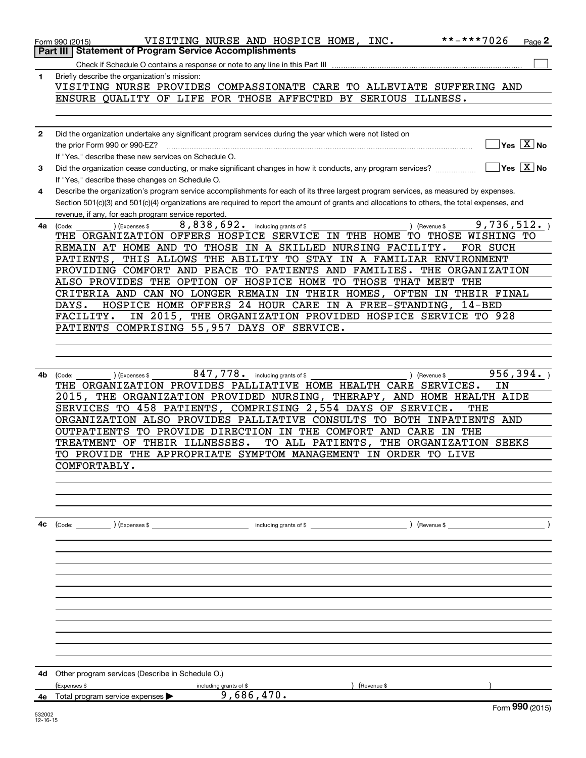Form 990 (2015) VISITING NURSE AND HOSPICE HOME, INC. **-***7026

## Part III | Statement of Program Service Accomplishments

Check if Schedule O contains a response or note to any line in this Part III ☐

**1** Briefly describe the organization's mission:

VISITING NURSE PROVIDES COMPASSIONATE CARE TO ALLEVIATE SUFFERING AND ENSURE QUALITY OF LIFE FOR THOSE AFFECTED BY SERIOUS ILLNESS.

**2** Did the organization undertake any significant program services during the year which were not listed on the prior Form 990 or 990-EZ? ☐ Yes ☒ No

If "Yes," describe these new services on Schedule O.

**3** Did the organization cease conducting, or make significant changes in how it conducts, any program services? ☐ Yes ☒ No

If "Yes," describe these changes on Schedule O.

**4** Describe the organization's program service accomplishments for each of its three largest program services, as measured by expenses. Section 501(c)(3) and 501(c)(4) organizations are required to report the amount of grants and allocations to others, the total expenses, and revenue, if any, for each program service reported.

**4a** (Code: ) (Expenses $ 8,838,692. including grants of $ ) (Revenue $ 9,736,512. )

THE ORGANIZATION OFFERS HOSPICE SERVICE IN THE HOME TO THOSE WISHING TO REMAIN AT HOME AND TO THOSE IN A SKILLED NURSING FACILITY. FOR SUCH PATIENTS, THIS ALLOWS THE ABILITY TO STAY IN A FAMILIAR ENVIRONMENT PROVIDING COMFORT AND PEACE TO PATIENTS AND FAMILIES. THE ORGANIZATION ALSO PROVIDES THE OPTION OF HOSPICE HOME TO THOSE THAT MEET THE CRITERIA AND CAN NO LONGER REMAIN IN THEIR HOMES, OFTEN IN THEIR FINAL DAYS. HOSPICE HOME OFFERS 24 HOUR CARE IN A FREE-STANDING, 14-BED FACILITY. IN 2015, THE ORGANIZATION PROVIDED HOSPICE SERVICE TO 928 PATIENTS COMPRISING 55,957 DAYS OF SERVICE.

**4b** (Code: ) (Expenses $ 847,778. including grants of $ ) (Revenue $ 956,394. )

THE ORGANIZATION PROVIDES PALLIATIVE HOME HEALTH CARE SERVICES. IN 2015, THE ORGANIZATION PROVIDED NURSING, THERAPY, AND HOME HEALTH AIDE SERVICES TO 458 PATIENTS, COMPRISING 2,554 DAYS OF SERVICE. THE ORGANIZATION ALSO PROVIDES PALLIATIVE CONSULTS TO BOTH INPATIENTS AND OUTPATIENTS TO PROVIDE DIRECTION IN THE COMFORT AND CARE IN THE TREATMENT OF THEIR ILLNESSES. TO ALL PATIENTS, THE ORGANIZATION SEEKS TO PROVIDE THE APPROPRIATE SYMPTOM MANAGEMENT IN ORDER TO LIVE COMFORTABLY.

**4c** (Code: ) (Expenses $ including grants of $ ) (Revenue $ )

**4d** Other program services (Describe in Schedule O.)

(Expenses $ including grants of $ ) (Revenue $ )

**4e** Total program service expenses ▶ 9,686,470.

Form **990** (2015)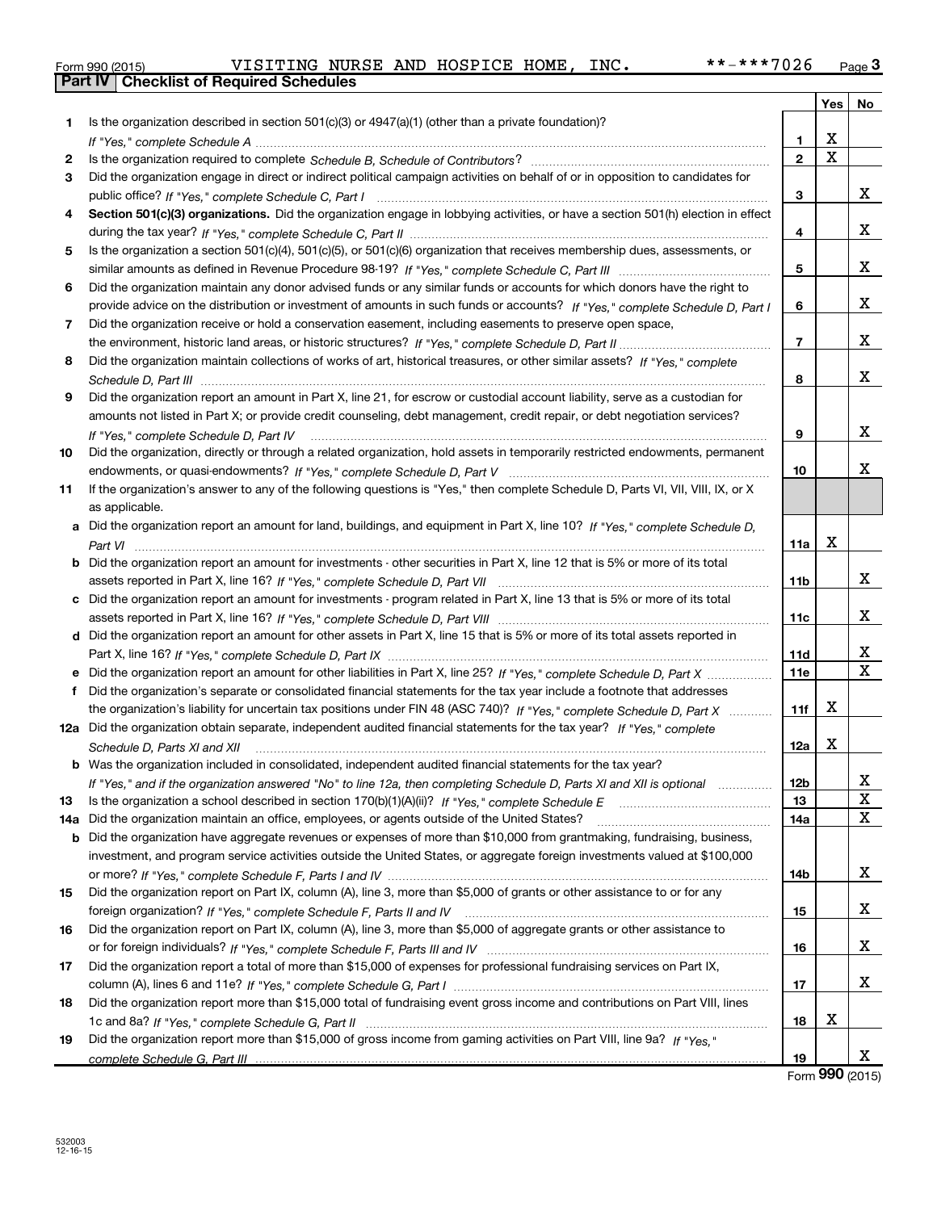Form 990 (2015) VISITING NURSE AND HOSPICE HOME, INC. **-***7026

## Part IV Checklist of Required Schedules

| | | | Yes | No |
|---|---|---|---|---|
| 1 | Is the organization described in section 501(c)(3) or 4947(a)(1) (other than a private foundation)? *If "Yes," complete Schedule A* | 1 | X | |
| 2 | Is the organization required to complete *Schedule B, Schedule of Contributors*? | 2 | X | |
| 3 | Did the organization engage in direct or indirect political campaign activities on behalf of or in opposition to candidates for public office? *If "Yes," complete Schedule C, Part I* | 3 | | X |
| 4 | **Section 501(c)(3) organizations.** Did the organization engage in lobbying activities, or have a section 501(h) election in effect during the tax year? *If "Yes," complete Schedule C, Part II* | 4 | | X |
| 5 | Is the organization a section 501(c)(4), 501(c)(5), or 501(c)(6) organization that receives membership dues, assessments, or similar amounts as defined in Revenue Procedure 98-19? *If "Yes," complete Schedule C, Part III* | 5 | | X |
| 6 | Did the organization maintain any donor advised funds or any similar funds or accounts for which donors have the right to provide advice on the distribution or investment of amounts in such funds or accounts? *If "Yes," complete Schedule D, Part I* | 6 | | X |
| 7 | Did the organization receive or hold a conservation easement, including easements to preserve open space, the environment, historic land areas, or historic structures? *If "Yes," complete Schedule D, Part II* | 7 | | X |
| 8 | Did the organization maintain collections of works of art, historical treasures, or other similar assets? *If "Yes," complete Schedule D, Part III* | 8 | | X |
| 9 | Did the organization report an amount in Part X, line 21, for escrow or custodial account liability, serve as a custodian for amounts not listed in Part X; or provide credit counseling, debt management, credit repair, or debt negotiation services? *If "Yes," complete Schedule D, Part IV* | 9 | | X |
| 10 | Did the organization, directly or through a related organization, hold assets in temporarily restricted endowments, permanent endowments, or quasi-endowments? *If "Yes," complete Schedule D, Part V* | 10 | | X |
| 11 | If the organization's answer to any of the following questions is "Yes," then complete Schedule D, Parts VI, VII, VIII, IX, or X as applicable. | | | |
| a | Did the organization report an amount for land, buildings, and equipment in Part X, line 10? *If "Yes," complete Schedule D, Part VI* | 11a | X | |
| b | Did the organization report an amount for investments - other securities in Part X, line 12 that is 5% or more of its total assets reported in Part X, line 16? *If "Yes," complete Schedule D, Part VII* | 11b | | X |
| c | Did the organization report an amount for investments - program related in Part X, line 13 that is 5% or more of its total assets reported in Part X, line 16? *If "Yes," complete Schedule D, Part VIII* | 11c | | X |
| d | Did the organization report an amount for other assets in Part X, line 15 that is 5% or more of its total assets reported in Part X, line 16? *If "Yes," complete Schedule D, Part IX* | 11d | | X |
| e | Did the organization report an amount for other liabilities in Part X, line 25? *If "Yes," complete Schedule D, Part X* | 11e | | X |
| f | Did the organization's separate or consolidated financial statements for the tax year include a footnote that addresses the organization's liability for uncertain tax positions under FIN 48 (ASC 740)? *If "Yes," complete Schedule D, Part X* | 11f | X | |
| 12a | Did the organization obtain separate, independent audited financial statements for the tax year? *If "Yes," complete Schedule D, Parts XI and XII* | 12a | X | |
| b | Was the organization included in consolidated, independent audited financial statements for the tax year? *If "Yes," and if the organization answered "No" to line 12a, then completing Schedule D, Parts XI and XII is optional* | 12b | | X |
| 13 | Is the organization a school described in section 170(b)(1)(A)(ii)? *If "Yes," complete Schedule E* | 13 | | X |
| 14a | Did the organization maintain an office, employees, or agents outside of the United States? | 14a | | X |
| b | Did the organization have aggregate revenues or expenses of more than $10,000 from grantmaking, fundraising, business, investment, and program service activities outside the United States, or aggregate foreign investments valued at $100,000 or more? *If "Yes," complete Schedule F, Parts I and IV* | 14b | | X |
| 15 | Did the organization report on Part IX, column (A), line 3, more than $5,000 of grants or other assistance to or for any foreign organization? *If "Yes," complete Schedule F, Parts II and IV* | 15 | | X |
| 16 | Did the organization report on Part IX, column (A), line 3, more than $5,000 of aggregate grants or other assistance to or for foreign individuals? *If "Yes," complete Schedule F, Parts III and IV* | 16 | | X |
| 17 | Did the organization report a total of more than $15,000 of expenses for professional fundraising services on Part IX, column (A), lines 6 and 11e? *If "Yes," complete Schedule G, Part I* | 17 | | X |
| 18 | Did the organization report more than $15,000 total of fundraising event gross income and contributions on Part VIII, lines 1c and 8a? *If "Yes," complete Schedule G, Part II* | 18 | X | |
| 19 | Did the organization report more than $15,000 of gross income from gaming activities on Part VIII, line 9a? *If "Yes," complete Schedule G, Part III* | 19 | | X |

Form **990** (2015)

532003 12-16-15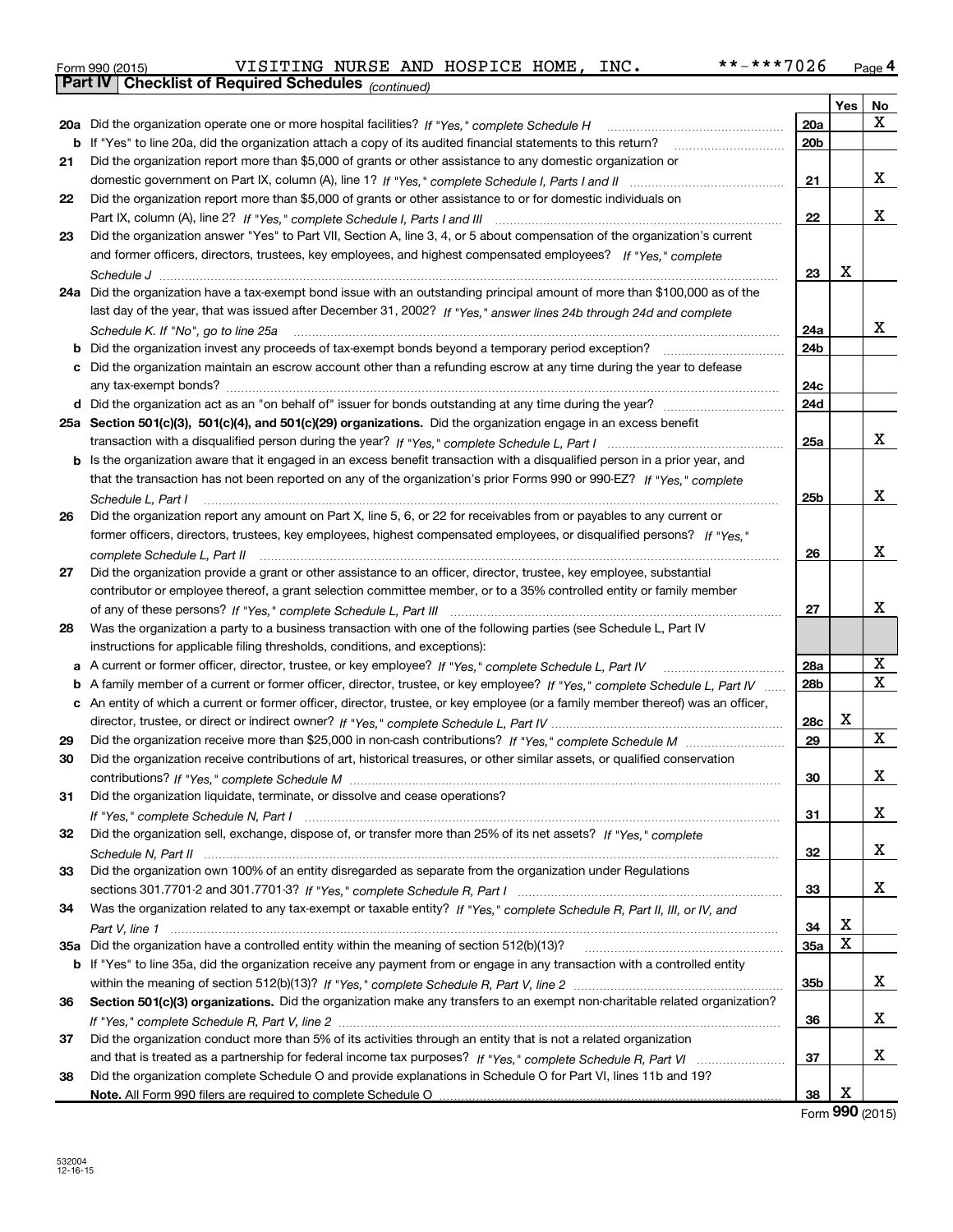Form 990 (2015) VISITING NURSE AND HOSPICE HOME, INC. **-***7026

## Part IV Checklist of Required Schedules *(continued)*

| | | | Yes | No |
|---|---|---|---|---|
| **20a** | Did the organization operate one or more hospital facilities? *If "Yes," complete Schedule H* | 20a | | X |
| **b** | If "Yes" to line 20a, did the organization attach a copy of its audited financial statements to this return? | 20b | | |
| **21** | Did the organization report more than $5,000 of grants or other assistance to any domestic organization or domestic government on Part IX, column (A), line 1? *If "Yes," complete Schedule I, Parts I and II* | 21 | | X |
| **22** | Did the organization report more than $5,000 of grants or other assistance to or for domestic individuals on Part IX, column (A), line 2? *If "Yes," complete Schedule I, Parts I and III* | 22 | | X |
| **23** | Did the organization answer "Yes" to Part VII, Section A, line 3, 4, or 5 about compensation of the organization's current and former officers, directors, trustees, key employees, and highest compensated employees? *If "Yes," complete Schedule J* | 23 | X | |
| **24a** | Did the organization have a tax-exempt bond issue with an outstanding principal amount of more than $100,000 as of the last day of the year, that was issued after December 31, 2002? *If "Yes," answer lines 24b through 24d and complete Schedule K. If "No", go to line 25a* | 24a | | X |
| **b** | Did the organization invest any proceeds of tax-exempt bonds beyond a temporary period exception? | 24b | | |
| **c** | Did the organization maintain an escrow account other than a refunding escrow at any time during the year to defease any tax-exempt bonds? | 24c | | |
| **d** | Did the organization act as an "on behalf of" issuer for bonds outstanding at any time during the year? | 24d | | |
| **25a** | **Section 501(c)(3), 501(c)(4), and 501(c)(29) organizations.** Did the organization engage in an excess benefit transaction with a disqualified person during the year? *If "Yes," complete Schedule L, Part I* | 25a | | X |
| **b** | Is the organization aware that it engaged in an excess benefit transaction with a disqualified person in a prior year, and that the transaction has not been reported on any of the organization's prior Forms 990 or 990-EZ? *If "Yes," complete Schedule L, Part I* | 25b | | X |
| **26** | Did the organization report any amount on Part X, line 5, 6, or 22 for receivables from or payables to any current or former officers, directors, trustees, key employees, highest compensated employees, or disqualified persons? *If "Yes," complete Schedule L, Part II* | 26 | | X |
| **27** | Did the organization provide a grant or other assistance to an officer, director, trustee, key employee, substantial contributor or employee thereof, a grant selection committee member, or to a 35% controlled entity or family member of any of these persons? *If "Yes," complete Schedule L, Part III* | 27 | | X |
| **28** | Was the organization a party to a business transaction with one of the following parties (see Schedule L, Part IV instructions for applicable filing thresholds, conditions, and exceptions): | | | |
| **a** | A current or former officer, director, trustee, or key employee? *If "Yes," complete Schedule L, Part IV* | 28a | | X |
| **b** | A family member of a current or former officer, director, trustee, or key employee? *If "Yes," complete Schedule L, Part IV* | 28b | | X |
| **c** | An entity of which a current or former officer, director, trustee, or key employee (or a family member thereof) was an officer, director, trustee, or direct or indirect owner? *If "Yes," complete Schedule L, Part IV* | 28c | X | |
| **29** | Did the organization receive more than $25,000 in non-cash contributions? *If "Yes," complete Schedule M* | 29 | | X |
| **30** | Did the organization receive contributions of art, historical treasures, or other similar assets, or qualified conservation contributions? *If "Yes," complete Schedule M* | 30 | | X |
| **31** | Did the organization liquidate, terminate, or dissolve and cease operations? *If "Yes," complete Schedule N, Part I* | 31 | | X |
| **32** | Did the organization sell, exchange, dispose of, or transfer more than 25% of its net assets? *If "Yes," complete Schedule N, Part II* | 32 | | X |
| **33** | Did the organization own 100% of an entity disregarded as separate from the organization under Regulations sections 301.7701-2 and 301.7701-3? *If "Yes," complete Schedule R, Part I* | 33 | | X |
| **34** | Was the organization related to any tax-exempt or taxable entity? *If "Yes," complete Schedule R, Part II, III, or IV, and Part V, line 1* | 34 | X | |
| **35a** | Did the organization have a controlled entity within the meaning of section 512(b)(13)? | 35a | X | |
| **b** | If "Yes" to line 35a, did the organization receive any payment from or engage in any transaction with a controlled entity within the meaning of section 512(b)(13)? *If "Yes," complete Schedule R, Part V, line 2* | 35b | | X |
| **36** | **Section 501(c)(3) organizations.** Did the organization make any transfers to an exempt non-charitable related organization? *If "Yes," complete Schedule R, Part V, line 2* | 36 | | X |
| **37** | Did the organization conduct more than 5% of its activities through an entity that is not a related organization and that is treated as a partnership for federal income tax purposes? *If "Yes," complete Schedule R, Part VI* | 37 | | X |
| **38** | Did the organization complete Schedule O and provide explanations in Schedule O for Part VI, lines 11b and 19? **Note.** All Form 990 filers are required to complete Schedule O | 38 | X | |

Form **990** (2015)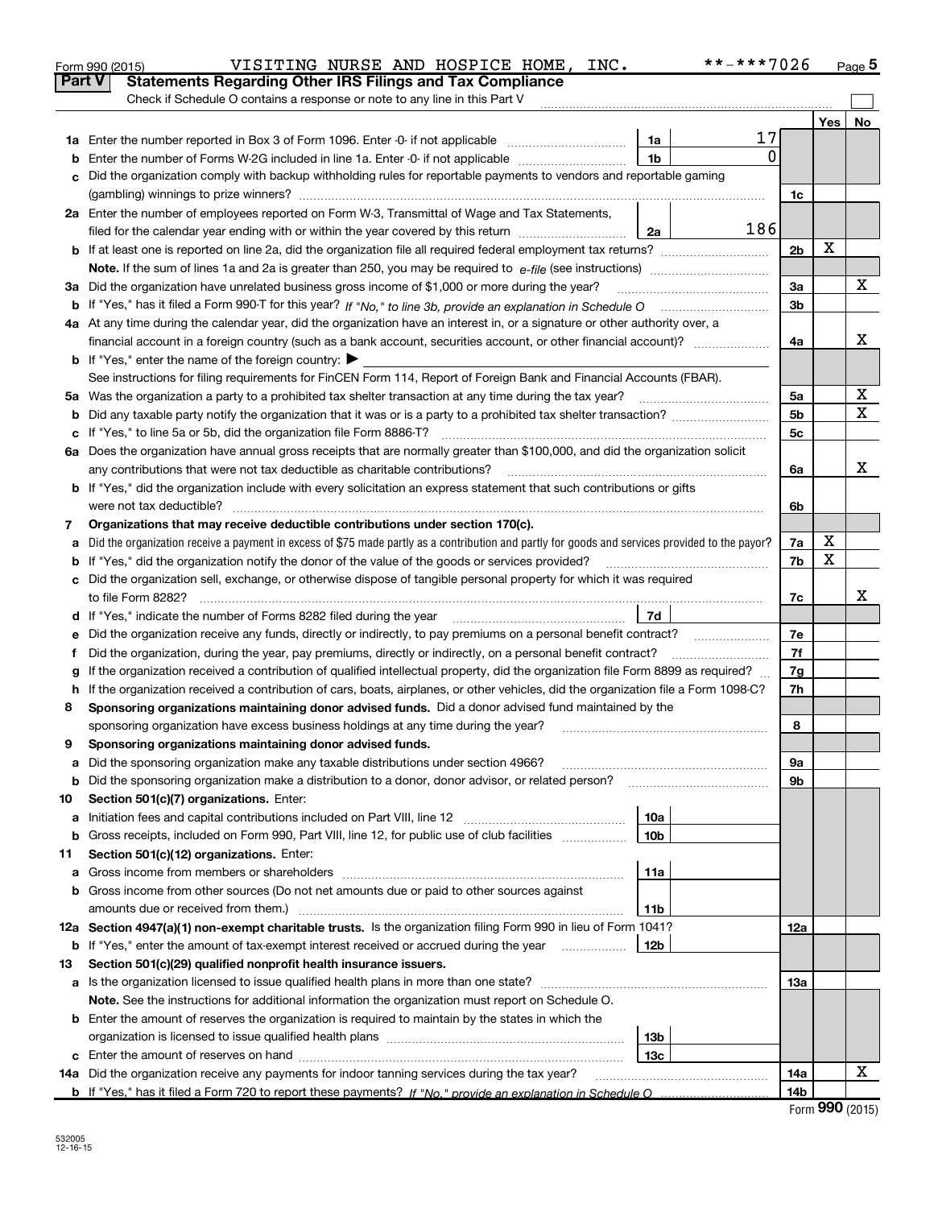Form 990 (2015) VISITING NURSE AND HOSPICE HOME, INC. **-***7026 Page 5

## Part V Statements Regarding Other IRS Filings and Tax Compliance

Check if Schedule O contains a response or note to any line in this Part V

| | | | | | Yes | No |
|---|---|---|---|---|---|---|
| 1a | Enter the number reported in Box 3 of Form 1096. Enter -0- if not applicable | 1a | 17 | | | |
| b | Enter the number of Forms W-2G included in line 1a. Enter -0- if not applicable | 1b | 0 | | | |
| c | Did the organization comply with backup withholding rules for reportable payments to vendors and reportable gaming (gambling) winnings to prize winners? | | | 1c | | |
| 2a | Enter the number of employees reported on Form W-3, Transmittal of Wage and Tax Statements, filed for the calendar year ending with or within the year covered by this return | 2a | 186 | | | |
| b | If at least one is reported on line 2a, did the organization file all required federal employment tax returns? | | | 2b | X | |
| | **Note.** If the sum of lines 1a and 2a is greater than 250, you may be required to *e-file* (see instructions) | | | | | |
| 3a | Did the organization have unrelated business gross income of $1,000 or more during the year? | | | 3a | | X |
| b | If "Yes," has it filed a Form 990-T for this year? *If "No," to line 3b, provide an explanation in Schedule O* | | | 3b | | |
| 4a | At any time during the calendar year, did the organization have an interest in, or a signature or other authority over, a financial account in a foreign country (such as a bank account, securities account, or other financial account)? | | | 4a | | X |
| b | If "Yes," enter the name of the foreign country: ▶ | | | | | |
| | See instructions for filing requirements for FinCEN Form 114, Report of Foreign Bank and Financial Accounts (FBAR). | | | | | |
| 5a | Was the organization a party to a prohibited tax shelter transaction at any time during the tax year? | | | 5a | | X |
| b | Did any taxable party notify the organization that it was or is a party to a prohibited tax shelter transaction? | | | 5b | | X |
| c | If "Yes," to line 5a or 5b, did the organization file Form 8886-T? | | | 5c | | |
| 6a | Does the organization have annual gross receipts that are normally greater than $100,000, and did the organization solicit any contributions that were not tax deductible as charitable contributions? | | | 6a | | X |
| b | If "Yes," did the organization include with every solicitation an express statement that such contributions or gifts were not tax deductible? | | | 6b | | |
| 7 | **Organizations that may receive deductible contributions under section 170(c).** | | | | | |
| a | Did the organization receive a payment in excess of $75 made partly as a contribution and partly for goods and services provided to the payor? | | | 7a | X | |
| b | If "Yes," did the organization notify the donor of the value of the goods or services provided? | | | 7b | X | |
| c | Did the organization sell, exchange, or otherwise dispose of tangible personal property for which it was required to file Form 8282? | | | 7c | | X |
| d | If "Yes," indicate the number of Forms 8282 filed during the year | 7d | | | | |
| e | Did the organization receive any funds, directly or indirectly, to pay premiums on a personal benefit contract? | | | 7e | | |
| f | Did the organization, during the year, pay premiums, directly or indirectly, on a personal benefit contract? | | | 7f | | |
| g | If the organization received a contribution of qualified intellectual property, did the organization file Form 8899 as required? | | | 7g | | |
| h | If the organization received a contribution of cars, boats, airplanes, or other vehicles, did the organization file a Form 1098-C? | | | 7h | | |
| 8 | **Sponsoring organizations maintaining donor advised funds.** Did a donor advised fund maintained by the sponsoring organization have excess business holdings at any time during the year? | | | 8 | | |
| 9 | **Sponsoring organizations maintaining donor advised funds.** | | | | | |
| a | Did the sponsoring organization make any taxable distributions under section 4966? | | | 9a | | |
| b | Did the sponsoring organization make a distribution to a donor, donor advisor, or related person? | | | 9b | | |
| 10 | **Section 501(c)(7) organizations.** Enter: | | | | | |
| a | Initiation fees and capital contributions included on Part VIII, line 12 | 10a | | | | |
| b | Gross receipts, included on Form 990, Part VIII, line 12, for public use of club facilities | 10b | | | | |
| 11 | **Section 501(c)(12) organizations.** Enter: | | | | | |
| a | Gross income from members or shareholders | 11a | | | | |
| b | Gross income from other sources (Do not net amounts due or paid to other sources against amounts due or received from them.) | 11b | | | | |
| 12a | **Section 4947(a)(1) non-exempt charitable trusts.** Is the organization filing Form 990 in lieu of Form 1041? | | | 12a | | |
| b | If "Yes," enter the amount of tax-exempt interest received or accrued during the year | 12b | | | | |
| 13 | **Section 501(c)(29) qualified nonprofit health insurance issuers.** | | | | | |
| a | Is the organization licensed to issue qualified health plans in more than one state? | | | 13a | | |
| | **Note.** See the instructions for additional information the organization must report on Schedule O. | | | | | |
| b | Enter the amount of reserves the organization is required to maintain by the states in which the organization is licensed to issue qualified health plans | 13b | | | | |
| c | Enter the amount of reserves on hand | 13c | | | | |
| 14a | Did the organization receive any payments for indoor tanning services during the tax year? | | | 14a | | X |
| b | If "Yes," has it filed a Form 720 to report these payments? *If "No," provide an explanation in Schedule O* | | | 14b | | |

Form **990** (2015)

532005 12-16-15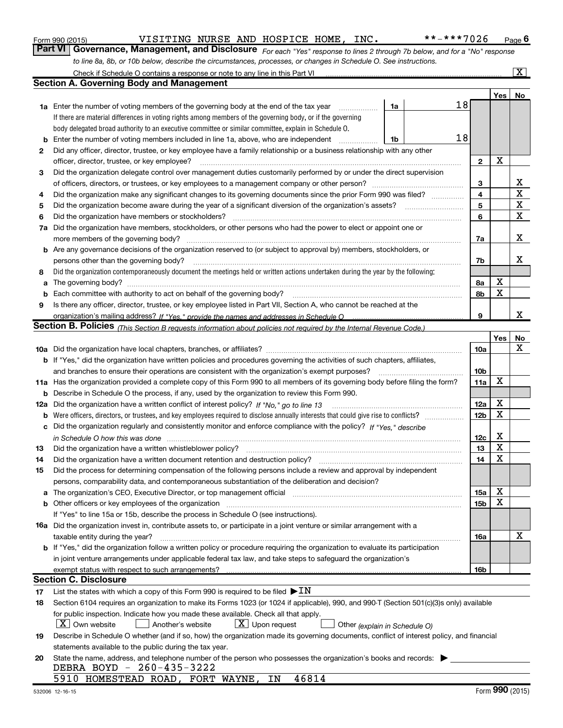Form 990 (2015) VISITING NURSE AND HOSPICE HOME, INC. **-***7026

## Part VI Governance, Management, and Disclosure

*For each "Yes" response to lines 2 through 7b below, and for a "No" response to line 8a, 8b, or 10b below, describe the circumstances, processes, or changes in Schedule O. See instructions.*

Check if Schedule O contains a response or note to any line in this Part VI [X]

### Section A. Governing Body and Management

| | | | Yes | No |
|---|---|---|---|---|
| 1a | Enter the number of voting members of the governing body at the end of the tax year — 1a: 18. If there are material differences in voting rights among members of the governing body, or if the governing body delegated broad authority to an executive committee or similar committee, explain in Schedule O. | | | |
| b | Enter the number of voting members included in line 1a, above, who are independent — 1b: 18 | | | |
| 2 | Did any officer, director, trustee, or key employee have a family relationship or a business relationship with any other officer, director, trustee, or key employee? | 2 | X | |
| 3 | Did the organization delegate control over management duties customarily performed by or under the direct supervision of officers, directors, or trustees, or key employees to a management company or other person? | 3 | | X |
| 4 | Did the organization make any significant changes to its governing documents since the prior Form 990 was filed? | 4 | | X |
| 5 | Did the organization become aware during the year of a significant diversion of the organization's assets? | 5 | | X |
| 6 | Did the organization have members or stockholders? | 6 | | X |
| 7a | Did the organization have members, stockholders, or other persons who had the power to elect or appoint one or more members of the governing body? | 7a | | X |
| b | Are any governance decisions of the organization reserved to (or subject to approval by) members, stockholders, or persons other than the governing body? | 7b | | X |
| 8 | Did the organization contemporaneously document the meetings held or written actions undertaken during the year by the following: | | | |
| a | The governing body? | 8a | X | |
| b | Each committee with authority to act on behalf of the governing body? | 8b | X | |
| 9 | Is there any officer, director, trustee, or key employee listed in Part VII, Section A, who cannot be reached at the organization's mailing address? *If "Yes," provide the names and addresses in Schedule O* | 9 | | X |

### Section B. Policies *(This Section B requests information about policies not required by the Internal Revenue Code.)*

| | | | Yes | No |
|---|---|---|---|---|
| 10a | Did the organization have local chapters, branches, or affiliates? | 10a | | X |
| b | If "Yes," did the organization have written policies and procedures governing the activities of such chapters, affiliates, and branches to ensure their operations are consistent with the organization's exempt purposes? | 10b | | |
| 11a | Has the organization provided a complete copy of this Form 990 to all members of its governing body before filing the form? | 11a | X | |
| b | Describe in Schedule O the process, if any, used by the organization to review this Form 990. | | | |
| 12a | Did the organization have a written conflict of interest policy? *If "No," go to line 13* | 12a | X | |
| b | Were officers, directors, or trustees, and key employees required to disclose annually interests that could give rise to conflicts? | 12b | X | |
| c | Did the organization regularly and consistently monitor and enforce compliance with the policy? *If "Yes," describe in Schedule O how this was done* | 12c | X | |
| 13 | Did the organization have a written whistleblower policy? | 13 | X | |
| 14 | Did the organization have a written document retention and destruction policy? | 14 | X | |
| 15 | Did the process for determining compensation of the following persons include a review and approval by independent persons, comparability data, and contemporaneous substantiation of the deliberation and decision? | | | |
| a | The organization's CEO, Executive Director, or top management official | 15a | X | |
| b | Other officers or key employees of the organization | 15b | X | |
| | If "Yes" to line 15a or 15b, describe the process in Schedule O (see instructions). | | | |
| 16a | Did the organization invest in, contribute assets to, or participate in a joint venture or similar arrangement with a taxable entity during the year? | 16a | | X |
| b | If "Yes," did the organization follow a written policy or procedure requiring the organization to evaluate its participation in joint venture arrangements under applicable federal tax law, and take steps to safeguard the organization's exempt status with respect to such arrangements? | 16b | | |

### Section C. Disclosure

17 List the states with which a copy of this Form 990 is required to be filed ▶ IN

18 Section 6104 requires an organization to make its Forms 1023 (or 1024 if applicable), 990, and 990-T (Section 501(c)(3)s only) available for public inspection. Indicate how you made these available. Check all that apply.

[X] Own website [ ] Another's website [X] Upon request [ ] Other *(explain in Schedule O)*

19 Describe in Schedule O whether (and if so, how) the organization made its governing documents, conflict of interest policy, and financial statements available to the public during the tax year.

20 State the name, address, and telephone number of the person who possesses the organization's books and records: ▶

DEBRA BOYD - 260-435-3222
5910 HOMESTEAD ROAD, FORT WAYNE, IN 46814

532006 12-16-15 Form 990 (2015)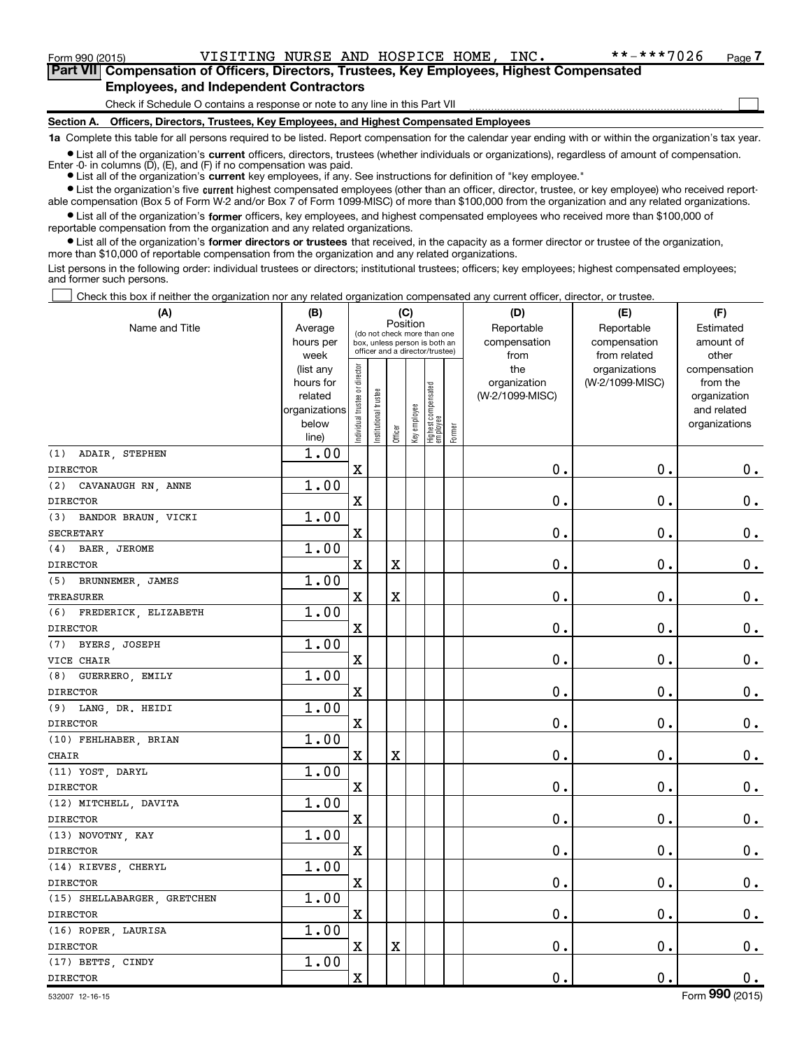Form 990 (2015) VISITING NURSE AND HOSPICE HOME, INC. **-***7026

## Part VII Compensation of Officers, Directors, Trustees, Key Employees, Highest Compensated Employees, and Independent Contractors

Check if Schedule O contains a response or note to any line in this Part VII

### Section A. Officers, Directors, Trustees, Key Employees, and Highest Compensated Employees

**1a** Complete this table for all persons required to be listed. Report compensation for the calendar year ending with or within the organization's tax year.

- List all of the organization's **current** officers, directors, trustees (whether individuals or organizations), regardless of amount of compensation. Enter -0- in columns (D), (E), and (F) if no compensation was paid.
- List all of the organization's **current** key employees, if any. See instructions for definition of "key employee."
- List the organization's five **current** highest compensated employees (other than an officer, director, trustee, or key employee) who received reportable compensation (Box 5 of Form W-2 and/or Box 7 of Form 1099-MISC) of more than $100,000 from the organization and any related organizations.
- List all of the organization's **former** officers, key employees, and highest compensated employees who received more than $100,000 of reportable compensation from the organization and any related organizations.
- List all of the organization's **former directors or trustees** that received, in the capacity as a former director or trustee of the organization, more than $10,000 of reportable compensation from the organization and any related organizations.

List persons in the following order: individual trustees or directors; institutional trustees; officers; key employees; highest compensated employees; and former such persons.

Check this box if neither the organization nor any related organization compensated any current officer, director, or trustee.

| (A) Name and Title | (B) Average hours per week (list any hours for related organizations below line) | (C) Position: Individual trustee or director | Institutional trustee | Officer | Key employee | Highest compensated employee | Former | (D) Reportable compensation from the organization (W-2/1099-MISC) | (E) Reportable compensation from related organizations (W-2/1099-MISC) | (F) Estimated amount of other compensation from the organization and related organizations |
|---|---|---|---|---|---|---|---|---|---|---|
| (1) ADAIR, STEPHEN<br>DIRECTOR | 1.00 | X | | | | | | 0. | 0. | 0. |
| (2) CAVANAUGH RN, ANNE<br>DIRECTOR | 1.00 | X | | | | | | 0. | 0. | 0. |
| (3) BANDOR BRAUN, VICKI<br>SECRETARY | 1.00 | X | | | | | | 0. | 0. | 0. |
| (4) BAER, JEROME<br>DIRECTOR | 1.00 | X | | X | | | | 0. | 0. | 0. |
| (5) BRUNNEMER, JAMES<br>TREASURER | 1.00 | X | | X | | | | 0. | 0. | 0. |
| (6) FREDERICK, ELIZABETH<br>DIRECTOR | 1.00 | X | | | | | | 0. | 0. | 0. |
| (7) BYERS, JOSEPH<br>VICE CHAIR | 1.00 | X | | | | | | 0. | 0. | 0. |
| (8) GUERRERO, EMILY<br>DIRECTOR | 1.00 | X | | | | | | 0. | 0. | 0. |
| (9) LANG, DR. HEIDI<br>DIRECTOR | 1.00 | X | | | | | | 0. | 0. | 0. |
| (10) FEHLHABER, BRIAN<br>CHAIR | 1.00 | X | | X | | | | 0. | 0. | 0. |
| (11) YOST, DARYL<br>DIRECTOR | 1.00 | X | | | | | | 0. | 0. | 0. |
| (12) MITCHELL, DAVITA<br>DIRECTOR | 1.00 | X | | | | | | 0. | 0. | 0. |
| (13) NOVOTNY, KAY<br>DIRECTOR | 1.00 | X | | | | | | 0. | 0. | 0. |
| (14) RIEVES, CHERYL<br>DIRECTOR | 1.00 | X | | | | | | 0. | 0. | 0. |
| (15) SHELLABARGER, GRETCHEN<br>DIRECTOR | 1.00 | X | | | | | | 0. | 0. | 0. |
| (16) ROPER, LAURISA<br>DIRECTOR | 1.00 | X | | X | | | | 0. | 0. | 0. |
| (17) BETTS, CINDY<br>DIRECTOR | 1.00 | X | | | | | | 0. | 0. | 0. |

532007 12-16-15 Form 990 (2015)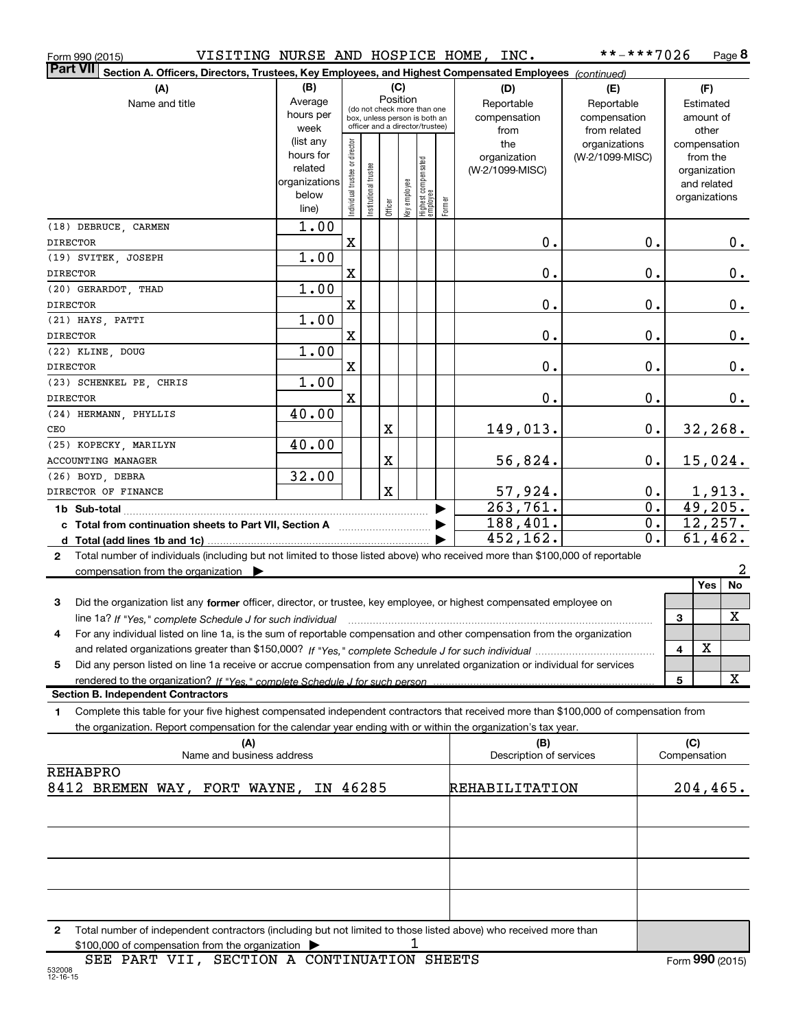Form 990 (2015) VISITING NURSE AND HOSPICE HOME, INC. **-***7026 Page **8**

**Part VII** **Section A. Officers, Directors, Trustees, Key Employees, and Highest Compensated Employees** *(continued)*

| (A) Name and title | (B) Average hours per week (list any hours for related organizations below line) | (C) Position: Individual trustee or director | Institutional trustee | Officer | Key employee | Highest compensated employee | Former | (D) Reportable compensation from the organization (W-2/1099-MISC) | (E) Reportable compensation from related organizations (W-2/1099-MISC) | (F) Estimated amount of other compensation from the organization and related organizations |
|---|---|---|---|---|---|---|---|---|---|---|
| (18) DEBRUCE, CARMEN DIRECTOR | 1.00 | X | | | | | | 0. | 0. | 0. |
| (19) SVITEK, JOSEPH DIRECTOR | 1.00 | X | | | | | | 0. | 0. | 0. |
| (20) GERARDOT, THAD DIRECTOR | 1.00 | X | | | | | | 0. | 0. | 0. |
| (21) HAYS, PATTI DIRECTOR | 1.00 | X | | | | | | 0. | 0. | 0. |
| (22) KLINE, DOUG DIRECTOR | 1.00 | X | | | | | | 0. | 0. | 0. |
| (23) SCHENKEL PE, CHRIS DIRECTOR | 1.00 | X | | | | | | 0. | 0. | 0. |
| (24) HERMANN, PHYLLIS CEO | 40.00 | | | X | | | | 149,013. | 0. | 32,268. |
| (25) KOPECKY, MARILYN ACCOUNTING MANAGER | 40.00 | | | X | | | | 56,824. | 0. | 15,024. |
| (26) BOYD, DEBRA DIRECTOR OF FINANCE | 32.00 | | | X | | | | 57,924. | 0. | 1,913. |
| **1b Sub-total** | | | | | | | | 263,761. | 0. | 49,205. |
| **c Total from continuation sheets to Part VII, Section A** | | | | | | | | 188,401. | 0. | 12,257. |
| **d Total (add lines 1b and 1c)** | | | | | | | | 452,162. | 0. | 61,462. |

**2** Total number of individuals (including but not limited to those listed above) who received more than $100,000 of reportable compensation from the organization ▶ 2

| | | Yes | No |
|---|---|---|---|
| **3** Did the organization list any **former** officer, director, or trustee, key employee, or highest compensated employee on line 1a? *If "Yes," complete Schedule J for such individual* | 3 | | X |
| **4** For any individual listed on line 1a, is the sum of reportable compensation and other compensation from the organization and related organizations greater than $150,000? *If "Yes," complete Schedule J for such individual* | 4 | X | |
| **5** Did any person listed on line 1a receive or accrue compensation from any unrelated organization or individual for services rendered to the organization? *If "Yes," complete Schedule J for such person* | 5 | | X |

**Section B. Independent Contractors**

**1** Complete this table for your five highest compensated independent contractors that received more than $100,000 of compensation from the organization. Report compensation for the calendar year ending with or within the organization's tax year.

| (A) Name and business address | (B) Description of services | (C) Compensation |
|---|---|---|
| REHABPRO 8412 BREMEN WAY, FORT WAYNE, IN 46285 | REHABILITATION | 204,465. |
| | | |
| | | |
| | | |
| | | |

**2** Total number of independent contractors (including but not limited to those listed above) who received more than $100,000 of compensation from the organization ▶ 1

SEE PART VII, SECTION A CONTINUATION SHEETS

532008 12-16-15

Form **990** (2015)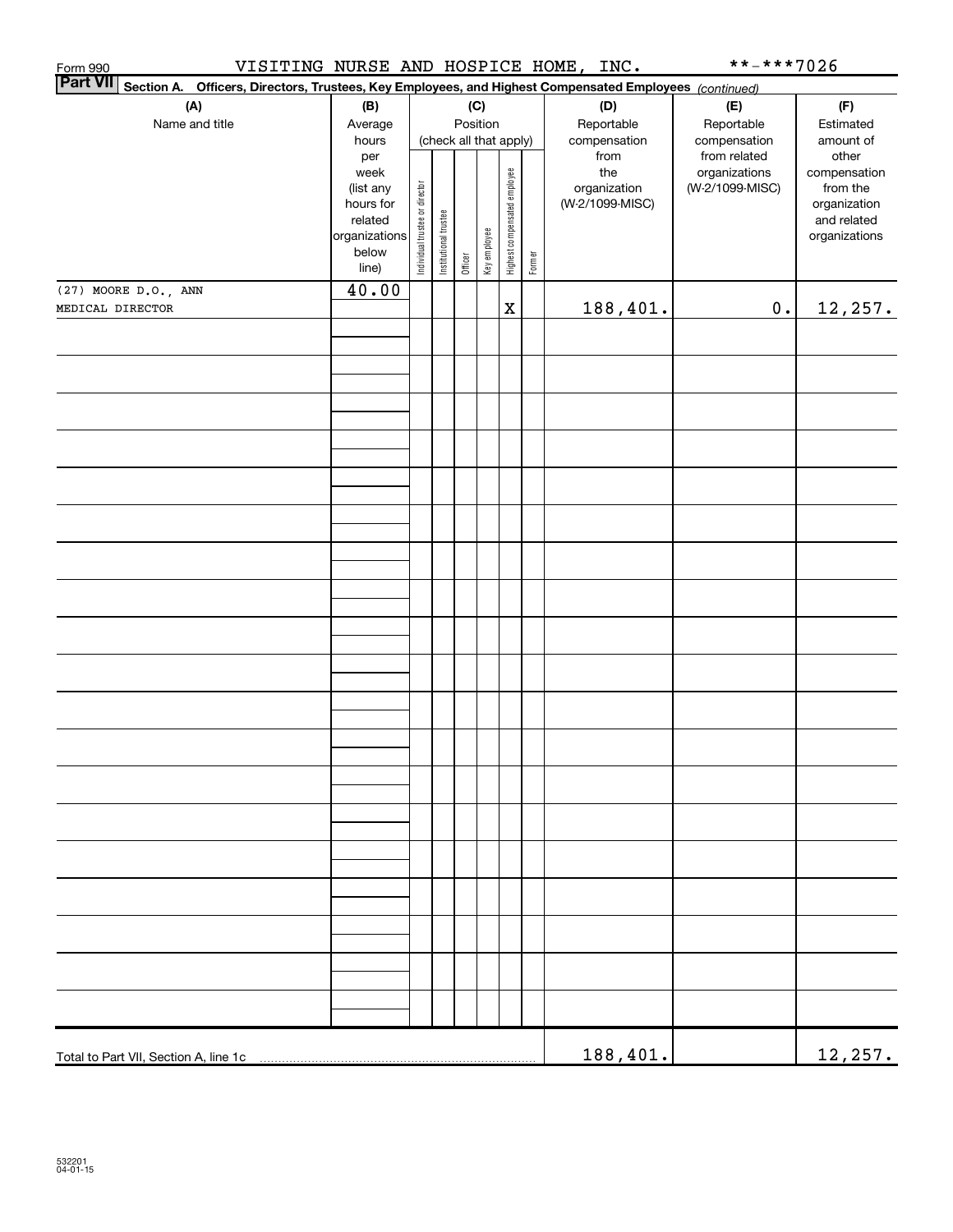Form 990 VISITING NURSE AND HOSPICE HOME, INC. **-***7026

**Part VII** **Section A. Officers, Directors, Trustees, Key Employees, and Highest Compensated Employees** *(continued)*

| (A) Name and title | (B) Average hours per week (list any hours for related organizations below line) | (C) Position (check all that apply): Individual trustee or director | Institutional trustee | Officer | Key employee | Highest compensated employee | Former | (D) Reportable compensation from the organization (W-2/1099-MISC) | (E) Reportable compensation from related organizations (W-2/1099-MISC) | (F) Estimated amount of other compensation from the organization and related organizations |
|---|---|---|---|---|---|---|---|---|---|---|
| (27) MOORE D.O., ANN<br>MEDICAL DIRECTOR | 40.00 | | | | | X | | 188,401. | 0. | 12,257. |
| Total to Part VII, Section A, line 1c | | | | | | | | 188,401. | | 12,257. |

532201
04-01-15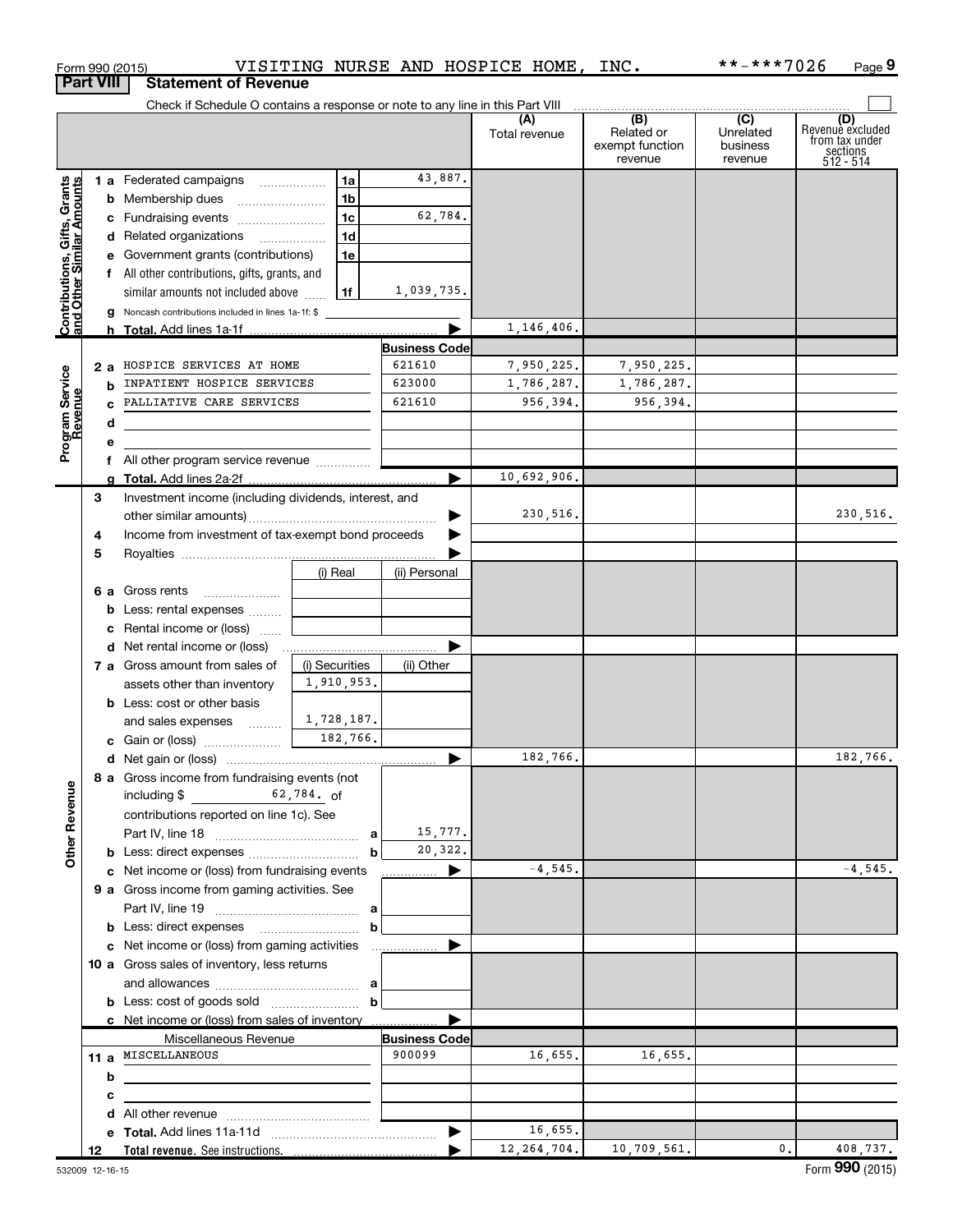Form 990 (2015) VISITING NURSE AND HOSPICE HOME, INC. **-***7026 Page 9

## Part VIII Statement of Revenue

Check if Schedule O contains a response or note to any line in this Part VIII

| | | | | (A) Total revenue | (B) Related or exempt function revenue | (C) Unrelated business revenue | (D) Revenue excluded from tax under sections 512 - 514 |
|---|---|---|---|---|---|---|---|
| **Contributions, Gifts, Grants and Other Similar Amounts** | 1 a Federated campaigns | 1a | 43,887. | | | | |
| | b Membership dues | 1b | | | | | |
| | c Fundraising events | 1c | 62,784. | | | | |
| | d Related organizations | 1d | | | | | |
| | e Government grants (contributions) | 1e | | | | | |
| | f All other contributions, gifts, grants, and similar amounts not included above | 1f | 1,039,735. | | | | |
| | g Noncash contributions included in lines 1a-1f: $ | | | | | | |
| | h **Total.** Add lines 1a-1f | | | 1,146,406. | | | |
| **Program Service Revenue** | | | **Business Code** | | | | |
| | 2 a HOSPICE SERVICES AT HOME | | 621610 | 7,950,225. | 7,950,225. | | |
| | b INPATIENT HOSPICE SERVICES | | 623000 | 1,786,287. | 1,786,287. | | |
| | c PALLIATIVE CARE SERVICES | | 621610 | 956,394. | 956,394. | | |
| | d | | | | | | |
| | e | | | | | | |
| | f All other program service revenue | | | | | | |
| | g **Total.** Add lines 2a-2f | | | 10,692,906. | | | |
| **Other Revenue** | 3 Investment income (including dividends, interest, and other similar amounts) | | | 230,516. | | | 230,516. |
| | 4 Income from investment of tax-exempt bond proceeds | | | | | | |
| | 5 Royalties | | | | | | |
| | | (i) Real | (ii) Personal | | | | |
| | 6 a Gross rents | | | | | | |
| | b Less: rental expenses | | | | | | |
| | c Rental income or (loss) | | | | | | |
| | d Net rental income or (loss) | | | | | | |
| | 7 a Gross amount from sales of assets other than inventory | (i) Securities 1,910,953. | (ii) Other | | | | |
| | b Less: cost or other basis and sales expenses | 1,728,187. | | | | | |
| | c Gain or (loss) | 182,766. | | | | | |
| | d Net gain or (loss) | | | 182,766. | | | 182,766. |
| | 8 a Gross income from fundraising events (not including $ 62,784. of contributions reported on line 1c). See Part IV, line 18 | a | 15,777. | | | | |
| | b Less: direct expenses | b | 20,322. | | | | |
| | c Net income or (loss) from fundraising events | | | -4,545. | | | -4,545. |
| | 9 a Gross income from gaming activities. See Part IV, line 19 | a | | | | | |
| | b Less: direct expenses | b | | | | | |
| | c Net income or (loss) from gaming activities | | | | | | |
| | 10 a Gross sales of inventory, less returns and allowances | a | | | | | |
| | b Less: cost of goods sold | b | | | | | |
| | c Net income or (loss) from sales of inventory | | | | | | |
| | Miscellaneous Revenue | | **Business Code** | | | | |
| | 11 a MISCELLANEOUS | | 900099 | 16,655. | 16,655. | | |
| | b | | | | | | |
| | c | | | | | | |
| | d All other revenue | | | | | | |
| | e **Total.** Add lines 11a-11d | | | 16,655. | | | |
| | 12 **Total revenue.** See instructions. | | | 12,264,704. | 10,709,561. | 0. | 408,737. |

532009 12-16-15 Form **990** (2015)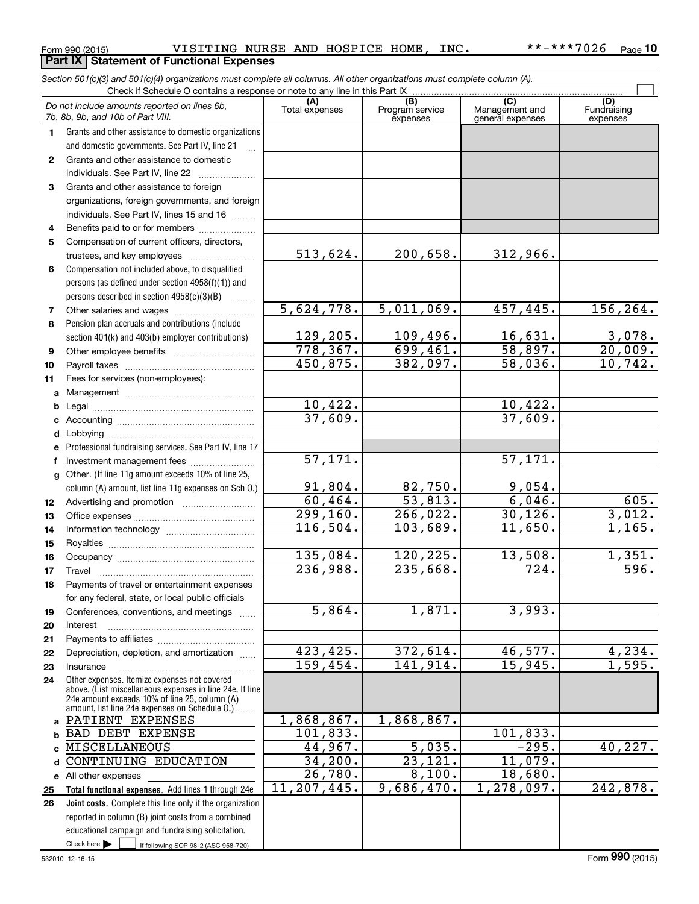Form 990 (2015) VISITING NURSE AND HOSPICE HOME, INC. **-***7026 Page 10

**Part IX Statement of Functional Expenses**

*Section 501(c)(3) and 501(c)(4) organizations must complete all columns. All other organizations must complete column (A).*

Check if Schedule O contains a response or note to any line in this Part IX

| | *Do not include amounts reported on lines 6b, 7b, 8b, 9b, and 10b of Part VIII.* | (A) Total expenses | (B) Program service expenses | (C) Management and general expenses | (D) Fundraising expenses |
|---|---|---|---|---|---|
| 1 | Grants and other assistance to domestic organizations and domestic governments. See Part IV, line 21 | | | | |
| 2 | Grants and other assistance to domestic individuals. See Part IV, line 22 | | | | |
| 3 | Grants and other assistance to foreign organizations, foreign governments, and foreign individuals. See Part IV, lines 15 and 16 | | | | |
| 4 | Benefits paid to or for members | | | | |
| 5 | Compensation of current officers, directors, trustees, and key employees | 513,624. | 200,658. | 312,966. | |
| 6 | Compensation not included above, to disqualified persons (as defined under section 4958(f)(1)) and persons described in section 4958(c)(3)(B) | | | | |
| 7 | Other salaries and wages | 5,624,778. | 5,011,069. | 457,445. | 156,264. |
| 8 | Pension plan accruals and contributions (include section 401(k) and 403(b) employer contributions) | 129,205. | 109,496. | 16,631. | 3,078. |
| 9 | Other employee benefits | 778,367. | 699,461. | 58,897. | 20,009. |
| 10 | Payroll taxes | 450,875. | 382,097. | 58,036. | 10,742. |
| 11 | Fees for services (non-employees): | | | | |
| a | Management | | | | |
| b | Legal | 10,422. | | 10,422. | |
| c | Accounting | 37,609. | | 37,609. | |
| d | Lobbying | | | | |
| e | Professional fundraising services. See Part IV, line 17 | | | | |
| f | Investment management fees | 57,171. | | 57,171. | |
| g | Other. (If line 11g amount exceeds 10% of line 25, column (A) amount, list line 11g expenses on Sch O.) | 91,804. | 82,750. | 9,054. | |
| 12 | Advertising and promotion | 60,464. | 53,813. | 6,046. | 605. |
| 13 | Office expenses | 299,160. | 266,022. | 30,126. | 3,012. |
| 14 | Information technology | 116,504. | 103,689. | 11,650. | 1,165. |
| 15 | Royalties | | | | |
| 16 | Occupancy | 135,084. | 120,225. | 13,508. | 1,351. |
| 17 | Travel | 236,988. | 235,668. | 724. | 596. |
| 18 | Payments of travel or entertainment expenses for any federal, state, or local public officials | | | | |
| 19 | Conferences, conventions, and meetings | 5,864. | 1,871. | 3,993. | |
| 20 | Interest | | | | |
| 21 | Payments to affiliates | | | | |
| 22 | Depreciation, depletion, and amortization | 423,425. | 372,614. | 46,577. | 4,234. |
| 23 | Insurance | 159,454. | 141,914. | 15,945. | 1,595. |
| 24 | Other expenses. Itemize expenses not covered above. (List miscellaneous expenses in line 24e. If line 24e amount exceeds 10% of line 25, column (A) amount, list line 24e expenses on Schedule O.) | | | | |
| a | PATIENT EXPENSES | 1,868,867. | 1,868,867. | | |
| b | BAD DEBT EXPENSE | 101,833. | | 101,833. | |
| c | MISCELLANEOUS | 44,967. | 5,035. | -295. | 40,227. |
| d | CONTINUING EDUCATION | 34,200. | 23,121. | 11,079. | |
| e | All other expenses | 26,780. | 8,100. | 18,680. | |
| 25 | **Total functional expenses.** Add lines 1 through 24e | 11,207,445. | 9,686,470. | 1,278,097. | 242,878. |
| 26 | **Joint costs.** Complete this line only if the organization reported in column (B) joint costs from a combined educational campaign and fundraising solicitation. Check here ☐ if following SOP 98-2 (ASC 958-720) | | | | |

532010 12-16-15 Form **990** (2015)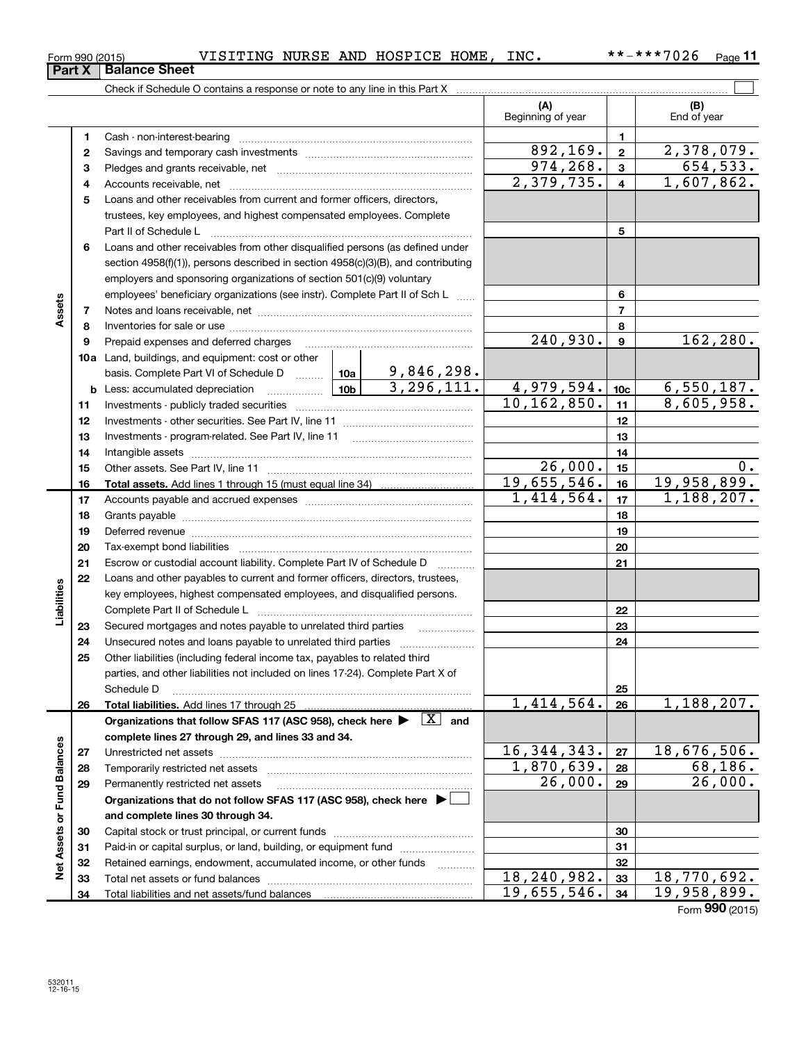Form 990 (2015) VISITING NURSE AND HOSPICE HOME, INC. **-***7026

## Part X Balance Sheet

Check if Schedule O contains a response or note to any line in this Part X

| | | | | (A) Beginning of year | | (B) End of year |
|---|---|---|---|---|---|---|
| Assets | 1 | Cash - non-interest-bearing | | | 1 | |
| | 2 | Savings and temporary cash investments | | 892,169. | 2 | 2,378,079. |
| | 3 | Pledges and grants receivable, net | | 974,268. | 3 | 654,533. |
| | 4 | Accounts receivable, net | | 2,379,735. | 4 | 1,607,862. |
| | 5 | Loans and other receivables from current and former officers, directors, trustees, key employees, and highest compensated employees. Complete Part II of Schedule L | | | 5 | |
| | 6 | Loans and other receivables from other disqualified persons (as defined under section 4958(f)(1)), persons described in section 4958(c)(3)(B), and contributing employers and sponsoring organizations of section 501(c)(9) voluntary employees' beneficiary organizations (see instr). Complete Part II of Sch L | | | 6 | |
| | 7 | Notes and loans receivable, net | | | 7 | |
| | 8 | Inventories for sale or use | | | 8 | |
| | 9 | Prepaid expenses and deferred charges | | 240,930. | 9 | 162,280. |
| | 10a | Land, buildings, and equipment: cost or other basis. Complete Part VI of Schedule D | 10a 9,846,298. | | | |
| | b | Less: accumulated depreciation | 10b 3,296,111. | 4,979,594. | 10c | 6,550,187. |
| | 11 | Investments - publicly traded securities | | 10,162,850. | 11 | 8,605,958. |
| | 12 | Investments - other securities. See Part IV, line 11 | | | 12 | |
| | 13 | Investments - program-related. See Part IV, line 11 | | | 13 | |
| | 14 | Intangible assets | | | 14 | |
| | 15 | Other assets. See Part IV, line 11 | | 26,000. | 15 | 0. |
| | 16 | **Total assets.** Add lines 1 through 15 (must equal line 34) | | 19,655,546. | 16 | 19,958,899. |
| Liabilities | 17 | Accounts payable and accrued expenses | | 1,414,564. | 17 | 1,188,207. |
| | 18 | Grants payable | | | 18 | |
| | 19 | Deferred revenue | | | 19 | |
| | 20 | Tax-exempt bond liabilities | | | 20 | |
| | 21 | Escrow or custodial account liability. Complete Part IV of Schedule D | | | 21 | |
| | 22 | Loans and other payables to current and former officers, directors, trustees, key employees, highest compensated employees, and disqualified persons. Complete Part II of Schedule L | | | 22 | |
| | 23 | Secured mortgages and notes payable to unrelated third parties | | | 23 | |
| | 24 | Unsecured notes and loans payable to unrelated third parties | | | 24 | |
| | 25 | Other liabilities (including federal income tax, payables to related third parties, and other liabilities not included on lines 17-24). Complete Part X of Schedule D | | | 25 | |
| | 26 | **Total liabilities.** Add lines 17 through 25 | | 1,414,564. | 26 | 1,188,207. |
| Net Assets or Fund Balances | | **Organizations that follow SFAS 117 (ASC 958), check here ▶ [X] and complete lines 27 through 29, and lines 33 and 34.** | | | | |
| | 27 | Unrestricted net assets | | 16,344,343. | 27 | 18,676,506. |
| | 28 | Temporarily restricted net assets | | 1,870,639. | 28 | 68,186. |
| | 29 | Permanently restricted net assets | | 26,000. | 29 | 26,000. |
| | | **Organizations that do not follow SFAS 117 (ASC 958), check here ▶ [ ] and complete lines 30 through 34.** | | | | |
| | 30 | Capital stock or trust principal, or current funds | | | 30 | |
| | 31 | Paid-in or capital surplus, or land, building, or equipment fund | | | 31 | |
| | 32 | Retained earnings, endowment, accumulated income, or other funds | | | 32 | |
| | 33 | Total net assets or fund balances | | 18,240,982. | 33 | 18,770,692. |
| | 34 | Total liabilities and net assets/fund balances | | 19,655,546. | 34 | 19,958,899. |

Form **990** (2015)

532011 12-16-15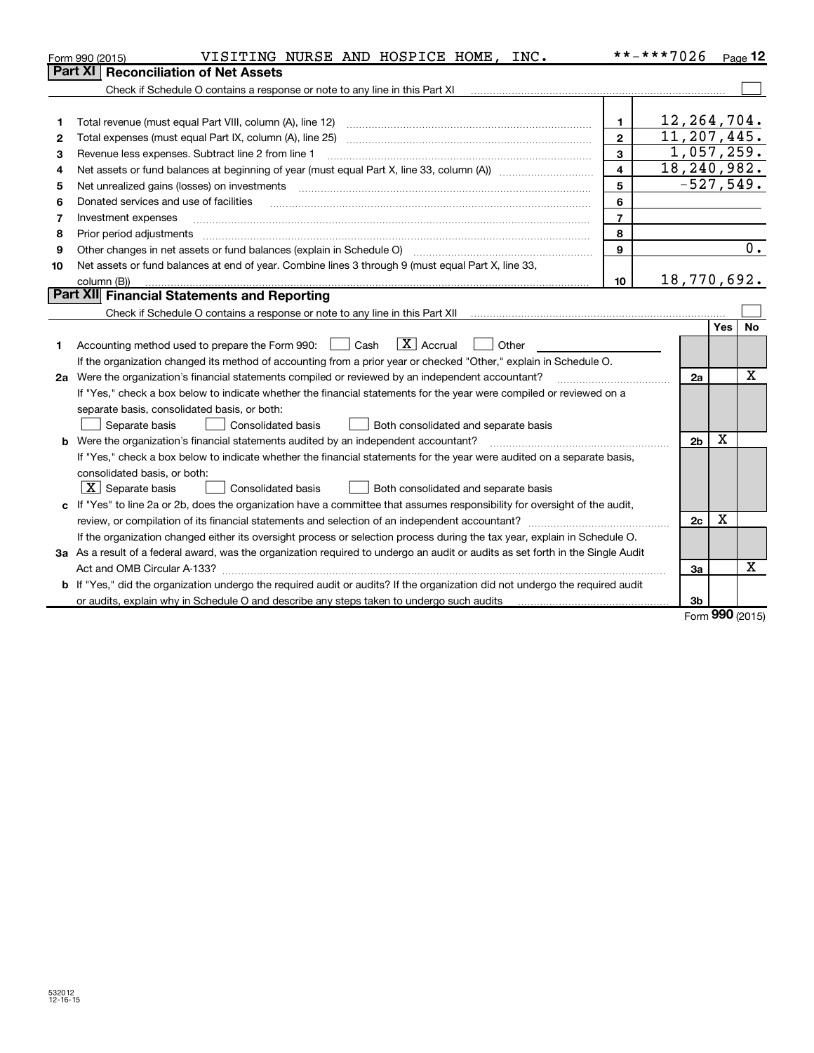Form 990 (2015) VISITING NURSE AND HOSPICE HOME, INC. **-***7026

## Part XI Reconciliation of Net Assets

Check if Schedule O contains a response or note to any line in this Part XI

| | | | |
|---|---|---|---|
| 1 | Total revenue (must equal Part VIII, column (A), line 12) | 1 | 12,264,704. |
| 2 | Total expenses (must equal Part IX, column (A), line 25) | 2 | 11,207,445. |
| 3 | Revenue less expenses. Subtract line 2 from line 1 | 3 | 1,057,259. |
| 4 | Net assets or fund balances at beginning of year (must equal Part X, line 33, column (A)) | 4 | 18,240,982. |
| 5 | Net unrealized gains (losses) on investments | 5 | -527,549. |
| 6 | Donated services and use of facilities | 6 | |
| 7 | Investment expenses | 7 | |
| 8 | Prior period adjustments | 8 | |
| 9 | Other changes in net assets or fund balances (explain in Schedule O) | 9 | 0. |
| 10 | Net assets or fund balances at end of year. Combine lines 3 through 9 (must equal Part X, line 33, column (B)) | 10 | 18,770,692. |

## Part XII Financial Statements and Reporting

Check if Schedule O contains a response or note to any line in this Part XII

| | | | Yes | No |
|---|---|---|---|---|
| 1 | Accounting method used to prepare the Form 990: ☐ Cash ☒ Accrual ☐ Other<br>If the organization changed its method of accounting from a prior year or checked "Other," explain in Schedule O. | | | |
| 2a | Were the organization's financial statements compiled or reviewed by an independent accountant?<br>If "Yes," check a box below to indicate whether the financial statements for the year were compiled or reviewed on a separate basis, consolidated basis, or both:<br>☐ Separate basis ☐ Consolidated basis ☐ Both consolidated and separate basis | 2a | | X |
| b | Were the organization's financial statements audited by an independent accountant?<br>If "Yes," check a box below to indicate whether the financial statements for the year were audited on a separate basis, consolidated basis, or both:<br>☒ Separate basis ☐ Consolidated basis ☐ Both consolidated and separate basis | 2b | X | |
| c | If "Yes" to line 2a or 2b, does the organization have a committee that assumes responsibility for oversight of the audit, review, or compilation of its financial statements and selection of an independent accountant?<br>If the organization changed either its oversight process or selection process during the tax year, explain in Schedule O. | 2c | X | |
| 3a | As a result of a federal award, was the organization required to undergo an audit or audits as set forth in the Single Audit Act and OMB Circular A-133? | 3a | | X |
| b | If "Yes," did the organization undergo the required audit or audits? If the organization did not undergo the required audit or audits, explain why in Schedule O and describe any steps taken to undergo such audits | 3b | | |

Form **990** (2015)

532012 12-16-15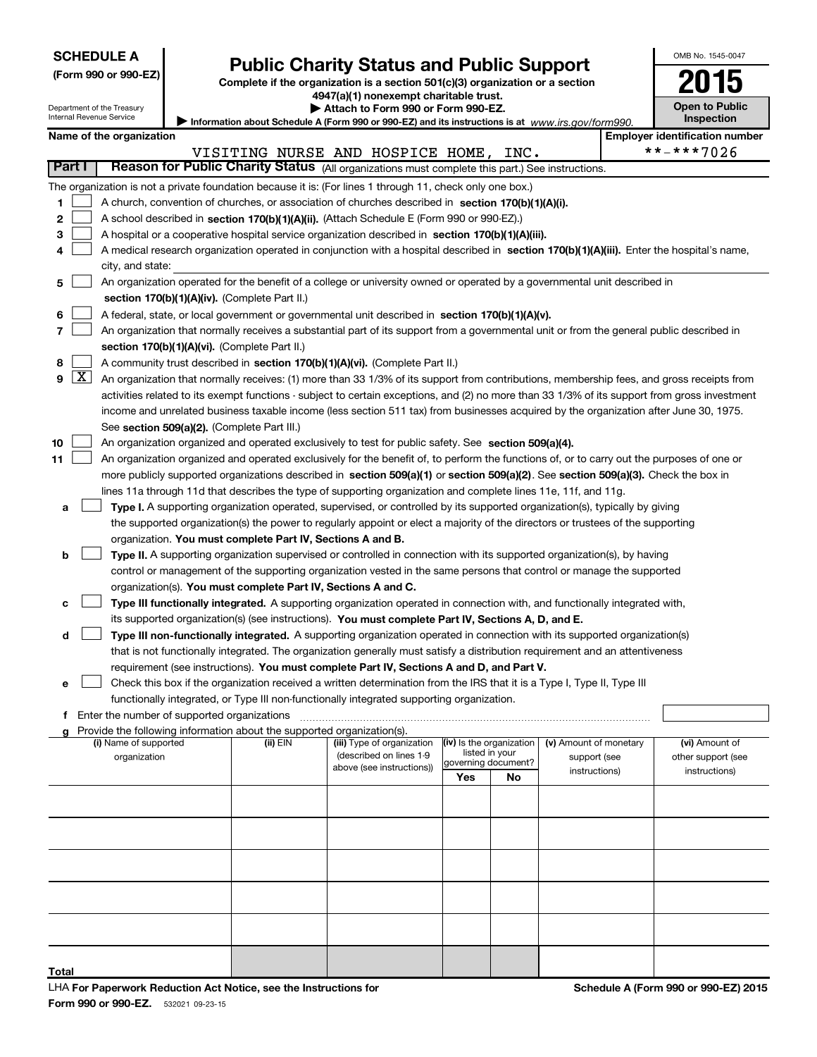**SCHEDULE A**
**(Form 990 or 990-EZ)**

Department of the Treasury
Internal Revenue Service

# Public Charity Status and Public Support

**Complete if the organization is a section 501(c)(3) organization or a section 4947(a)(1) nonexempt charitable trust.**
**▶ Attach to Form 990 or Form 990-EZ.**
**▶ Information about Schedule A (Form 990 or 990-EZ) and its instructions is at** *www.irs.gov/form990.*

OMB No. 1545-0047
**2015**
**Open to Public Inspection**

**Name of the organization:** VISITING NURSE AND HOSPICE HOME, INC.
**Employer identification number:** **-***7026

## Part I Reason for Public Charity Status (All organizations must complete this part.) See instructions.

The organization is not a private foundation because it is: (For lines 1 through 11, check only one box.)

1. ☐ A church, convention of churches, or association of churches described in **section 170(b)(1)(A)(i).**
2. ☐ A school described in **section 170(b)(1)(A)(ii).** (Attach Schedule E (Form 990 or 990-EZ).)
3. ☐ A hospital or a cooperative hospital service organization described in **section 170(b)(1)(A)(iii).**
4. ☐ A medical research organization operated in conjunction with a hospital described in **section 170(b)(1)(A)(iii).** Enter the hospital's name, city, and state:
5. ☐ An organization operated for the benefit of a college or university owned or operated by a governmental unit described in **section 170(b)(1)(A)(iv).** (Complete Part II.)
6. ☐ A federal, state, or local government or governmental unit described in **section 170(b)(1)(A)(v).**
7. ☐ An organization that normally receives a substantial part of its support from a governmental unit or from the general public described in **section 170(b)(1)(A)(vi).** (Complete Part II.)
8. ☐ A community trust described in **section 170(b)(1)(A)(vi).** (Complete Part II.)
9. ☒ An organization that normally receives: (1) more than 33 1/3% of its support from contributions, membership fees, and gross receipts from activities related to its exempt functions - subject to certain exceptions, and (2) no more than 33 1/3% of its support from gross investment income and unrelated business taxable income (less section 511 tax) from businesses acquired by the organization after June 30, 1975. See **section 509(a)(2).** (Complete Part III.)
10. ☐ An organization organized and operated exclusively to test for public safety. See **section 509(a)(4).**
11. ☐ An organization organized and operated exclusively for the benefit of, to perform the functions of, or to carry out the purposes of one or more publicly supported organizations described in **section 509(a)(1)** or **section 509(a)(2).** See **section 509(a)(3).** Check the box in lines 11a through 11d that describes the type of supporting organization and complete lines 11e, 11f, and 11g.
   - **a** ☐ **Type I.** A supporting organization operated, supervised, or controlled by its supported organization(s), typically by giving the supported organization(s) the power to regularly appoint or elect a majority of the directors or trustees of the supporting organization. **You must complete Part IV, Sections A and B.**
   - **b** ☐ **Type II.** A supporting organization supervised or controlled in connection with its supported organization(s), by having control or management of the supporting organization vested in the same persons that control or manage the supported organization(s). **You must complete Part IV, Sections A and C.**
   - **c** ☐ **Type III functionally integrated.** A supporting organization operated in connection with, and functionally integrated with, its supported organization(s) (see instructions). **You must complete Part IV, Sections A, D, and E.**
   - **d** ☐ **Type III non-functionally integrated.** A supporting organization operated in connection with its supported organization(s) that is not functionally integrated. The organization generally must satisfy a distribution requirement and an attentiveness requirement (see instructions). **You must complete Part IV, Sections A and D, and Part V.**
   - **e** ☐ Check this box if the organization received a written determination from the IRS that it is a Type I, Type II, Type III functionally integrated, or Type III non-functionally integrated supporting organization.
   - **f** Enter the number of supported organizations
   - **g** Provide the following information about the supported organization(s).

| (i) Name of supported organization | (ii) EIN | (iii) Type of organization (described on lines 1-9 above (see instructions)) | (iv) Is the organization listed in your governing document? Yes | No | (v) Amount of monetary support (see instructions) | (vi) Amount of other support (see instructions) |
|---|---|---|---|---|---|---|
| | | | | | | |
| | | | | | | |
| | | | | | | |
| | | | | | | |
| | | | | | | |
| **Total** | | | | | | |

LHA **For Paperwork Reduction Act Notice, see the Instructions for Form 990 or 990-EZ.** 532021 09-23-15

**Schedule A (Form 990 or 990-EZ) 2015**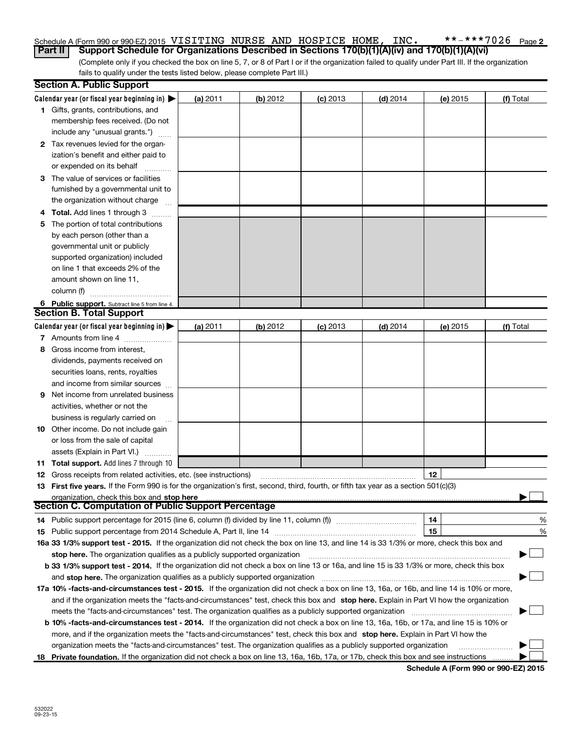Schedule A (Form 990 or 990-EZ) 2015 VISITING NURSE AND HOSPICE HOME, INC. **-***7026 Page 2

**Part II** **Support Schedule for Organizations Described in Sections 170(b)(1)(A)(iv) and 170(b)(1)(A)(vi)**

(Complete only if you checked the box on line 5, 7, or 8 of Part I or if the organization failed to qualify under Part III. If the organization fails to qualify under the tests listed below, please complete Part III.)

## Section A. Public Support

| Calendar year (or fiscal year beginning in) ▶ | (a) 2011 | (b) 2012 | (c) 2013 | (d) 2014 | (e) 2015 | (f) Total |
|---|---|---|---|---|---|---|
| **1** Gifts, grants, contributions, and membership fees received. (Do not include any "unusual grants.") | | | | | | |
| **2** Tax revenues levied for the organization's benefit and either paid to or expended on its behalf | | | | | | |
| **3** The value of services or facilities furnished by a governmental unit to the organization without charge | | | | | | |
| **4 Total.** Add lines 1 through 3 | | | | | | |
| **5** The portion of total contributions by each person (other than a governmental unit or publicly supported organization) included on line 1 that exceeds 2% of the amount shown on line 11, column (f) | | | | | | |
| **6 Public support.** Subtract line 5 from line 4. | | | | | | |

## Section B. Total Support

| Calendar year (or fiscal year beginning in) ▶ | (a) 2011 | (b) 2012 | (c) 2013 | (d) 2014 | (e) 2015 | (f) Total |
|---|---|---|---|---|---|---|
| **7** Amounts from line 4 | | | | | | |
| **8** Gross income from interest, dividends, payments received on securities loans, rents, royalties and income from similar sources | | | | | | |
| **9** Net income from unrelated business activities, whether or not the business is regularly carried on | | | | | | |
| **10** Other income. Do not include gain or loss from the sale of capital assets (Explain in Part VI.) | | | | | | |
| **11 Total support.** Add lines 7 through 10 | | | | | | |

**12** Gross receipts from related activities, etc. (see instructions) | **12** |

**13 First five years.** If the Form 990 is for the organization's first, second, third, fourth, or fifth tax year as a section 501(c)(3) organization, check this box and **stop here** ▶ ☐

## Section C. Computation of Public Support Percentage

**14** Public support percentage for 2015 (line 6, column (f) divided by line 11, column (f)) | **14** | %

**15** Public support percentage from 2014 Schedule A, Part II, line 14 | **15** | %

**16a 33 1/3% support test - 2015.** If the organization did not check the box on line 13, and line 14 is 33 1/3% or more, check this box and **stop here.** The organization qualifies as a publicly supported organization ▶ ☐

**b 33 1/3% support test - 2014.** If the organization did not check a box on line 13 or 16a, and line 15 is 33 1/3% or more, check this box and **stop here.** The organization qualifies as a publicly supported organization ▶ ☐

**17a 10% -facts-and-circumstances test - 2015.** If the organization did not check a box on line 13, 16a, or 16b, and line 14 is 10% or more, and if the organization meets the "facts-and-circumstances" test, check this box and **stop here.** Explain in Part VI how the organization meets the "facts-and-circumstances" test. The organization qualifies as a publicly supported organization ▶ ☐

**b 10% -facts-and-circumstances test - 2014.** If the organization did not check a box on line 13, 16a, 16b, or 17a, and line 15 is 10% or more, and if the organization meets the "facts-and-circumstances" test, check this box and **stop here.** Explain in Part VI how the organization meets the "facts-and-circumstances" test. The organization qualifies as a publicly supported organization ▶ ☐

**18 Private foundation.** If the organization did not check a box on line 13, 16a, 16b, 17a, or 17b, check this box and see instructions ▶ ☐

**Schedule A (Form 990 or 990-EZ) 2015**

532022
09-23-15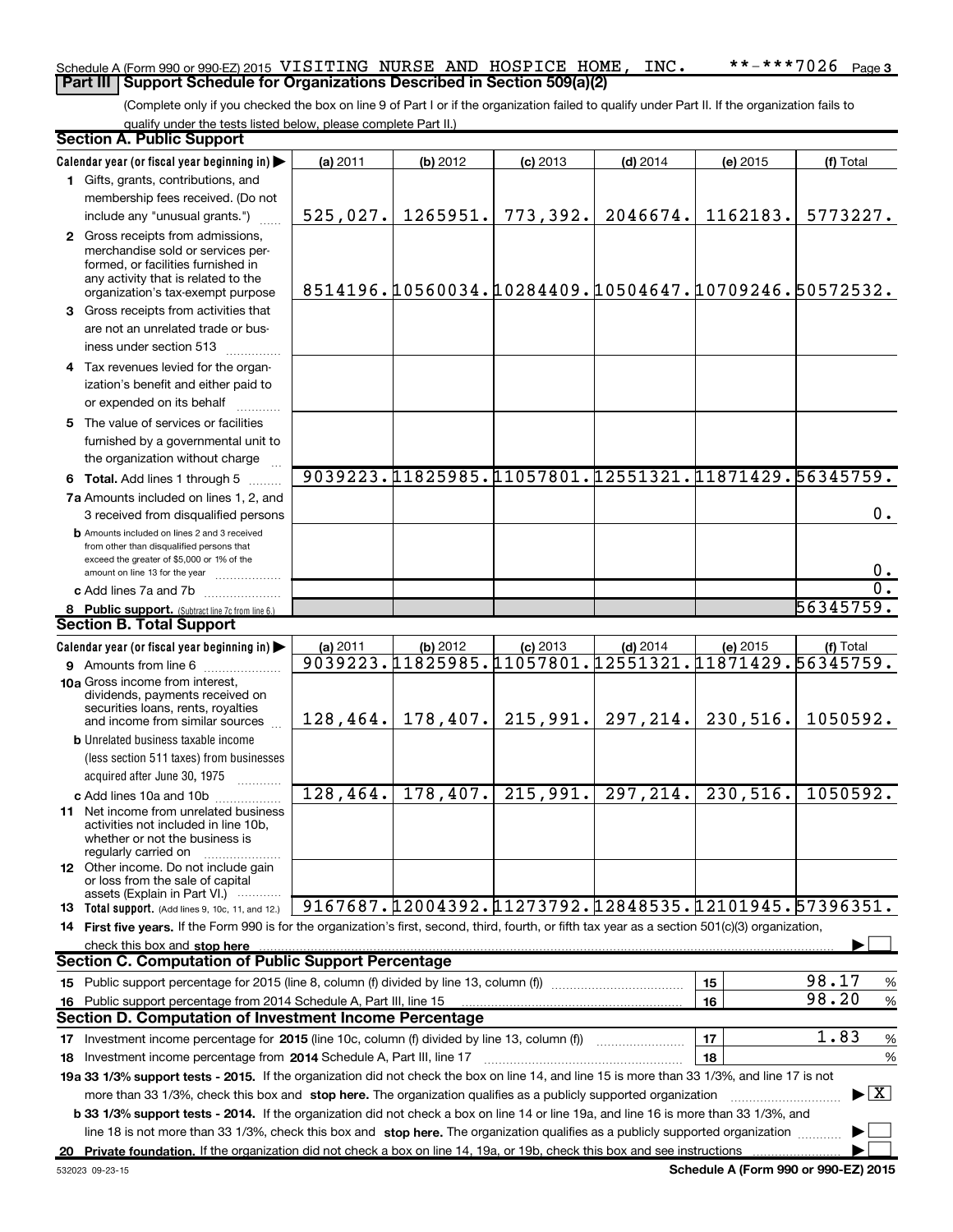Schedule A (Form 990 or 990-EZ) 2015 VISITING NURSE AND HOSPICE HOME, INC. **-***7026 Page 3

## Part III Support Schedule for Organizations Described in Section 509(a)(2)

(Complete only if you checked the box on line 9 of Part I or if the organization failed to qualify under Part II. If the organization fails to qualify under the tests listed below, please complete Part II.)

### Section A. Public Support

| Calendar year (or fiscal year beginning in) | (a) 2011 | (b) 2012 | (c) 2013 | (d) 2014 | (e) 2015 | (f) Total |
|---|---|---|---|---|---|---|
| 1 Gifts, grants, contributions, and membership fees received. (Do not include any "unusual grants.") | 525,027. | 1265951. | 773,392. | 2046674. | 1162183. | 5773227. |
| 2 Gross receipts from admissions, merchandise sold or services performed, or facilities furnished in any activity that is related to the organization's tax-exempt purpose | 8514196. | 10560034. | 10284409. | 10504647. | 10709246. | 50572532. |
| 3 Gross receipts from activities that are not an unrelated trade or business under section 513 | | | | | | |
| 4 Tax revenues levied for the organization's benefit and either paid to or expended on its behalf | | | | | | |
| 5 The value of services or facilities furnished by a governmental unit to the organization without charge | | | | | | |
| 6 **Total.** Add lines 1 through 5 | 9039223. | 11825985. | 11057801. | 12551321. | 11871429. | 56345759. |
| 7a Amounts included on lines 1, 2, and 3 received from disqualified persons | | | | | | 0. |
| b Amounts included on lines 2 and 3 received from other than disqualified persons that exceed the greater of $5,000 or 1% of the amount on line 13 for the year | | | | | | 0. |
| c Add lines 7a and 7b | | | | | | 0. |
| 8 **Public support.** (Subtract line 7c from line 6.) | | | | | | 56345759. |

### Section B. Total Support

| Calendar year (or fiscal year beginning in) | (a) 2011 | (b) 2012 | (c) 2013 | (d) 2014 | (e) 2015 | (f) Total |
|---|---|---|---|---|---|---|
| 9 Amounts from line 6 | 9039223. | 11825985. | 11057801. | 12551321. | 11871429. | 56345759. |
| 10a Gross income from interest, dividends, payments received on securities loans, rents, royalties and income from similar sources | 128,464. | 178,407. | 215,991. | 297,214. | 230,516. | 1050592. |
| b Unrelated business taxable income (less section 511 taxes) from businesses acquired after June 30, 1975 | | | | | | |
| c Add lines 10a and 10b | 128,464. | 178,407. | 215,991. | 297,214. | 230,516. | 1050592. |
| 11 Net income from unrelated business activities not included in line 10b, whether or not the business is regularly carried on | | | | | | |
| 12 Other income. Do not include gain or loss from the sale of capital assets (Explain in Part VI.) | | | | | | |
| 13 **Total support.** (Add lines 9, 10c, 11, and 12.) | 9167687. | 12004392. | 11273792. | 12848535. | 12101945. | 57396351. |

14 **First five years.** If the Form 990 is for the organization's first, second, third, fourth, or fifth tax year as a section 501(c)(3) organization, check this box and **stop here** ☐

### Section C. Computation of Public Support Percentage

| | | | |
|---|---|---|---|
| 15 Public support percentage for 2015 (line 8, column (f) divided by line 13, column (f)) | 15 | 98.17 | % |
| 16 Public support percentage from 2014 Schedule A, Part III, line 15 | 16 | 98.20 | % |

### Section D. Computation of Investment Income Percentage

| | | | |
|---|---|---|---|
| 17 Investment income percentage for **2015** (line 10c, column (f) divided by line 13, column (f)) | 17 | 1.83 | % |
| 18 Investment income percentage from **2014** Schedule A, Part III, line 17 | 18 | | % |

**19a 33 1/3% support tests - 2015.** If the organization did not check the box on line 14, and line 15 is more than 33 1/3%, and line 17 is not more than 33 1/3%, check this box and **stop here.** The organization qualifies as a publicly supported organization ☒

**b 33 1/3% support tests - 2014.** If the organization did not check a box on line 14 or line 19a, and line 16 is more than 33 1/3%, and line 18 is not more than 33 1/3%, check this box and **stop here.** The organization qualifies as a publicly supported organization ☐

**20 Private foundation.** If the organization did not check a box on line 14, 19a, or 19b, check this box and see instructions ☐

532023 09-23-15 **Schedule A (Form 990 or 990-EZ) 2015**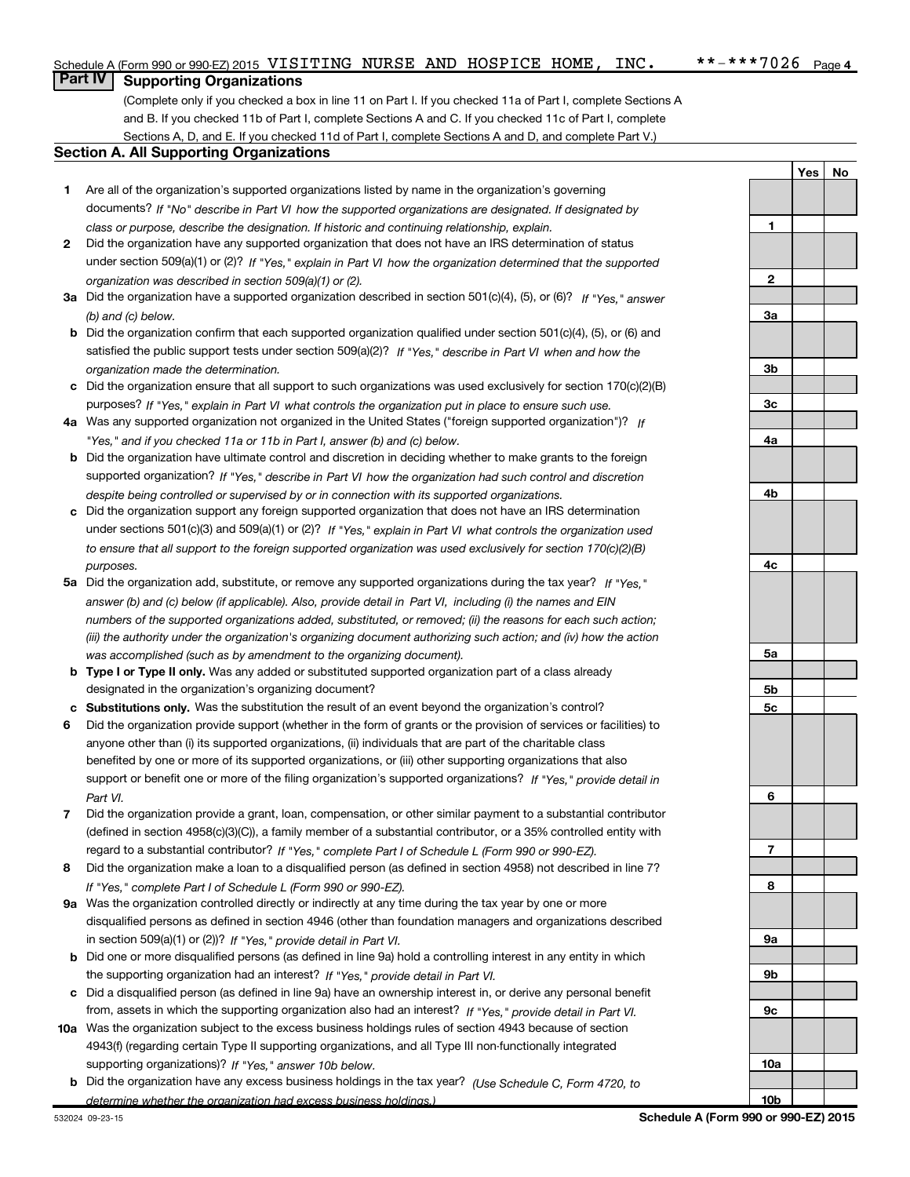Schedule A (Form 990 or 990-EZ) 2015 VISITING NURSE AND HOSPICE HOME, INC. **-***7026 Page 4

## Part IV Supporting Organizations

(Complete only if you checked a box in line 11 on Part I. If you checked 11a of Part I, complete Sections A and B. If you checked 11b of Part I, complete Sections A and C. If you checked 11c of Part I, complete Sections A, D, and E. If you checked 11d of Part I, complete Sections A and D, and complete Part V.)

### Section A. All Supporting Organizations

| | | | Yes | No |
|---|---|---|---|---|
| **1** | Are all of the organization's supported organizations listed by name in the organization's governing documents? *If "No" describe in Part VI how the supported organizations are designated. If designated by class or purpose, describe the designation. If historic and continuing relationship, explain.* | **1** | | |
| **2** | Did the organization have any supported organization that does not have an IRS determination of status under section 509(a)(1) or (2)? *If "Yes," explain in Part VI how the organization determined that the supported organization was described in section 509(a)(1) or (2).* | **2** | | |
| **3a** | Did the organization have a supported organization described in section 501(c)(4), (5), or (6)? *If "Yes," answer (b) and (c) below.* | **3a** | | |
| **b** | Did the organization confirm that each supported organization qualified under section 501(c)(4), (5), or (6) and satisfied the public support tests under section 509(a)(2)? *If "Yes," describe in Part VI when and how the organization made the determination.* | **3b** | | |
| **c** | Did the organization ensure that all support to such organizations was used exclusively for section 170(c)(2)(B) purposes? *If "Yes," explain in Part VI what controls the organization put in place to ensure such use.* | **3c** | | |
| **4a** | Was any supported organization not organized in the United States ("foreign supported organization")? *If "Yes," and if you checked 11a or 11b in Part I, answer (b) and (c) below.* | **4a** | | |
| **b** | Did the organization have ultimate control and discretion in deciding whether to make grants to the foreign supported organization? *If "Yes," describe in Part VI how the organization had such control and discretion despite being controlled or supervised by or in connection with its supported organizations.* | **4b** | | |
| **c** | Did the organization support any foreign supported organization that does not have an IRS determination under sections 501(c)(3) and 509(a)(1) or (2)? *If "Yes," explain in Part VI what controls the organization used to ensure that all support to the foreign supported organization was used exclusively for section 170(c)(2)(B) purposes.* | **4c** | | |
| **5a** | Did the organization add, substitute, or remove any supported organizations during the tax year? *If "Yes," answer (b) and (c) below (if applicable). Also, provide detail in Part VI, including (i) the names and EIN numbers of the supported organizations added, substituted, or removed; (ii) the reasons for each such action; (iii) the authority under the organization's organizing document authorizing such action; and (iv) how the action was accomplished (such as by amendment to the organizing document).* | **5a** | | |
| **b** | **Type I or Type II only.** Was any added or substituted supported organization part of a class already designated in the organization's organizing document? | **5b** | | |
| **c** | **Substitutions only.** Was the substitution the result of an event beyond the organization's control? | **5c** | | |
| **6** | Did the organization provide support (whether in the form of grants or the provision of services or facilities) to anyone other than (i) its supported organizations, (ii) individuals that are part of the charitable class benefited by one or more of its supported organizations, or (iii) other supporting organizations that also support or benefit one or more of the filing organization's supported organizations? *If "Yes," provide detail in Part VI.* | **6** | | |
| **7** | Did the organization provide a grant, loan, compensation, or other similar payment to a substantial contributor (defined in section 4958(c)(3)(C)), a family member of a substantial contributor, or a 35% controlled entity with regard to a substantial contributor? *If "Yes," complete Part I of Schedule L (Form 990 or 990-EZ).* | **7** | | |
| **8** | Did the organization make a loan to a disqualified person (as defined in section 4958) not described in line 7? *If "Yes," complete Part I of Schedule L (Form 990 or 990-EZ).* | **8** | | |
| **9a** | Was the organization controlled directly or indirectly at any time during the tax year by one or more disqualified persons as defined in section 4946 (other than foundation managers and organizations described in section 509(a)(1) or (2))? *If "Yes," provide detail in Part VI.* | **9a** | | |
| **b** | Did one or more disqualified persons (as defined in line 9a) hold a controlling interest in any entity in which the supporting organization had an interest? *If "Yes," provide detail in Part VI.* | **9b** | | |
| **c** | Did a disqualified person (as defined in line 9a) have an ownership interest in, or derive any personal benefit from, assets in which the supporting organization also had an interest? *If "Yes," provide detail in Part VI.* | **9c** | | |
| **10a** | Was the organization subject to the excess business holdings rules of section 4943 because of section 4943(f) (regarding certain Type II supporting organizations, and all Type III non-functionally integrated supporting organizations)? *If "Yes," answer 10b below.* | **10a** | | |
| **b** | Did the organization have any excess business holdings in the tax year? *(Use Schedule C, Form 4720, to determine whether the organization had excess business holdings.)* | **10b** | | |

532024 09-23-15 **Schedule A (Form 990 or 990-EZ) 2015**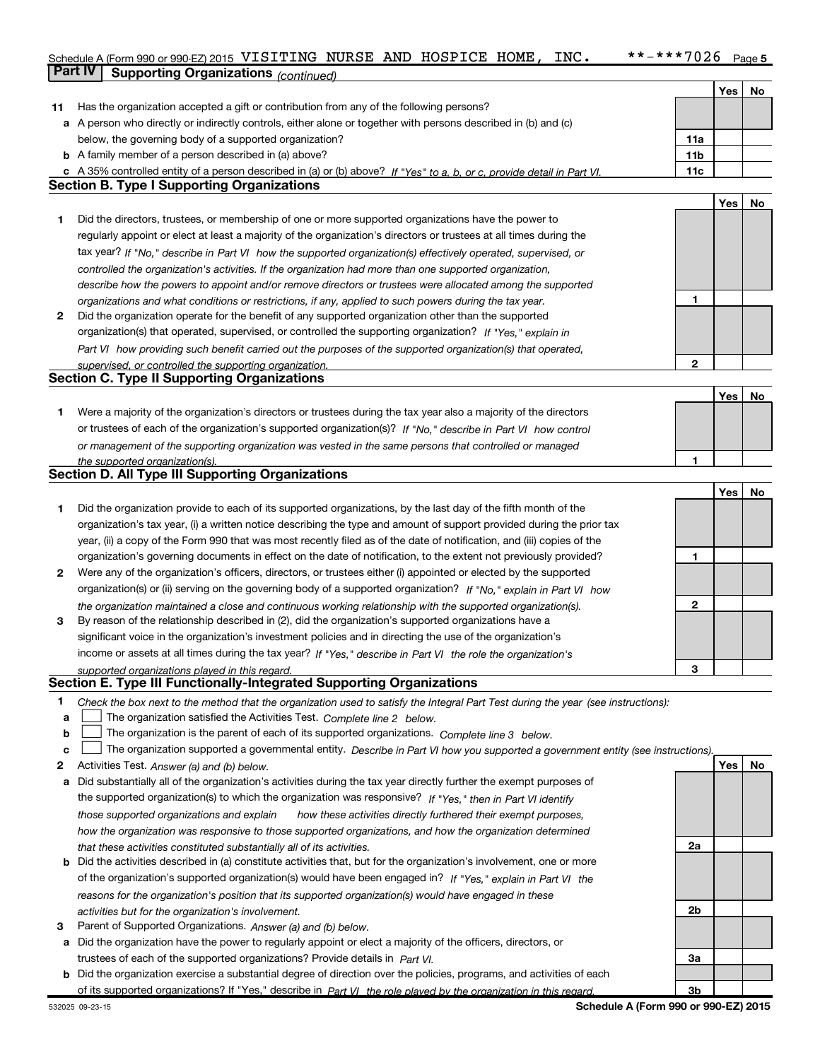Schedule A (Form 990 or 990-EZ) 2015 VISITING NURSE AND HOSPICE HOME, INC. **-***7026 Page 5

## Part IV Supporting Organizations *(continued)*

| | | | Yes | No |
|---|---|---|---|---|
| **11** | Has the organization accepted a gift or contribution from any of the following persons? | | | |
| **a** | A person who directly or indirectly controls, either alone or together with persons described in (b) and (c) below, the governing body of a supported organization? | **11a** | | |
| **b** | A family member of a person described in (a) above? | **11b** | | |
| **c** | A 35% controlled entity of a person described in (a) or (b) above? *If "Yes" to a, b, or c, provide detail in Part VI.* | **11c** | | |

### Section B. Type I Supporting Organizations

| | | | Yes | No |
|---|---|---|---|---|
| **1** | Did the directors, trustees, or membership of one or more supported organizations have the power to regularly appoint or elect at least a majority of the organization's directors or trustees at all times during the tax year? *If "No," describe in Part VI how the supported organization(s) effectively operated, supervised, or controlled the organization's activities. If the organization had more than one supported organization, describe how the powers to appoint and/or remove directors or trustees were allocated among the supported organizations and what conditions or restrictions, if any, applied to such powers during the tax year.* | **1** | | |
| **2** | Did the organization operate for the benefit of any supported organization other than the supported organization(s) that operated, supervised, or controlled the supporting organization? *If "Yes," explain in Part VI how providing such benefit carried out the purposes of the supported organization(s) that operated, supervised, or controlled the supporting organization.* | **2** | | |

### Section C. Type II Supporting Organizations

| | | | Yes | No |
|---|---|---|---|---|
| **1** | Were a majority of the organization's directors or trustees during the tax year also a majority of the directors or trustees of each of the organization's supported organization(s)? *If "No," describe in Part VI how control or management of the supporting organization was vested in the same persons that controlled or managed the supported organization(s).* | **1** | | |

### Section D. All Type III Supporting Organizations

| | | | Yes | No |
|---|---|---|---|---|
| **1** | Did the organization provide to each of its supported organizations, by the last day of the fifth month of the organization's tax year, (i) a written notice describing the type and amount of support provided during the prior tax year, (ii) a copy of the Form 990 that was most recently filed as of the date of notification, and (iii) copies of the organization's governing documents in effect on the date of notification, to the extent not previously provided? | **1** | | |
| **2** | Were any of the organization's officers, directors, or trustees either (i) appointed or elected by the supported organization(s) or (ii) serving on the governing body of a supported organization? *If "No," explain in Part VI how the organization maintained a close and continuous working relationship with the supported organization(s).* | **2** | | |
| **3** | By reason of the relationship described in (2), did the organization's supported organizations have a significant voice in the organization's investment policies and in directing the use of the organization's income or assets at all times during the tax year? *If "Yes," describe in Part VI the role the organization's supported organizations played in this regard.* | **3** | | |

### Section E. Type III Functionally-Integrated Supporting Organizations

**1** *Check the box next to the method that the organization used to satisfy the Integral Part Test during the year (see instructions):*

- **a** ☐ The organization satisfied the Activities Test. *Complete line 2 below.*
- **b** ☐ The organization is the parent of each of its supported organizations. *Complete line 3 below.*
- **c** ☐ The organization supported a governmental entity. *Describe in Part VI how you supported a government entity (see instructions).*

| | | | Yes | No |
|---|---|---|---|---|
| **2** | Activities Test. *Answer (a) and (b) below.* | | | |
| **a** | Did substantially all of the organization's activities during the tax year directly further the exempt purposes of the supported organization(s) to which the organization was responsive? *If "Yes," then in Part VI identify those supported organizations and explain how these activities directly furthered their exempt purposes, how the organization was responsive to those supported organizations, and how the organization determined that these activities constituted substantially all of its activities.* | **2a** | | |
| **b** | Did the activities described in (a) constitute activities that, but for the organization's involvement, one or more of the organization's supported organization(s) would have been engaged in? *If "Yes," explain in Part VI the reasons for the organization's position that its supported organization(s) would have engaged in these activities but for the organization's involvement.* | **2b** | | |
| **3** | Parent of Supported Organizations. *Answer (a) and (b) below.* | | | |
| **a** | Did the organization have the power to regularly appoint or elect a majority of the officers, directors, or trustees of each of the supported organizations? Provide details in *Part VI.* | **3a** | | |
| **b** | Did the organization exercise a substantial degree of direction over the policies, programs, and activities of each of its supported organizations? If "Yes," describe in *Part VI the role played by the organization in this regard.* | **3b** | | |

532025 09-23-15 **Schedule A (Form 990 or 990-EZ) 2015**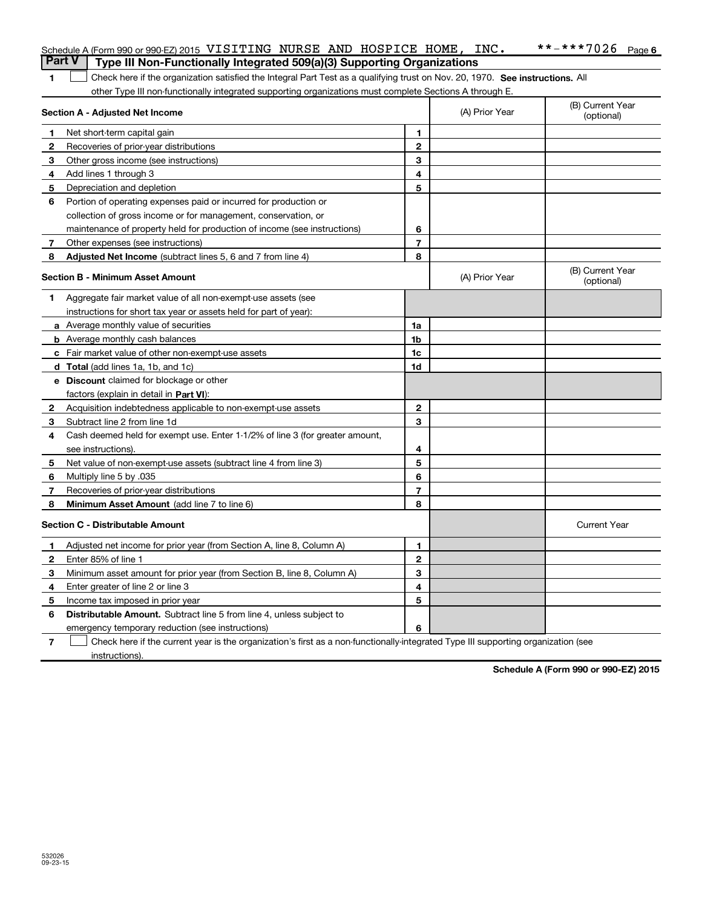Schedule A (Form 990 or 990-EZ) 2015 VISITING NURSE AND HOSPICE HOME, INC. **-***7026 Page 6

## Part V Type III Non-Functionally Integrated 509(a)(3) Supporting Organizations

1 ☐ Check here if the organization satisfied the Integral Part Test as a qualifying trust on Nov. 20, 1970. **See instructions.** All other Type III non-functionally integrated supporting organizations must complete Sections A through E.

| Section A - Adjusted Net Income | | | (A) Prior Year | (B) Current Year (optional) |
|---|---|---|---|---|
| 1 | Net short-term capital gain | 1 | | |
| 2 | Recoveries of prior-year distributions | 2 | | |
| 3 | Other gross income (see instructions) | 3 | | |
| 4 | Add lines 1 through 3 | 4 | | |
| 5 | Depreciation and depletion | 5 | | |
| 6 | Portion of operating expenses paid or incurred for production or collection of gross income or for management, conservation, or maintenance of property held for production of income (see instructions) | 6 | | |
| 7 | Other expenses (see instructions) | 7 | | |
| 8 | **Adjusted Net Income** (subtract lines 5, 6 and 7 from line 4) | 8 | | |

| Section B - Minimum Asset Amount | | | (A) Prior Year | (B) Current Year (optional) |
|---|---|---|---|---|
| 1 | Aggregate fair market value of all non-exempt-use assets (see instructions for short tax year or assets held for part of year): | | | |
| a | Average monthly value of securities | 1a | | |
| b | Average monthly cash balances | 1b | | |
| c | Fair market value of other non-exempt-use assets | 1c | | |
| d | **Total** (add lines 1a, 1b, and 1c) | 1d | | |
| e | **Discount** claimed for blockage or other factors (explain in detail in **Part VI**): | | | |
| 2 | Acquisition indebtedness applicable to non-exempt-use assets | 2 | | |
| 3 | Subtract line 2 from line 1d | 3 | | |
| 4 | Cash deemed held for exempt use. Enter 1-1/2% of line 3 (for greater amount, see instructions). | 4 | | |
| 5 | Net value of non-exempt-use assets (subtract line 4 from line 3) | 5 | | |
| 6 | Multiply line 5 by .035 | 6 | | |
| 7 | Recoveries of prior-year distributions | 7 | | |
| 8 | **Minimum Asset Amount** (add line 7 to line 6) | 8 | | |

| Section C - Distributable Amount | | | | Current Year |
|---|---|---|---|---|
| 1 | Adjusted net income for prior year (from Section A, line 8, Column A) | 1 | | |
| 2 | Enter 85% of line 1 | 2 | | |
| 3 | Minimum asset amount for prior year (from Section B, line 8, Column A) | 3 | | |
| 4 | Enter greater of line 2 or line 3 | 4 | | |
| 5 | Income tax imposed in prior year | 5 | | |
| 6 | **Distributable Amount.** Subtract line 5 from line 4, unless subject to emergency temporary reduction (see instructions) | 6 | | |

7 ☐ Check here if the current year is the organization's first as a non-functionally-integrated Type III supporting organization (see instructions).

**Schedule A (Form 990 or 990-EZ) 2015**

532026 09-23-15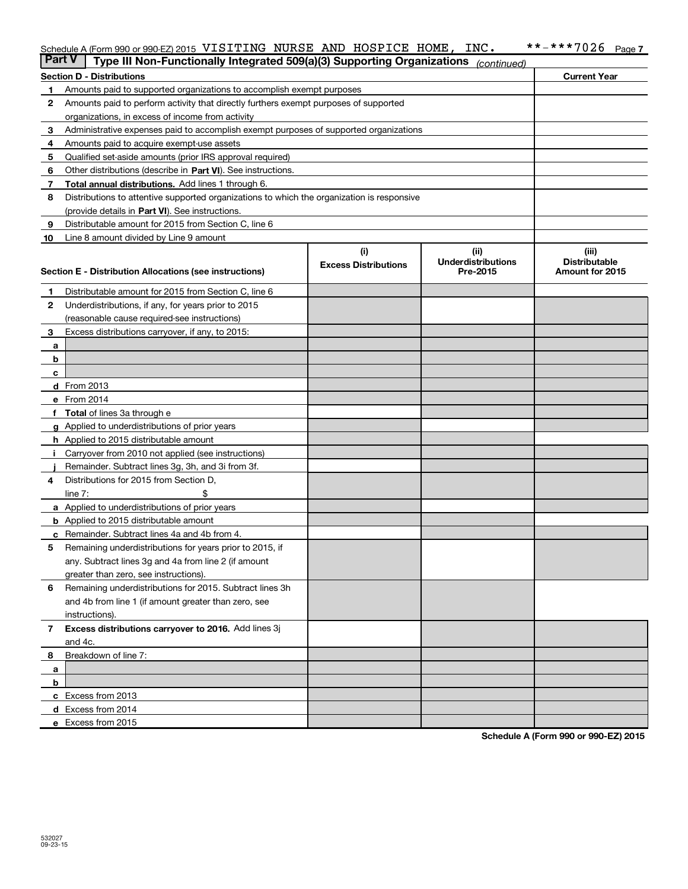Schedule A (Form 990 or 990-EZ) 2015 VISITING NURSE AND HOSPICE HOME, INC. **-***7026 Page 7

## Part V Type III Non-Functionally Integrated 509(a)(3) Supporting Organizations *(continued)*

| Section D - Distributions | | Current Year |
|---|---|---|
| 1 | Amounts paid to supported organizations to accomplish exempt purposes | |
| 2 | Amounts paid to perform activity that directly furthers exempt purposes of supported organizations, in excess of income from activity | |
| 3 | Administrative expenses paid to accomplish exempt purposes of supported organizations | |
| 4 | Amounts paid to acquire exempt-use assets | |
| 5 | Qualified set-aside amounts (prior IRS approval required) | |
| 6 | Other distributions (describe in **Part VI**). See instructions. | |
| 7 | **Total annual distributions.** Add lines 1 through 6. | |
| 8 | Distributions to attentive supported organizations to which the organization is responsive (provide details in **Part VI**). See instructions. | |
| 9 | Distributable amount for 2015 from Section C, line 6 | |
| 10 | Line 8 amount divided by Line 9 amount | |

| Section E - Distribution Allocations (see instructions) | | (i) Excess Distributions | (ii) Underdistributions Pre-2015 | (iii) Distributable Amount for 2015 |
|---|---|---|---|---|
| 1 | Distributable amount for 2015 from Section C, line 6 | | | |
| 2 | Underdistributions, if any, for years prior to 2015 (reasonable cause required-see instructions) | | | |
| 3 | Excess distributions carryover, if any, to 2015: | | | |
| a | | | | |
| b | | | | |
| c | | | | |
| d | From 2013 | | | |
| e | From 2014 | | | |
| f | **Total** of lines 3a through e | | | |
| g | Applied to underdistributions of prior years | | | |
| h | Applied to 2015 distributable amount | | | |
| i | Carryover from 2010 not applied (see instructions) | | | |
| j | Remainder. Subtract lines 3g, 3h, and 3i from 3f. | | | |
| 4 | Distributions for 2015 from Section D, line 7: $ | | | |
| a | Applied to underdistributions of prior years | | | |
| b | Applied to 2015 distributable amount | | | |
| c | Remainder. Subtract lines 4a and 4b from 4. | | | |
| 5 | Remaining underdistributions for years prior to 2015, if any. Subtract lines 3g and 4a from line 2 (if amount greater than zero, see instructions). | | | |
| 6 | Remaining underdistributions for 2015. Subtract lines 3h and 4b from line 1 (if amount greater than zero, see instructions). | | | |
| 7 | **Excess distributions carryover to 2016.** Add lines 3j and 4c. | | | |
| 8 | Breakdown of line 7: | | | |
| a | | | | |
| b | | | | |
| c | Excess from 2013 | | | |
| d | Excess from 2014 | | | |
| e | Excess from 2015 | | | |

**Schedule A (Form 990 or 990-EZ) 2015**

532027
09-23-15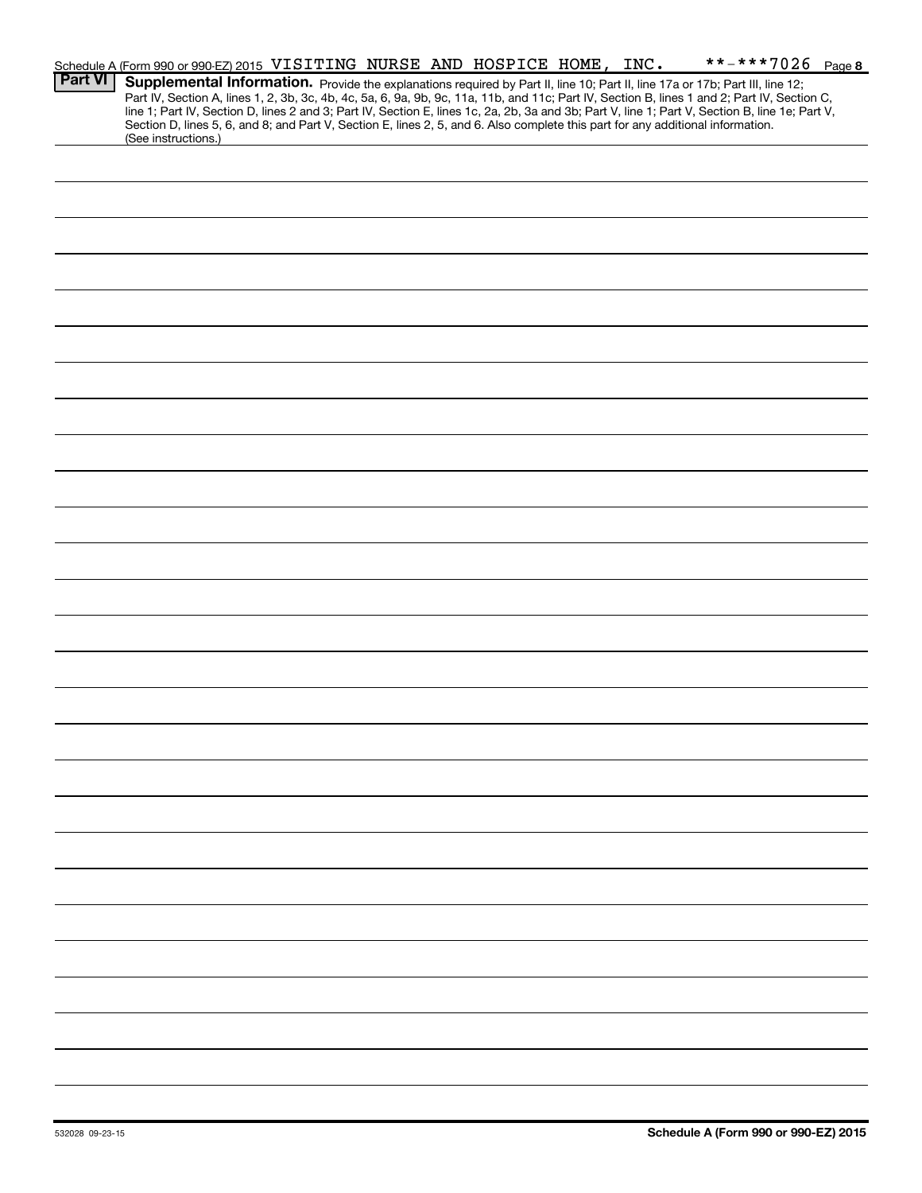Schedule A (Form 990 or 990-EZ) 2015 VISITING NURSE AND HOSPICE HOME, INC. **-***7026 Page 8

**Part VI** **Supplemental Information.** Provide the explanations required by Part II, line 10; Part II, line 17a or 17b; Part III, line 12; Part IV, Section A, lines 1, 2, 3b, 3c, 4b, 4c, 5a, 6, 9a, 9b, 9c, 11a, 11b, and 11c; Part IV, Section B, lines 1 and 2; Part IV, Section C, line 1; Part IV, Section D, lines 2 and 3; Part IV, Section E, lines 1c, 2a, 2b, 3a and 3b; Part V, line 1; Part V, Section B, line 1e; Part V, Section D, lines 5, 6, and 8; and Part V, Section E, lines 2, 5, and 6. Also complete this part for any additional information. (See instructions.)

532028 09-23-15

**Schedule A (Form 990 or 990-EZ) 2015**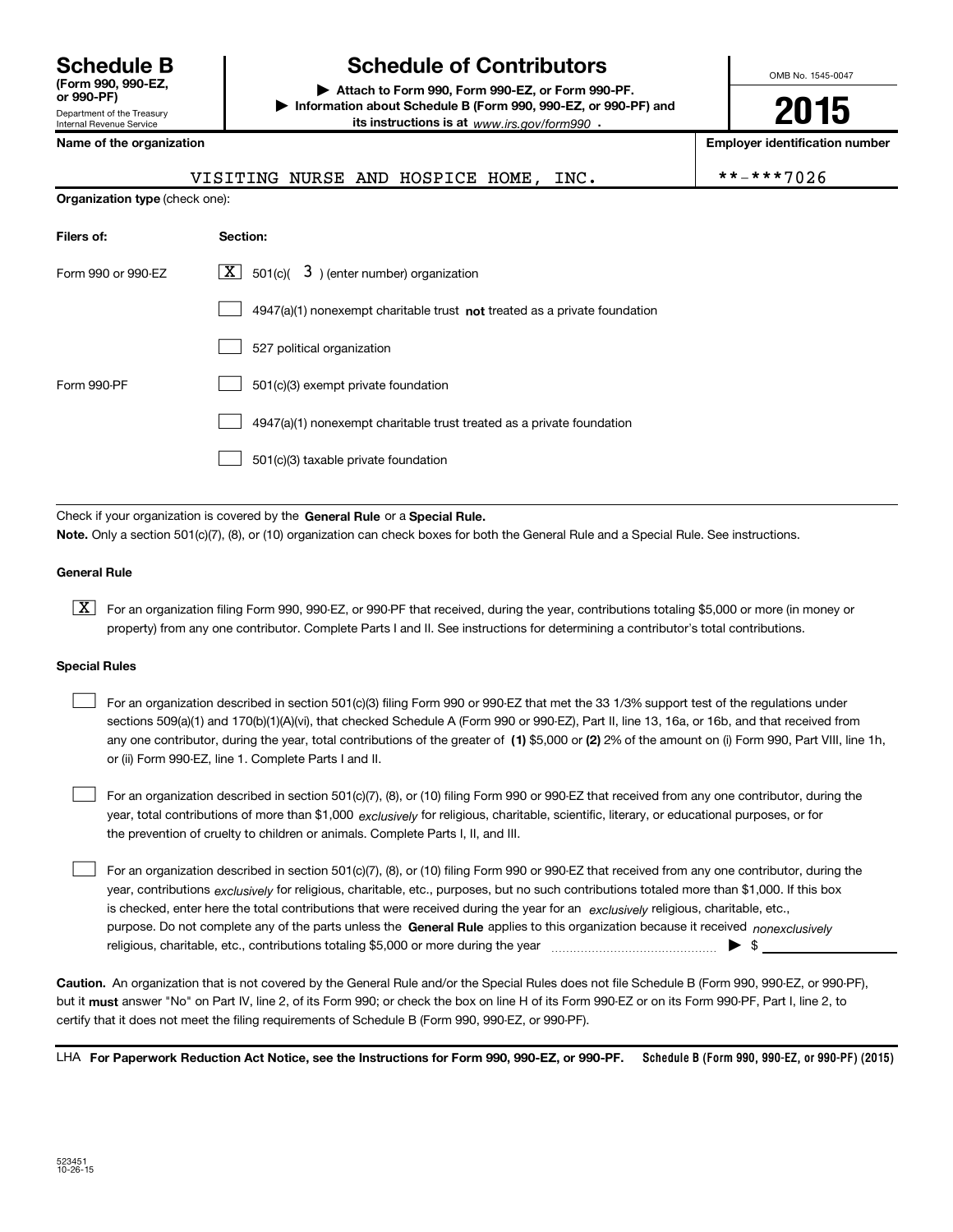# Schedule B

**(Form 990, 990-EZ, or 990-PF)**

Department of the Treasury
Internal Revenue Service

# Schedule of Contributors

▶ **Attach to Form 990, Form 990-EZ, or Form 990-PF.**
▶ **Information about Schedule B (Form 990, 990-EZ, or 990-PF) and its instructions is at** *www.irs.gov/form990* **.**

OMB No. 1545-0047

**2015**

| Name of the organization | Employer identification number |
|---|---|
| VISITING NURSE AND HOSPICE HOME, INC. | **-***7026 |

**Organization type** (check one):

| **Filers of:** | **Section:** |
|---|---|
| Form 990 or 990-EZ | [X] 501(c)( 3 ) (enter number) organization |
| | [ ] 4947(a)(1) nonexempt charitable trust **not** treated as a private foundation |
| | [ ] 527 political organization |
| Form 990-PF | [ ] 501(c)(3) exempt private foundation |
| | [ ] 4947(a)(1) nonexempt charitable trust treated as a private foundation |
| | [ ] 501(c)(3) taxable private foundation |

Check if your organization is covered by the **General Rule** or a **Special Rule.**

**Note.** Only a section 501(c)(7), (8), or (10) organization can check boxes for both the General Rule and a Special Rule. See instructions.

### General Rule

[X] For an organization filing Form 990, 990-EZ, or 990-PF that received, during the year, contributions totaling $5,000 or more (in money or property) from any one contributor. Complete Parts I and II. See instructions for determining a contributor's total contributions.

### Special Rules

[ ] For an organization described in section 501(c)(3) filing Form 990 or 990-EZ that met the 33 1/3% support test of the regulations under sections 509(a)(1) and 170(b)(1)(A)(vi), that checked Schedule A (Form 990 or 990-EZ), Part II, line 13, 16a, or 16b, and that received from any one contributor, during the year, total contributions of the greater of **(1)** $5,000 or **(2)** 2% of the amount on (i) Form 990, Part VIII, line 1h, or (ii) Form 990-EZ, line 1. Complete Parts I and II.

[ ] For an organization described in section 501(c)(7), (8), or (10) filing Form 990 or 990-EZ that received from any one contributor, during the year, total contributions of more than $1,000 *exclusively* for religious, charitable, scientific, literary, or educational purposes, or for the prevention of cruelty to children or animals. Complete Parts I, II, and III.

[ ] For an organization described in section 501(c)(7), (8), or (10) filing Form 990 or 990-EZ that received from any one contributor, during the year, contributions *exclusively* for religious, charitable, etc., purposes, but no such contributions totaled more than $1,000. If this box is checked, enter here the total contributions that were received during the year for an *exclusively* religious, charitable, etc., purpose. Do not complete any of the parts unless the **General Rule** applies to this organization because it received *nonexclusively* religious, charitable, etc., contributions totaling $5,000 or more during the year ▶ $

**Caution.** An organization that is not covered by the General Rule and/or the Special Rules does not file Schedule B (Form 990, 990-EZ, or 990-PF), but it **must** answer "No" on Part IV, line 2, of its Form 990; or check the box on line H of its Form 990-EZ or on its Form 990-PF, Part I, line 2, to certify that it does not meet the filing requirements of Schedule B (Form 990, 990-EZ, or 990-PF).

LHA **For Paperwork Reduction Act Notice, see the Instructions for Form 990, 990-EZ, or 990-PF.** **Schedule B (Form 990, 990-EZ, or 990-PF) (2015)**

523451
10-26-15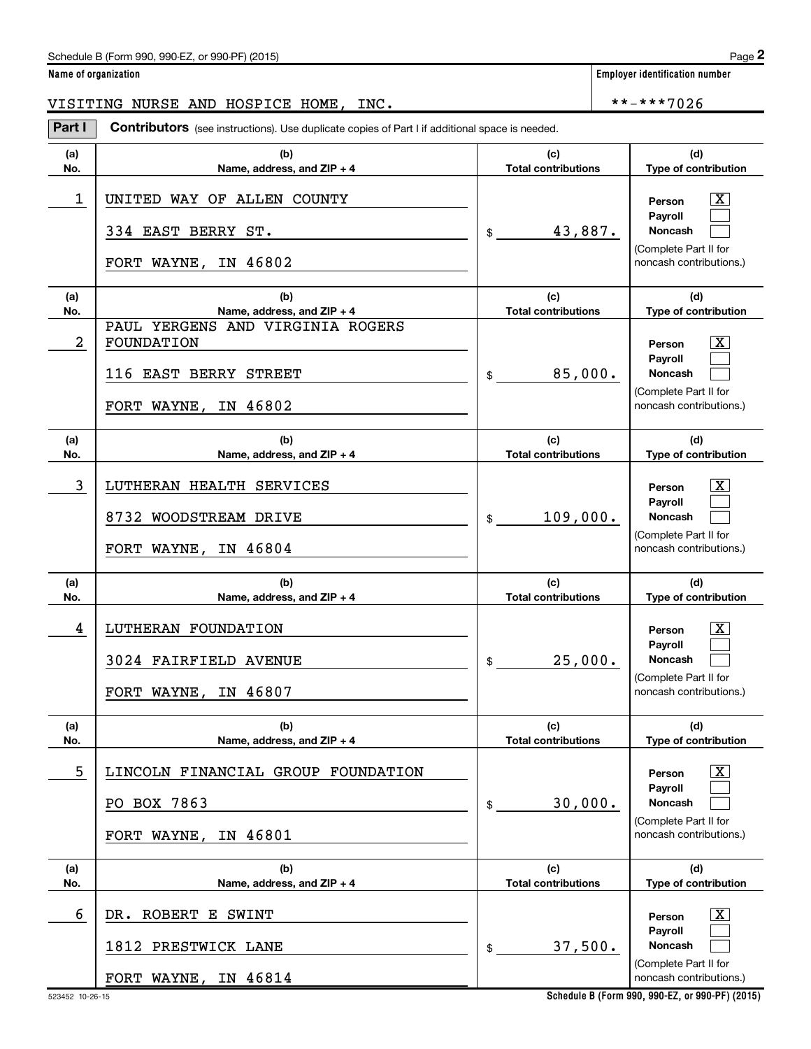Schedule B (Form 990, 990-EZ, or 990-PF) (2015)

**Name of organization**

VISITING NURSE AND HOSPICE HOME, INC.

**Employer identification number**

**-***7026

**Part I** **Contributors** (see instructions). Use duplicate copies of Part I if additional space is needed.

| (a) No. | (b) Name, address, and ZIP + 4 | (c) Total contributions | (d) Type of contribution |
|---|---|---|---|
| 1 | UNITED WAY OF ALLEN COUNTY<br>334 EAST BERRY ST.<br>FORT WAYNE, IN 46802 | $ 43,887. | Person [X]<br>Payroll [ ]<br>Noncash [ ]<br>(Complete Part II for noncash contributions.) |
| 2 | PAUL YERGENS AND VIRGINIA ROGERS FOUNDATION<br>116 EAST BERRY STREET<br>FORT WAYNE, IN 46802 | $ 85,000. | Person [X]<br>Payroll [ ]<br>Noncash [ ]<br>(Complete Part II for noncash contributions.) |
| 3 | LUTHERAN HEALTH SERVICES<br>8732 WOODSTREAM DRIVE<br>FORT WAYNE, IN 46804 | $ 109,000. | Person [X]<br>Payroll [ ]<br>Noncash [ ]<br>(Complete Part II for noncash contributions.) |
| 4 | LUTHERAN FOUNDATION<br>3024 FAIRFIELD AVENUE<br>FORT WAYNE, IN 46807 | $ 25,000. | Person [X]<br>Payroll [ ]<br>Noncash [ ]<br>(Complete Part II for noncash contributions.) |
| 5 | LINCOLN FINANCIAL GROUP FOUNDATION<br>PO BOX 7863<br>FORT WAYNE, IN 46801 | $ 30,000. | Person [X]<br>Payroll [ ]<br>Noncash [ ]<br>(Complete Part II for noncash contributions.) |
| 6 | DR. ROBERT E SWINT<br>1812 PRESTWICK LANE<br>FORT WAYNE, IN 46814 | $ 37,500. | Person [X]<br>Payroll [ ]<br>Noncash [ ]<br>(Complete Part II for noncash contributions.) |

523452 10-26-15

Schedule B (Form 990, 990-EZ, or 990-PF) (2015)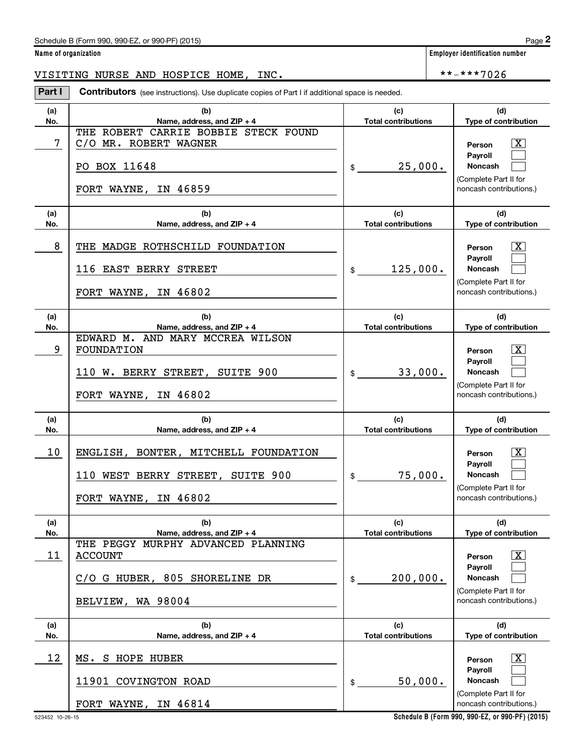Schedule B (Form 990, 990-EZ, or 990-PF) (2015)

**Name of organization**

VISITING NURSE AND HOSPICE HOME, INC.

**Employer identification number**

**-***7026

**Part I** **Contributors** (see instructions). Use duplicate copies of Part I if additional space is needed.

| (a) No. | (b) Name, address, and ZIP + 4 | (c) Total contributions | (d) Type of contribution |
|---|---|---|---|
| 7 | THE ROBERT CARRIE BOBBIE STECK FOUND<br>C/O MR. ROBERT WAGNER<br>PO BOX 11648<br>FORT WAYNE, IN 46859 | $ 25,000. | Person [X]<br>Payroll [ ]<br>Noncash [ ]<br>(Complete Part II for noncash contributions.) |
| 8 | THE MADGE ROTHSCHILD FOUNDATION<br>116 EAST BERRY STREET<br>FORT WAYNE, IN 46802 | $ 125,000. | Person [X]<br>Payroll [ ]<br>Noncash [ ]<br>(Complete Part II for noncash contributions.) |
| 9 | EDWARD M. AND MARY MCCREA WILSON FOUNDATION<br>110 W. BERRY STREET, SUITE 900<br>FORT WAYNE, IN 46802 | $ 33,000. | Person [X]<br>Payroll [ ]<br>Noncash [ ]<br>(Complete Part II for noncash contributions.) |
| 10 | ENGLISH, BONTER, MITCHELL FOUNDATION<br>110 WEST BERRY STREET, SUITE 900<br>FORT WAYNE, IN 46802 | $ 75,000. | Person [X]<br>Payroll [ ]<br>Noncash [ ]<br>(Complete Part II for noncash contributions.) |
| 11 | THE PEGGY MURPHY ADVANCED PLANNING ACCOUNT<br>C/O G HUBER, 805 SHORELINE DR<br>BELVIEW, WA 98004 | $ 200,000. | Person [X]<br>Payroll [ ]<br>Noncash [ ]<br>(Complete Part II for noncash contributions.) |
| 12 | MS. S HOPE HUBER<br>11901 COVINGTON ROAD<br>FORT WAYNE, IN 46814 | $ 50,000. | Person [X]<br>Payroll [ ]<br>Noncash [ ]<br>(Complete Part II for noncash contributions.) |

523452 10-26-15

**Schedule B (Form 990, 990-EZ, or 990-PF) (2015)**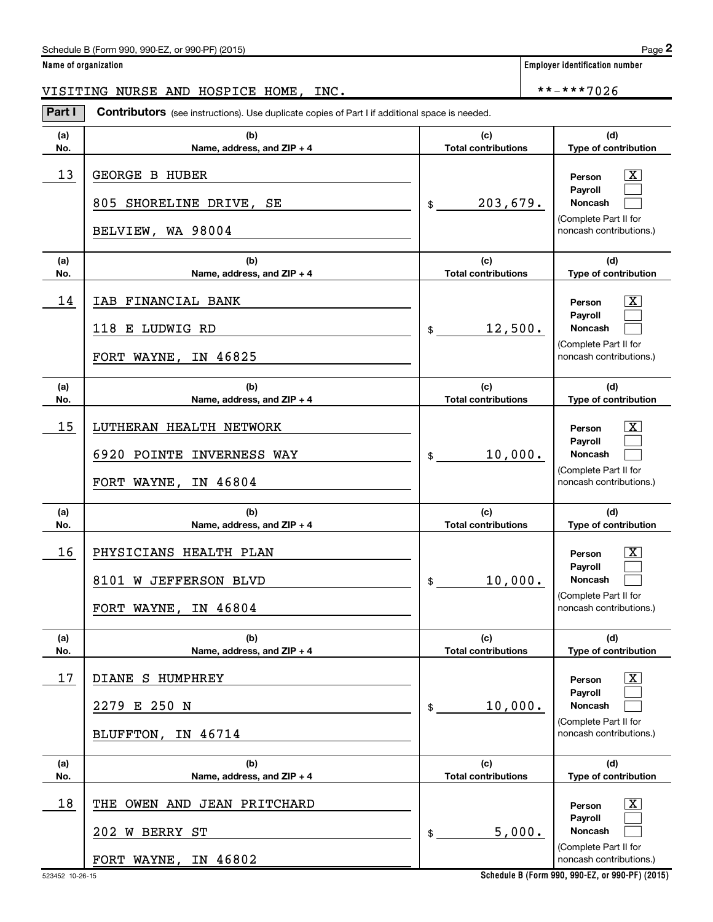Schedule B (Form 990, 990-EZ, or 990-PF) (2015)

**Name of organization**

VISITING NURSE AND HOSPICE HOME, INC.

**Employer identification number**

**-***7026

**Part I** **Contributors** (see instructions). Use duplicate copies of Part I if additional space is needed.

| (a) No. | (b) Name, address, and ZIP + 4 | (c) Total contributions | (d) Type of contribution |
|---|---|---|---|
| 13 | GEORGE B HUBER<br>805 SHORELINE DRIVE, SE<br>BELVIEW, WA 98004 | $ 203,679. | Person [X]<br>Payroll [ ]<br>Noncash [ ]<br>(Complete Part II for noncash contributions.) |
| 14 | IAB FINANCIAL BANK<br>118 E LUDWIG RD<br>FORT WAYNE, IN 46825 | $ 12,500. | Person [X]<br>Payroll [ ]<br>Noncash [ ]<br>(Complete Part II for noncash contributions.) |
| 15 | LUTHERAN HEALTH NETWORK<br>6920 POINTE INVERNESS WAY<br>FORT WAYNE, IN 46804 | $ 10,000. | Person [X]<br>Payroll [ ]<br>Noncash [ ]<br>(Complete Part II for noncash contributions.) |
| 16 | PHYSICIANS HEALTH PLAN<br>8101 W JEFFERSON BLVD<br>FORT WAYNE, IN 46804 | $ 10,000. | Person [X]<br>Payroll [ ]<br>Noncash [ ]<br>(Complete Part II for noncash contributions.) |
| 17 | DIANE S HUMPHREY<br>2279 E 250 N<br>BLUFFTON, IN 46714 | $ 10,000. | Person [X]<br>Payroll [ ]<br>Noncash [ ]<br>(Complete Part II for noncash contributions.) |
| 18 | THE OWEN AND JEAN PRITCHARD<br>202 W BERRY ST<br>FORT WAYNE, IN 46802 | $ 5,000. | Person [X]<br>Payroll [ ]<br>Noncash [ ]<br>(Complete Part II for noncash contributions.) |

523452 10-26-15

**Schedule B (Form 990, 990-EZ, or 990-PF) (2015)**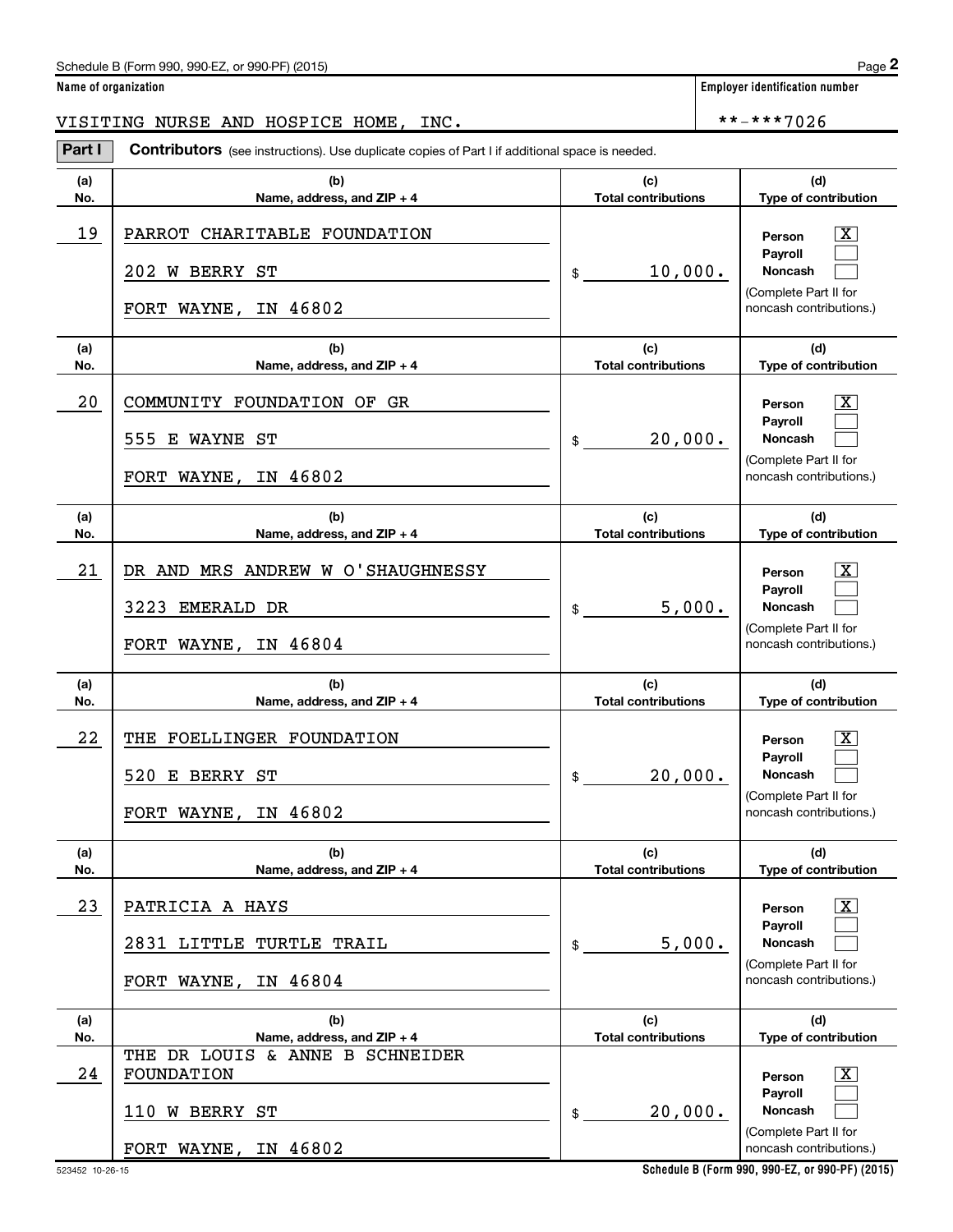Name of organization: VISITING NURSE AND HOSPICE HOME, INC.

Employer identification number: **-***7026

**Part I** **Contributors** (see instructions). Use duplicate copies of Part I if additional space is needed.

| (a) No. | (b) Name, address, and ZIP + 4 | (c) Total contributions | (d) Type of contribution |
|---|---|---|---|
| 19 | PARROT CHARITABLE FOUNDATION<br>202 W BERRY ST<br>FORT WAYNE, IN 46802 | $ 10,000. | Person [X]<br>Payroll [ ]<br>Noncash [ ]<br>(Complete Part II for noncash contributions.) |
| 20 | COMMUNITY FOUNDATION OF GR<br>555 E WAYNE ST<br>FORT WAYNE, IN 46802 | $ 20,000. | Person [X]<br>Payroll [ ]<br>Noncash [ ]<br>(Complete Part II for noncash contributions.) |
| 21 | DR AND MRS ANDREW W O'SHAUGHNESSY<br>3223 EMERALD DR<br>FORT WAYNE, IN 46804 | $ 5,000. | Person [X]<br>Payroll [ ]<br>Noncash [ ]<br>(Complete Part II for noncash contributions.) |
| 22 | THE FOELLINGER FOUNDATION<br>520 E BERRY ST<br>FORT WAYNE, IN 46802 | $ 20,000. | Person [X]<br>Payroll [ ]<br>Noncash [ ]<br>(Complete Part II for noncash contributions.) |
| 23 | PATRICIA A HAYS<br>2831 LITTLE TURTLE TRAIL<br>FORT WAYNE, IN 46804 | $ 5,000. | Person [X]<br>Payroll [ ]<br>Noncash [ ]<br>(Complete Part II for noncash contributions.) |
| 24 | THE DR LOUIS & ANNE B SCHNEIDER FOUNDATION<br>110 W BERRY ST<br>FORT WAYNE, IN 46802 | $ 20,000. | Person [X]<br>Payroll [ ]<br>Noncash [ ]<br>(Complete Part II for noncash contributions.) |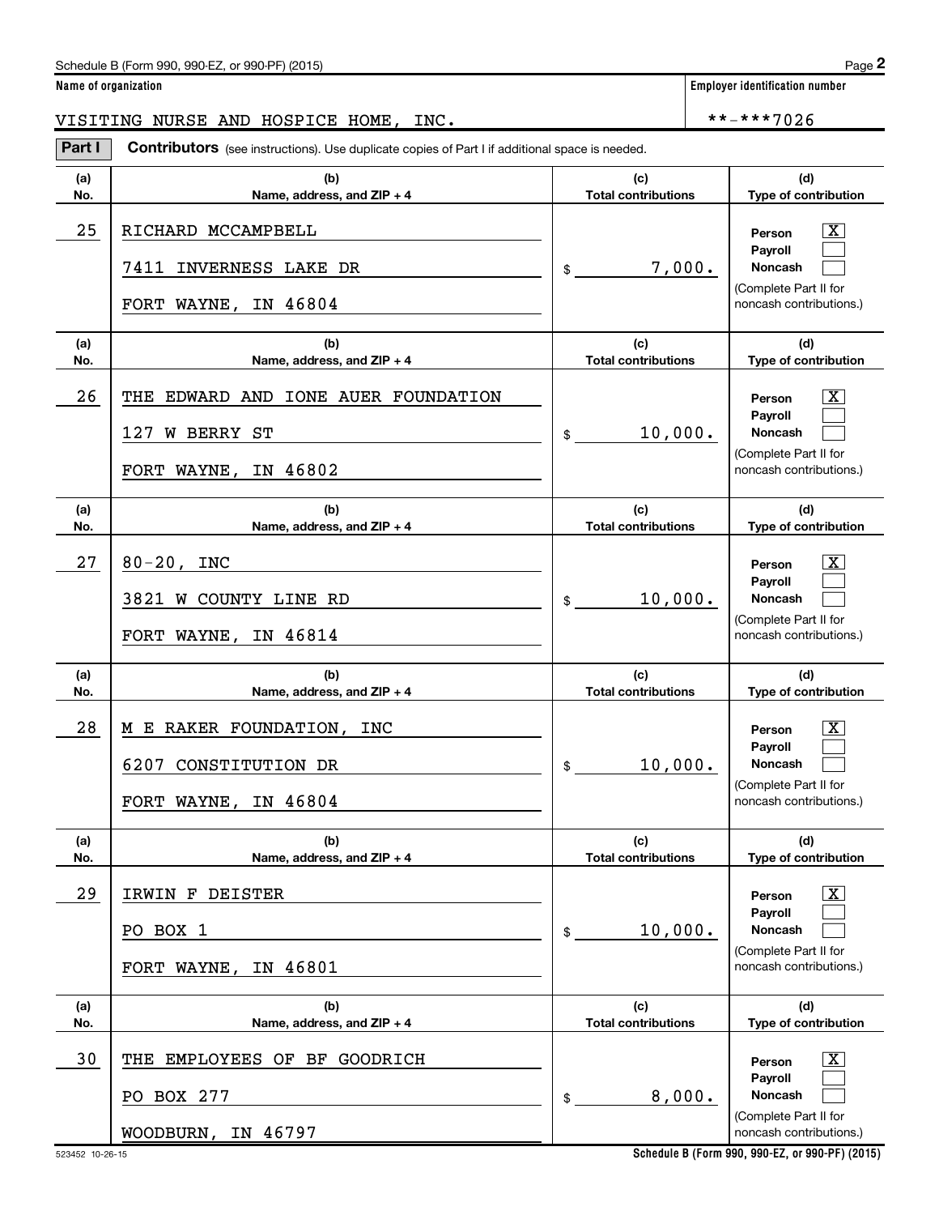Schedule B (Form 990, 990-EZ, or 990-PF) (2015) Page **2**

**Name of organization** | **Employer identification number**

VISITING NURSE AND HOSPICE HOME, INC. | **-***7026

**Part I** **Contributors** (see instructions). Use duplicate copies of Part I if additional space is needed.

| (a) No. | (b) Name, address, and ZIP + 4 | (c) Total contributions | (d) Type of contribution |
|---|---|---|---|
| 25 | RICHARD MCCAMPBELL<br>7411 INVERNESS LAKE DR<br>FORT WAYNE, IN 46804 | $ 7,000. | Person [X]<br>Payroll [ ]<br>Noncash [ ]<br>(Complete Part II for noncash contributions.) |
| 26 | THE EDWARD AND IONE AUER FOUNDATION<br>127 W BERRY ST<br>FORT WAYNE, IN 46802 | $ 10,000. | Person [X]<br>Payroll [ ]<br>Noncash [ ]<br>(Complete Part II for noncash contributions.) |
| 27 | 80-20, INC<br>3821 W COUNTY LINE RD<br>FORT WAYNE, IN 46814 | $ 10,000. | Person [X]<br>Payroll [ ]<br>Noncash [ ]<br>(Complete Part II for noncash contributions.) |
| 28 | M E RAKER FOUNDATION, INC<br>6207 CONSTITUTION DR<br>FORT WAYNE, IN 46804 | $ 10,000. | Person [X]<br>Payroll [ ]<br>Noncash [ ]<br>(Complete Part II for noncash contributions.) |
| 29 | IRWIN F DEISTER<br>PO BOX 1<br>FORT WAYNE, IN 46801 | $ 10,000. | Person [X]<br>Payroll [ ]<br>Noncash [ ]<br>(Complete Part II for noncash contributions.) |
| 30 | THE EMPLOYEES OF BF GOODRICH<br>PO BOX 277<br>WOODBURN, IN 46797 | $ 8,000. | Person [X]<br>Payroll [ ]<br>Noncash [ ]<br>(Complete Part II for noncash contributions.) |

523452 10-26-15 **Schedule B (Form 990, 990-EZ, or 990-PF) (2015)**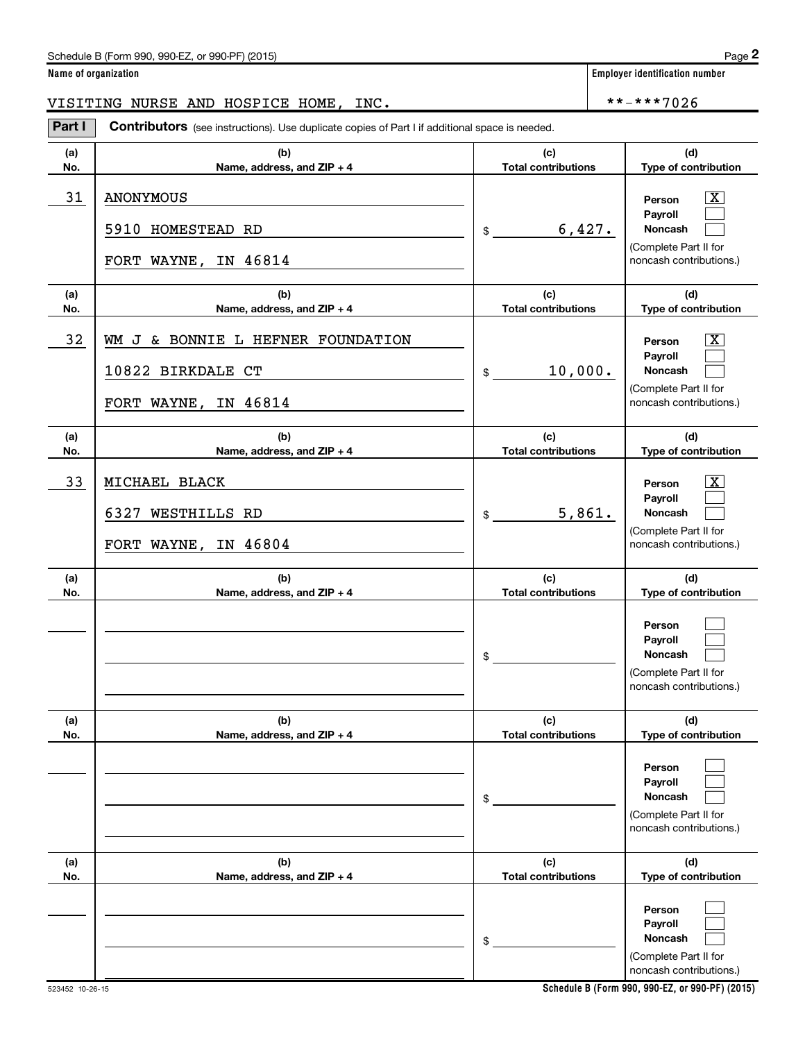Name of organization

VISITING NURSE AND HOSPICE HOME, INC.

Employer identification number

**-***7026

**Part I** **Contributors** (see instructions). Use duplicate copies of Part I if additional space is needed.

| (a) No. | (b) Name, address, and ZIP + 4 | (c) Total contributions | (d) Type of contribution |
|---|---|---|---|
| 31 | ANONYMOUS<br>5910 HOMESTEAD RD<br>FORT WAYNE, IN 46814 | $ 6,427. | Person [X]<br>Payroll [ ]<br>Noncash [ ]<br>(Complete Part II for noncash contributions.) |
| 32 | WM J & BONNIE L HEFNER FOUNDATION<br>10822 BIRKDALE CT<br>FORT WAYNE, IN 46814 | $ 10,000. | Person [X]<br>Payroll [ ]<br>Noncash [ ]<br>(Complete Part II for noncash contributions.) |
| 33 | MICHAEL BLACK<br>6327 WESTHILLS RD<br>FORT WAYNE, IN 46804 | $ 5,861. | Person [X]<br>Payroll [ ]<br>Noncash [ ]<br>(Complete Part II for noncash contributions.) |
| | | $ | Person [ ]<br>Payroll [ ]<br>Noncash [ ]<br>(Complete Part II for noncash contributions.) |
| | | $ | Person [ ]<br>Payroll [ ]<br>Noncash [ ]<br>(Complete Part II for noncash contributions.) |
| | | $ | Person [ ]<br>Payroll [ ]<br>Noncash [ ]<br>(Complete Part II for noncash contributions.) |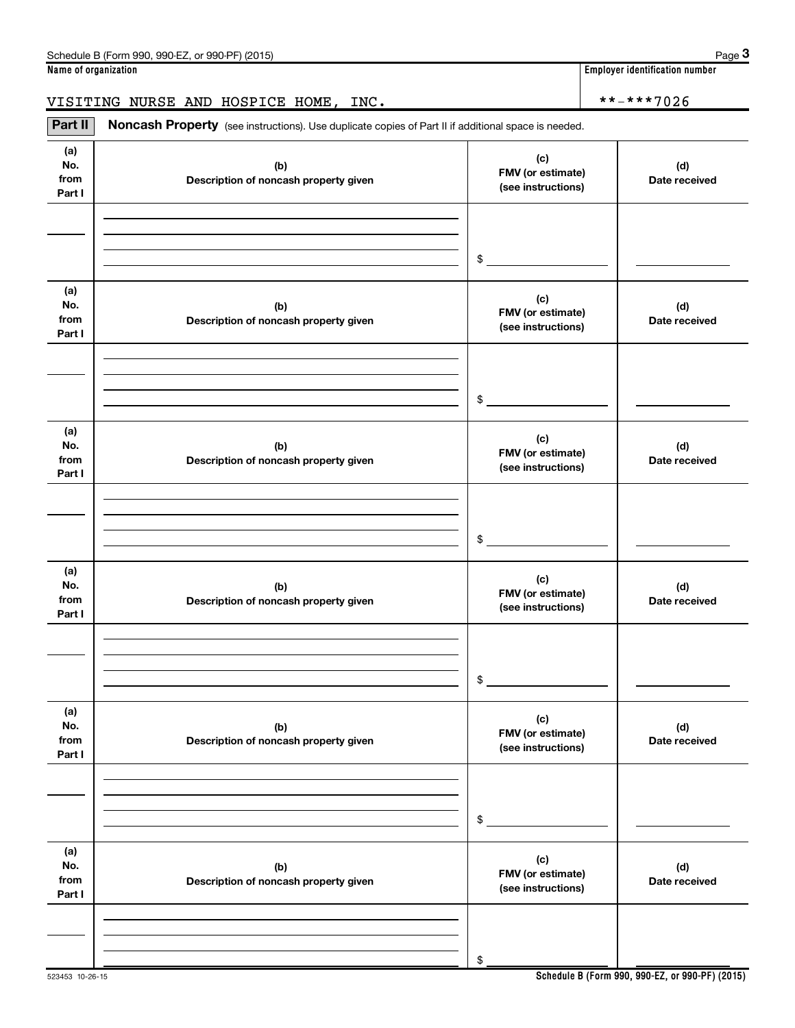Name of organization: VISITING NURSE AND HOSPICE HOME, INC.

Employer identification number: **-***7026

**Part II** **Noncash Property** (see instructions). Use duplicate copies of Part II if additional space is needed.

| (a) No. from Part I | (b) Description of noncash property given | (c) FMV (or estimate) (see instructions) | (d) Date received |
|---|---|---|---|
| | | $ | |

| (a) No. from Part I | (b) Description of noncash property given | (c) FMV (or estimate) (see instructions) | (d) Date received |
|---|---|---|---|
| | | $ | |

| (a) No. from Part I | (b) Description of noncash property given | (c) FMV (or estimate) (see instructions) | (d) Date received |
|---|---|---|---|
| | | $ | |

| (a) No. from Part I | (b) Description of noncash property given | (c) FMV (or estimate) (see instructions) | (d) Date received |
|---|---|---|---|
| | | $ | |

| (a) No. from Part I | (b) Description of noncash property given | (c) FMV (or estimate) (see instructions) | (d) Date received |
|---|---|---|---|
| | | $ | |

| (a) No. from Part I | (b) Description of noncash property given | (c) FMV (or estimate) (see instructions) | (d) Date received |
|---|---|---|---|
| | | $ | |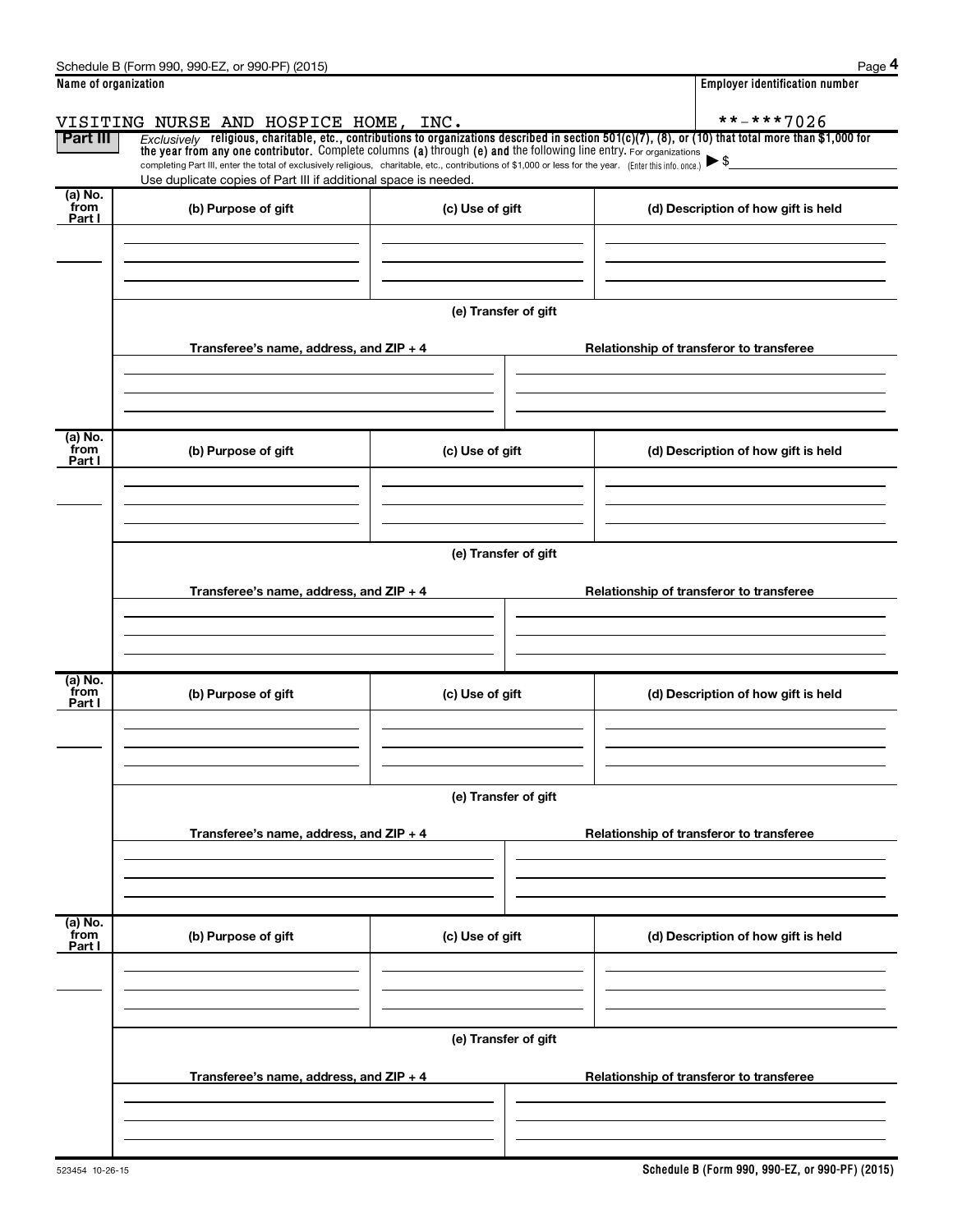**Name of organization**

VISITING NURSE AND HOSPICE HOME, INC.

**Employer identification number**

**-***7026

**Part III** *Exclusively* **religious, charitable, etc., contributions to organizations described in section 501(c)(7), (8), or (10) that total more than $1,000 for the year from any one contributor.** Complete columns **(a)** through **(e) and** the following line entry. For organizations completing Part III, enter the total of exclusively religious, charitable, etc., contributions of $1,000 or less for the year. (Enter this info. once.) ▶ $

Use duplicate copies of Part III if additional space is needed.

| (a) No. from Part I | (b) Purpose of gift | (c) Use of gift | (d) Description of how gift is held |
|---|---|---|---|
| | | | |

**(e) Transfer of gift**

| Transferee's name, address, and ZIP + 4 | Relationship of transferor to transferee |
|---|---|
| | |

| (a) No. from Part I | (b) Purpose of gift | (c) Use of gift | (d) Description of how gift is held |
|---|---|---|---|
| | | | |

**(e) Transfer of gift**

| Transferee's name, address, and ZIP + 4 | Relationship of transferor to transferee |
|---|---|
| | |

| (a) No. from Part I | (b) Purpose of gift | (c) Use of gift | (d) Description of how gift is held |
|---|---|---|---|
| | | | |

**(e) Transfer of gift**

| Transferee's name, address, and ZIP + 4 | Relationship of transferor to transferee |
|---|---|
| | |

| (a) No. from Part I | (b) Purpose of gift | (c) Use of gift | (d) Description of how gift is held |
|---|---|---|---|
| | | | |

**(e) Transfer of gift**

| Transferee's name, address, and ZIP + 4 | Relationship of transferor to transferee |
|---|---|
| | |

523454 10-26-15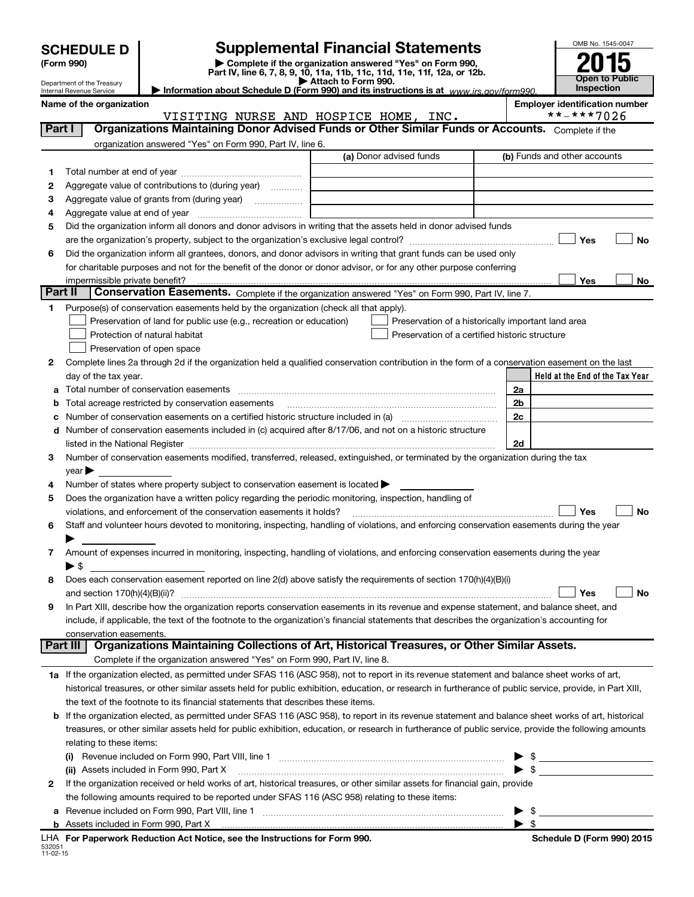**SCHEDULE D (Form 990)**

Department of the Treasury
Internal Revenue Service

# Supplemental Financial Statements

▶ Complete if the organization answered "Yes" on Form 990, Part IV, line 6, 7, 8, 9, 10, 11a, 11b, 11c, 11d, 11e, 11f, 12a, or 12b.
▶ Attach to Form 990.
▶ Information about Schedule D (Form 990) and its instructions is at www.irs.gov/form990.

OMB No. 1545-0047

**2015**

**Open to Public Inspection**

**Name of the organization:** VISITING NURSE AND HOSPICE HOME, INC.

**Employer identification number:** **-***7026

## Part I — Organizations Maintaining Donor Advised Funds or Other Similar Funds or Accounts.
Complete if the organization answered "Yes" on Form 990, Part IV, line 6.

| | | (a) Donor advised funds | (b) Funds and other accounts |
|---|---|---|---|
| 1 | Total number at end of year | | |
| 2 | Aggregate value of contributions to (during year) | | |
| 3 | Aggregate value of grants from (during year) | | |
| 4 | Aggregate value at end of year | | |

5 Did the organization inform all donors and donor advisors in writing that the assets held in donor advised funds are the organization's property, subject to the organization's exclusive legal control? ☐ Yes ☐ No

6 Did the organization inform all grantees, donors, and donor advisors in writing that grant funds can be used only for charitable purposes and not for the benefit of the donor or donor advisor, or for any other purpose conferring impermissible private benefit? ☐ Yes ☐ No

## Part II — Conservation Easements.
Complete if the organization answered "Yes" on Form 990, Part IV, line 7.

1 Purpose(s) of conservation easements held by the organization (check all that apply).
- ☐ Preservation of land for public use (e.g., recreation or education)
- ☐ Preservation of a historically important land area
- ☐ Protection of natural habitat
- ☐ Preservation of a certified historic structure
- ☐ Preservation of open space

2 Complete lines 2a through 2d if the organization held a qualified conservation contribution in the form of a conservation easement on the last day of the tax year.

| | | | Held at the End of the Tax Year |
|---|---|---|---|
| a | Total number of conservation easements | 2a | |
| b | Total acreage restricted by conservation easements | 2b | |
| c | Number of conservation easements on a certified historic structure included in (a) | 2c | |
| d | Number of conservation easements included in (c) acquired after 8/17/06, and not on a historic structure listed in the National Register | 2d | |

3 Number of conservation easements modified, transferred, released, extinguished, or terminated by the organization during the tax year ▶

4 Number of states where property subject to conservation easement is located ▶

5 Does the organization have a written policy regarding the periodic monitoring, inspection, handling of violations, and enforcement of the conservation easements it holds? ☐ Yes ☐ No

6 Staff and volunteer hours devoted to monitoring, inspecting, handling of violations, and enforcing conservation easements during the year ▶

7 Amount of expenses incurred in monitoring, inspecting, handling of violations, and enforcing conservation easements during the year ▶ $

8 Does each conservation easement reported on line 2(d) above satisfy the requirements of section 170(h)(4)(B)(i) and section 170(h)(4)(B)(ii)? ☐ Yes ☐ No

9 In Part XIII, describe how the organization reports conservation easements in its revenue and expense statement, and balance sheet, and include, if applicable, the text of the footnote to the organization's financial statements that describes the organization's accounting for conservation easements.

## Part III — Organizations Maintaining Collections of Art, Historical Treasures, or Other Similar Assets.
Complete if the organization answered "Yes" on Form 990, Part IV, line 8.

1a If the organization elected, as permitted under SFAS 116 (ASC 958), not to report in its revenue statement and balance sheet works of art, historical treasures, or other similar assets held for public exhibition, education, or research in furtherance of public service, provide, in Part XIII, the text of the footnote to its financial statements that describes these items.

b If the organization elected, as permitted under SFAS 116 (ASC 958), to report in its revenue statement and balance sheet works of art, historical treasures, or other similar assets held for public exhibition, education, or research in furtherance of public service, provide the following amounts relating to these items:

(i) Revenue included on Form 990, Part VIII, line 1 ▶ $

(ii) Assets included in Form 990, Part X ▶ $

2 If the organization received or held works of art, historical treasures, or other similar assets for financial gain, provide the following amounts required to be reported under SFAS 116 (ASC 958) relating to these items:

a Revenue included on Form 990, Part VIII, line 1 ▶ $

b Assets included in Form 990, Part X ▶ $

LHA For Paperwork Reduction Act Notice, see the Instructions for Form 990. Schedule D (Form 990) 2015

532051 11-02-15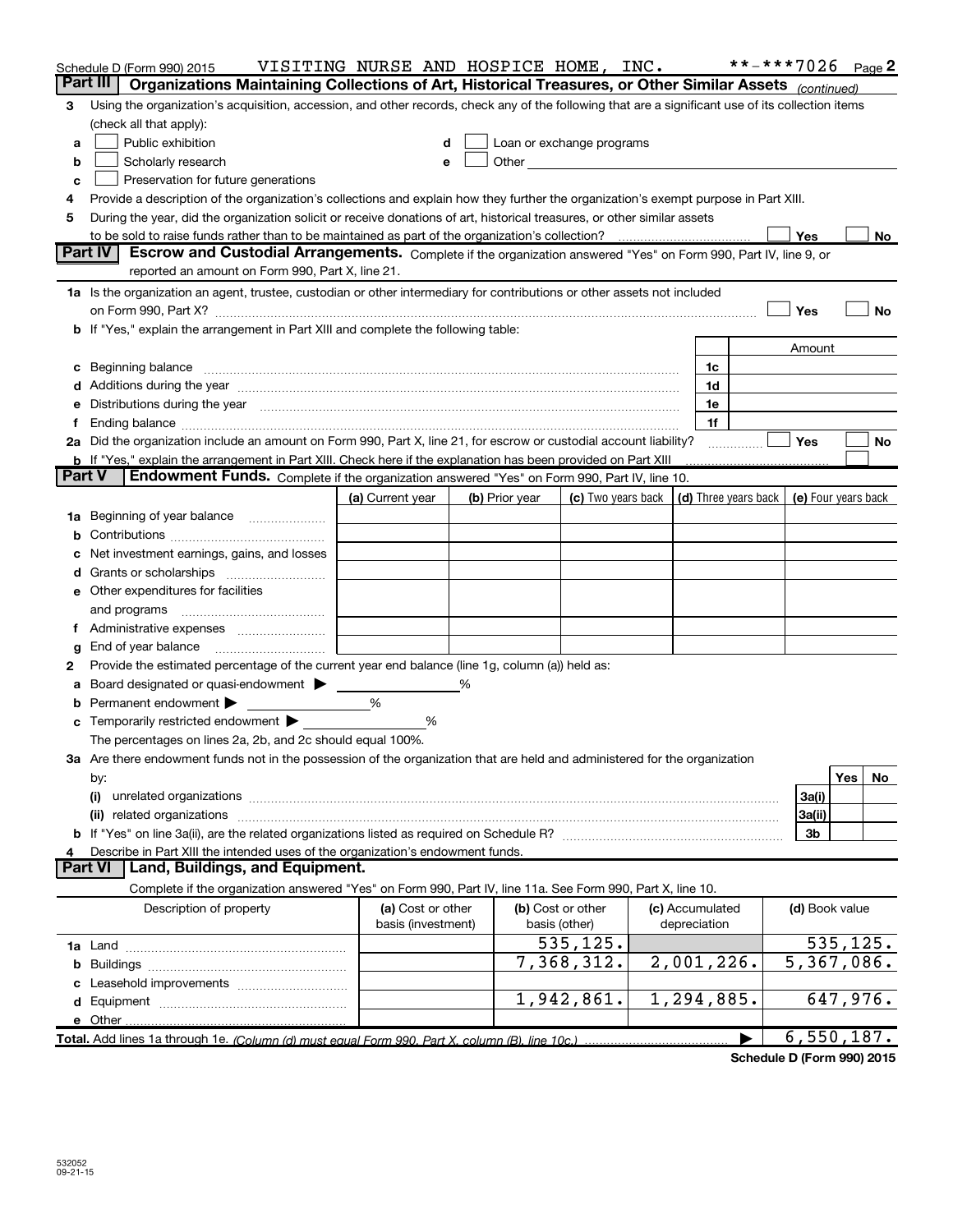Schedule D (Form 990) 2015 VISITING NURSE AND HOSPICE HOME, INC. \*\*-\*\*\*7026 Page 2

## Part III Organizations Maintaining Collections of Art, Historical Treasures, or Other Similar Assets *(continued)*

3 Using the organization's acquisition, accession, and other records, check any of the following that are a significant use of its collection items (check all that apply):

- a ☐ Public exhibition
- b ☐ Scholarly research
- c ☐ Preservation for future generations
- d ☐ Loan or exchange programs
- e ☐ Other

4 Provide a description of the organization's collections and explain how they further the organization's exempt purpose in Part XIII.

5 During the year, did the organization solicit or receive donations of art, historical treasures, or other similar assets to be sold to raise funds rather than to be maintained as part of the organization's collection? ☐ Yes ☐ No

## Part IV Escrow and Custodial Arrangements.

Complete if the organization answered "Yes" on Form 990, Part IV, line 9, or reported an amount on Form 990, Part X, line 21.

1a Is the organization an agent, trustee, custodian or other intermediary for contributions or other assets not included on Form 990, Part X? ☐ Yes ☐ No

b If "Yes," explain the arrangement in Part XIII and complete the following table:

| | | Amount |
|---|---|---|
| c Beginning balance | 1c | |
| d Additions during the year | 1d | |
| e Distributions during the year | 1e | |
| f Ending balance | 1f | |

2a Did the organization include an amount on Form 990, Part X, line 21, for escrow or custodial account liability? ☐ Yes ☐ No

b If "Yes," explain the arrangement in Part XIII. Check here if the explanation has been provided on Part XIII ☐

## Part V Endowment Funds.

Complete if the organization answered "Yes" on Form 990, Part IV, line 10.

| | (a) Current year | (b) Prior year | (c) Two years back | (d) Three years back | (e) Four years back |
|---|---|---|---|---|---|
| 1a Beginning of year balance | | | | | |
| b Contributions | | | | | |
| c Net investment earnings, gains, and losses | | | | | |
| d Grants or scholarships | | | | | |
| e Other expenditures for facilities and programs | | | | | |
| f Administrative expenses | | | | | |
| g End of year balance | | | | | |

2 Provide the estimated percentage of the current year end balance (line 1g, column (a)) held as:

- a Board designated or quasi-endowment ▶ ______ %
- b Permanent endowment ▶ ______ %
- c Temporarily restricted endowment ▶ ______ %

The percentages on lines 2a, 2b, and 2c should equal 100%.

3a Are there endowment funds not in the possession of the organization that are held and administered for the organization by:

| | | Yes | No |
|---|---|---|---|
| (i) unrelated organizations | 3a(i) | | |
| (ii) related organizations | 3a(ii) | | |
| b If "Yes" on line 3a(ii), are the related organizations listed as required on Schedule R? | 3b | | |

4 Describe in Part XIII the intended uses of the organization's endowment funds.

## Part VI Land, Buildings, and Equipment.

Complete if the organization answered "Yes" on Form 990, Part IV, line 11a. See Form 990, Part X, line 10.

| Description of property | (a) Cost or other basis (investment) | (b) Cost or other basis (other) | (c) Accumulated depreciation | (d) Book value |
|---|---|---|---|---|
| 1a Land | | 535,125. | | 535,125. |
| b Buildings | | 7,368,312. | 2,001,226. | 5,367,086. |
| c Leasehold improvements | | | | |
| d Equipment | | 1,942,861. | 1,294,885. | 647,976. |
| e Other | | | | |
| **Total.** Add lines 1a through 1e. *(Column (d) must equal Form 990, Part X, column (B), line 10c.)* | | | ▶ | 6,550,187. |

**Schedule D (Form 990) 2015**

532052 09-21-15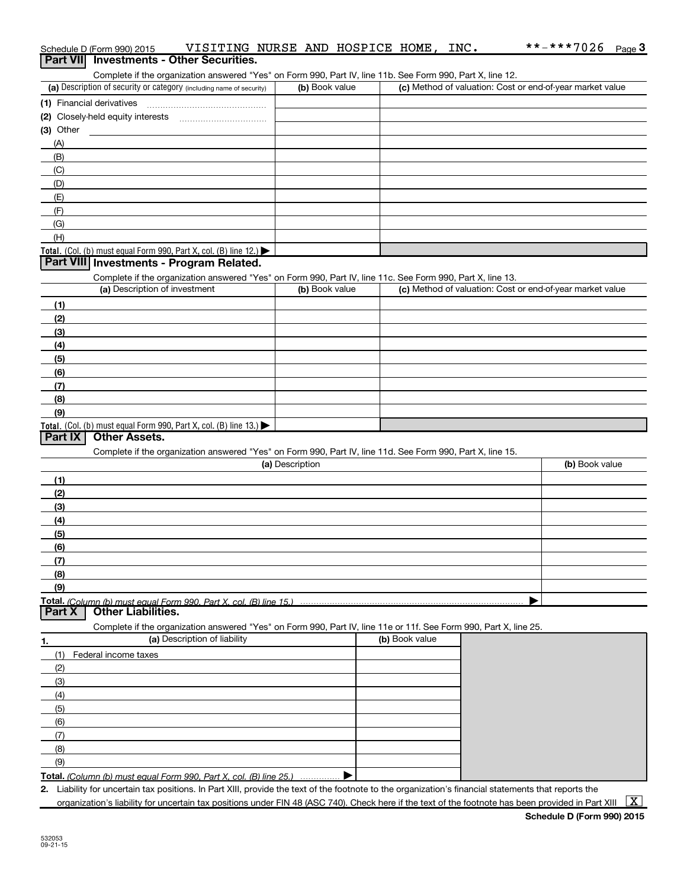Schedule D (Form 990) 2015 VISITING NURSE AND HOSPICE HOME, INC. **-***7026 Page 3

## Part VII Investments - Other Securities.

Complete if the organization answered "Yes" on Form 990, Part IV, line 11b. See Form 990, Part X, line 12.

| (a) Description of security or category (including name of security) | (b) Book value | (c) Method of valuation: Cost or end-of-year market value |
|---|---|---|
| (1) Financial derivatives | | |
| (2) Closely-held equity interests | | |
| (3) Other | | |
| (A) | | |
| (B) | | |
| (C) | | |
| (D) | | |
| (E) | | |
| (F) | | |
| (G) | | |
| (H) | | |
| **Total.** (Col. (b) must equal Form 990, Part X, col. (B) line 12.) ▶ | | |

## Part VIII Investments - Program Related.

Complete if the organization answered "Yes" on Form 990, Part IV, line 11c. See Form 990, Part X, line 13.

| (a) Description of investment | (b) Book value | (c) Method of valuation: Cost or end-of-year market value |
|---|---|---|
| (1) | | |
| (2) | | |
| (3) | | |
| (4) | | |
| (5) | | |
| (6) | | |
| (7) | | |
| (8) | | |
| (9) | | |
| **Total.** (Col. (b) must equal Form 990, Part X, col. (B) line 13.) ▶ | | |

## Part IX Other Assets.

Complete if the organization answered "Yes" on Form 990, Part IV, line 11d. See Form 990, Part X, line 15.

| (a) Description | (b) Book value |
|---|---|
| (1) | |
| (2) | |
| (3) | |
| (4) | |
| (5) | |
| (6) | |
| (7) | |
| (8) | |
| (9) | |
| **Total.** *(Column (b) must equal Form 990, Part X, col. (B) line 15.)* ▶ | |

## Part X Other Liabilities.

Complete if the organization answered "Yes" on Form 990, Part IV, line 11e or 11f. See Form 990, Part X, line 25.

| 1. (a) Description of liability | (b) Book value |
|---|---|
| (1) Federal income taxes | |
| (2) | |
| (3) | |
| (4) | |
| (5) | |
| (6) | |
| (7) | |
| (8) | |
| (9) | |
| **Total.** *(Column (b) must equal Form 990, Part X, col. (B) line 25.)* ▶ | |

2. Liability for uncertain tax positions. In Part XIII, provide the text of the footnote to the organization's financial statements that reports the organization's liability for uncertain tax positions under FIN 48 (ASC 740). Check here if the text of the footnote has been provided in Part XIII [X]

**Schedule D (Form 990) 2015**

532053
09-21-15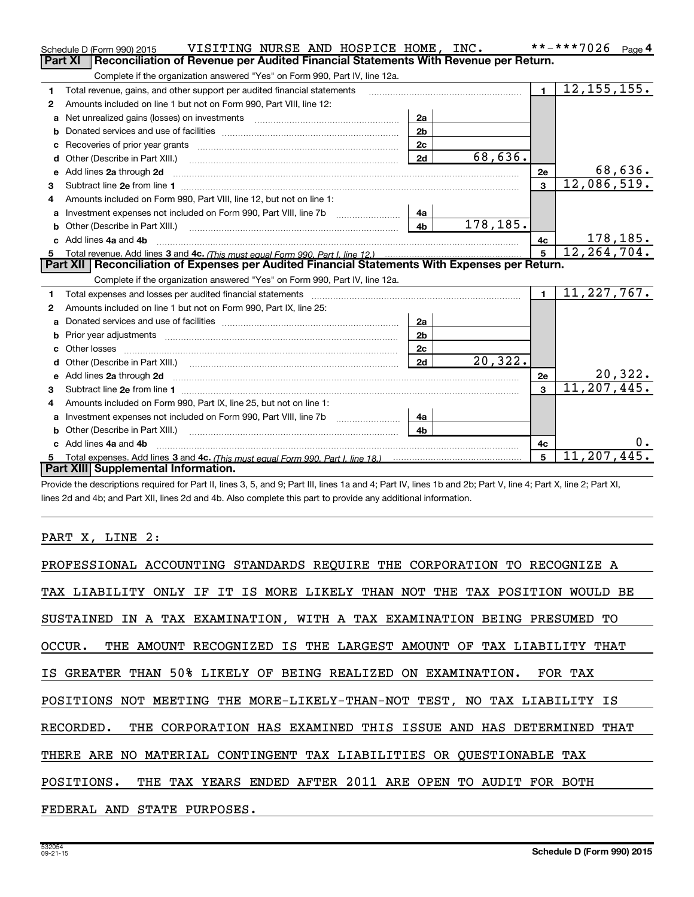Schedule D (Form 990) 2015 VISITING NURSE AND HOSPICE HOME, INC. **-***7026 Page 4

## Part XI Reconciliation of Revenue per Audited Financial Statements With Revenue per Return.

Complete if the organization answered "Yes" on Form 990, Part IV, line 12a.

| | | | | | |
|---|---|---|---|---|---|
| 1 | Total revenue, gains, and other support per audited financial statements | | | 1 | 12,155,155. |
| 2 | Amounts included on line 1 but not on Form 990, Part VIII, line 12: | | | | |
| a | Net unrealized gains (losses) on investments | 2a | | | |
| b | Donated services and use of facilities | 2b | | | |
| c | Recoveries of prior year grants | 2c | | | |
| d | Other (Describe in Part XIII.) | 2d | 68,636. | | |
| e | Add lines 2a through 2d | | | 2e | 68,636. |
| 3 | Subtract line 2e from line 1 | | | 3 | 12,086,519. |
| 4 | Amounts included on Form 990, Part VIII, line 12, but not on line 1: | | | | |
| a | Investment expenses not included on Form 990, Part VIII, line 7b | 4a | | | |
| b | Other (Describe in Part XIII.) | 4b | 178,185. | | |
| c | Add lines 4a and 4b | | | 4c | 178,185. |
| 5 | Total revenue. Add lines 3 and 4c. *(This must equal Form 990, Part I, line 12.)* | | | 5 | 12,264,704. |

## Part XII Reconciliation of Expenses per Audited Financial Statements With Expenses per Return.

Complete if the organization answered "Yes" on Form 990, Part IV, line 12a.

| | | | | | |
|---|---|---|---|---|---|
| 1 | Total expenses and losses per audited financial statements | | | 1 | 11,227,767. |
| 2 | Amounts included on line 1 but not on Form 990, Part IX, line 25: | | | | |
| a | Donated services and use of facilities | 2a | | | |
| b | Prior year adjustments | 2b | | | |
| c | Other losses | 2c | | | |
| d | Other (Describe in Part XIII.) | 2d | 20,322. | | |
| e | Add lines 2a through 2d | | | 2e | 20,322. |
| 3 | Subtract line 2e from line 1 | | | 3 | 11,207,445. |
| 4 | Amounts included on Form 990, Part IX, line 25, but not on line 1: | | | | |
| a | Investment expenses not included on Form 990, Part VIII, line 7b | 4a | | | |
| b | Other (Describe in Part XIII.) | 4b | | | |
| c | Add lines 4a and 4b | | | 4c | 0. |
| 5 | Total expenses. Add lines 3 and 4c. *(This must equal Form 990, Part I, line 18.)* | | | 5 | 11,207,445. |

## Part XIII Supplemental Information.

Provide the descriptions required for Part II, lines 3, 5, and 9; Part III, lines 1a and 4; Part IV, lines 1b and 2b; Part V, line 4; Part X, line 2; Part XI, lines 2d and 4b; and Part XII, lines 2d and 4b. Also complete this part to provide any additional information.

PART X, LINE 2:

PROFESSIONAL ACCOUNTING STANDARDS REQUIRE THE CORPORATION TO RECOGNIZE A TAX LIABILITY ONLY IF IT IS MORE LIKELY THAN NOT THE TAX POSITION WOULD BE SUSTAINED IN A TAX EXAMINATION, WITH A TAX EXAMINATION BEING PRESUMED TO OCCUR. THE AMOUNT RECOGNIZED IS THE LARGEST AMOUNT OF TAX LIABILITY THAT IS GREATER THAN 50% LIKELY OF BEING REALIZED ON EXAMINATION. FOR TAX POSITIONS NOT MEETING THE MORE-LIKELY-THAN-NOT TEST, NO TAX LIABILITY IS RECORDED. THE CORPORATION HAS EXAMINED THIS ISSUE AND HAS DETERMINED THAT THERE ARE NO MATERIAL CONTINGENT TAX LIABILITIES OR QUESTIONABLE TAX POSITIONS. THE TAX YEARS ENDED AFTER 2011 ARE OPEN TO AUDIT FOR BOTH FEDERAL AND STATE PURPOSES.

532054 09-21-15 Schedule D (Form 990) 2015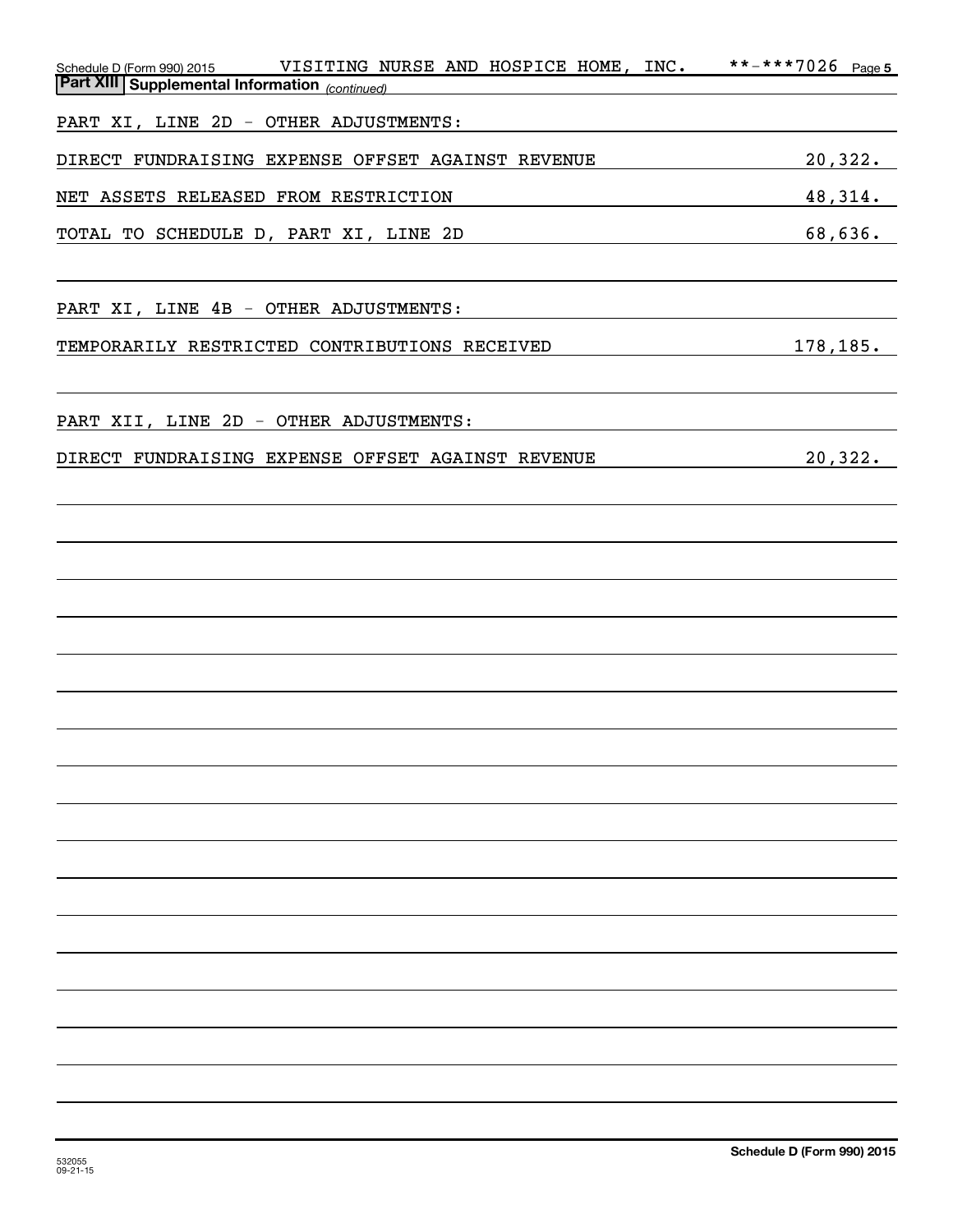Schedule D (Form 990) 2015 VISITING NURSE AND HOSPICE HOME, INC. **-***7026

**Part XIII | Supplemental Information** *(continued)*

PART XI, LINE 2D - OTHER ADJUSTMENTS:

| | |
|---|---|
| DIRECT FUNDRAISING EXPENSE OFFSET AGAINST REVENUE | 20,322. |
| NET ASSETS RELEASED FROM RESTRICTION | 48,314. |
| TOTAL TO SCHEDULE D, PART XI, LINE 2D | 68,636. |

PART XI, LINE 4B - OTHER ADJUSTMENTS:

| | |
|---|---|
| TEMPORARILY RESTRICTED CONTRIBUTIONS RECEIVED | 178,185. |

PART XII, LINE 2D - OTHER ADJUSTMENTS:

| | |
|---|---|
| DIRECT FUNDRAISING EXPENSE OFFSET AGAINST REVENUE | 20,322. |

532055 09-21-15

**Schedule D (Form 990) 2015**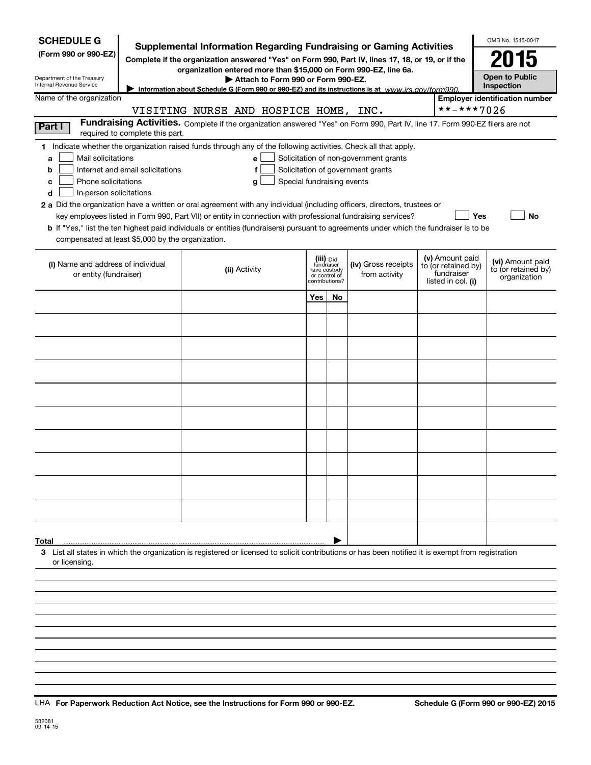**SCHEDULE G**
**(Form 990 or 990-EZ)**

Department of the Treasury
Internal Revenue Service

# Supplemental Information Regarding Fundraising or Gaming Activities

**Complete if the organization answered "Yes" on Form 990, Part IV, lines 17, 18, or 19, or if the organization entered more than $15,000 on Form 990-EZ, line 6a.**

**▶ Attach to Form 990 or Form 990-EZ.**

**▶ Information about Schedule G (Form 990 or 990-EZ) and its instructions is at** *www.irs.gov/form990.*

OMB No. 1545-0047

**2015**

**Open to Public Inspection**

Name of the organization: VISITING NURSE AND HOSPICE HOME, INC.

**Employer identification number:** **-***7026

**Part I** **Fundraising Activities.** Complete if the organization answered "Yes" on Form 990, Part IV, line 17. Form 990-EZ filers are not required to complete this part.

**1** Indicate whether the organization raised funds through any of the following activities. Check all that apply.

- **a** ☐ Mail solicitations
- **b** ☐ Internet and email solicitations
- **c** ☐ Phone solicitations
- **d** ☐ In-person solicitations
- **e** ☐ Solicitation of non-government grants
- **f** ☐ Solicitation of government grants
- **g** ☐ Special fundraising events

**2 a** Did the organization have a written or oral agreement with any individual (including officers, directors, trustees or key employees listed in Form 990, Part VII) or entity in connection with professional fundraising services? ☐ **Yes** ☐ **No**

**b** If "Yes," list the ten highest paid individuals or entities (fundraisers) pursuant to agreements under which the fundraiser is to be compensated at least $5,000 by the organization.

| (i) Name and address of individual or entity (fundraiser) | (ii) Activity | (iii) Did fundraiser have custody or control of contributions? | | (iv) Gross receipts from activity | (v) Amount paid to (or retained by) fundraiser listed in col. (i) | (vi) Amount paid to (or retained by) organization |
|---|---|---|---|---|---|---|
| | | Yes | No | | | |
| | | | | | | |
| | | | | | | |
| | | | | | | |
| | | | | | | |
| | | | | | | |
| | | | | | | |
| | | | | | | |
| | | | | | | |
| | | | | | | |
| **Total** ▶ | | | | | | |

**3** List all states in which the organization is registered or licensed to solicit contributions or has been notified it is exempt from registration or licensing.

LHA **For Paperwork Reduction Act Notice, see the Instructions for Form 990 or 990-EZ.** **Schedule G (Form 990 or 990-EZ) 2015**

532081
09-14-15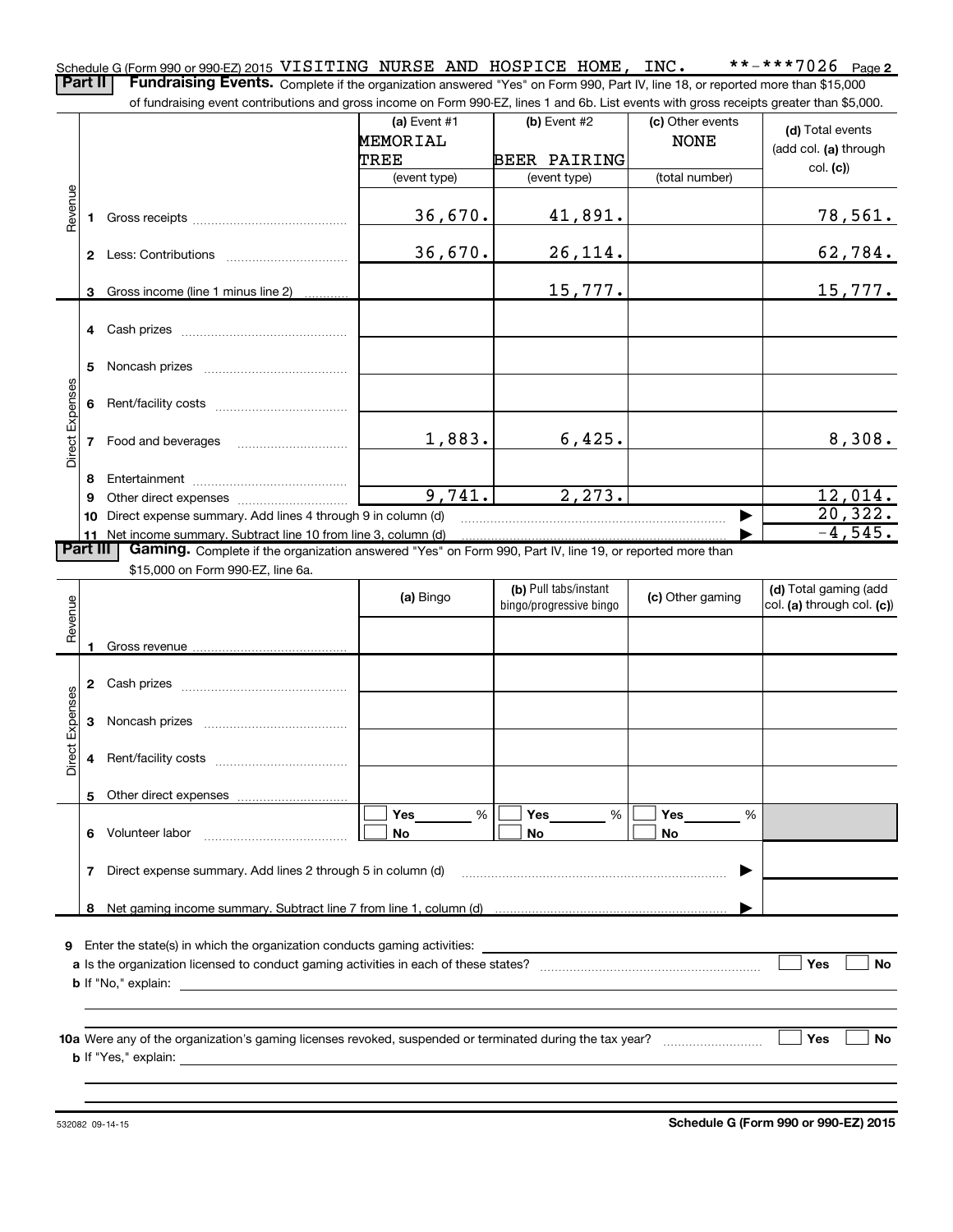Schedule G (Form 990 or 990-EZ) 2015 VISITING NURSE AND HOSPICE HOME, INC. **-***7026 Page 2

**Part II** **Fundraising Events.** Complete if the organization answered "Yes" on Form 990, Part IV, line 18, or reported more than $15,000 of fundraising event contributions and gross income on Form 990-EZ, lines 1 and 6b. List events with gross receipts greater than $5,000.

| | | (a) Event #1 MEMORIAL TREE (event type) | (b) Event #2 BEER PAIRING (event type) | (c) Other events NONE (total number) | (d) Total events (add col. (a) through col. (c)) |
|---|---|---|---|---|---|
| Revenue | 1 Gross receipts | 36,670. | 41,891. | | 78,561. |
| | 2 Less: Contributions | 36,670. | 26,114. | | 62,784. |
| | 3 Gross income (line 1 minus line 2) | | 15,777. | | 15,777. |
| Direct Expenses | 4 Cash prizes | | | | |
| | 5 Noncash prizes | | | | |
| | 6 Rent/facility costs | | | | |
| | 7 Food and beverages | 1,883. | 6,425. | | 8,308. |
| | 8 Entertainment | | | | |
| | 9 Other direct expenses | 9,741. | 2,273. | | 12,014. |
| | 10 Direct expense summary. Add lines 4 through 9 in column (d) | | | ▶ | 20,322. |
| | 11 Net income summary. Subtract line 10 from line 3, column (d) | | | ▶ | -4,545. |

**Part III** **Gaming.** Complete if the organization answered "Yes" on Form 990, Part IV, line 19, or reported more than $15,000 on Form 990-EZ, line 6a.

| | | (a) Bingo | (b) Pull tabs/instant bingo/progressive bingo | (c) Other gaming | (d) Total gaming (add col. (a) through col. (c)) |
|---|---|---|---|---|---|
| Revenue | 1 Gross revenue | | | | |
| Direct Expenses | 2 Cash prizes | | | | |
| | 3 Noncash prizes | | | | |
| | 4 Rent/facility costs | | | | |
| | 5 Other direct expenses | | | | |
| | 6 Volunteer labor | ☐ Yes ___ % ☐ No | ☐ Yes ___ % ☐ No | ☐ Yes ___ % ☐ No | |
| | 7 Direct expense summary. Add lines 2 through 5 in column (d) | | | ▶ | |
| | 8 Net gaming income summary. Subtract line 7 from line 1, column (d) | | | ▶ | |

9 Enter the state(s) in which the organization conducts gaming activities: ____________

a Is the organization licensed to conduct gaming activities in each of these states? ☐ Yes ☐ No

b If "No," explain: ____________

10a Were any of the organization's gaming licenses revoked, suspended or terminated during the tax year? ☐ Yes ☐ No

b If "Yes," explain: ____________

532082 09-14-15 **Schedule G (Form 990 or 990-EZ) 2015**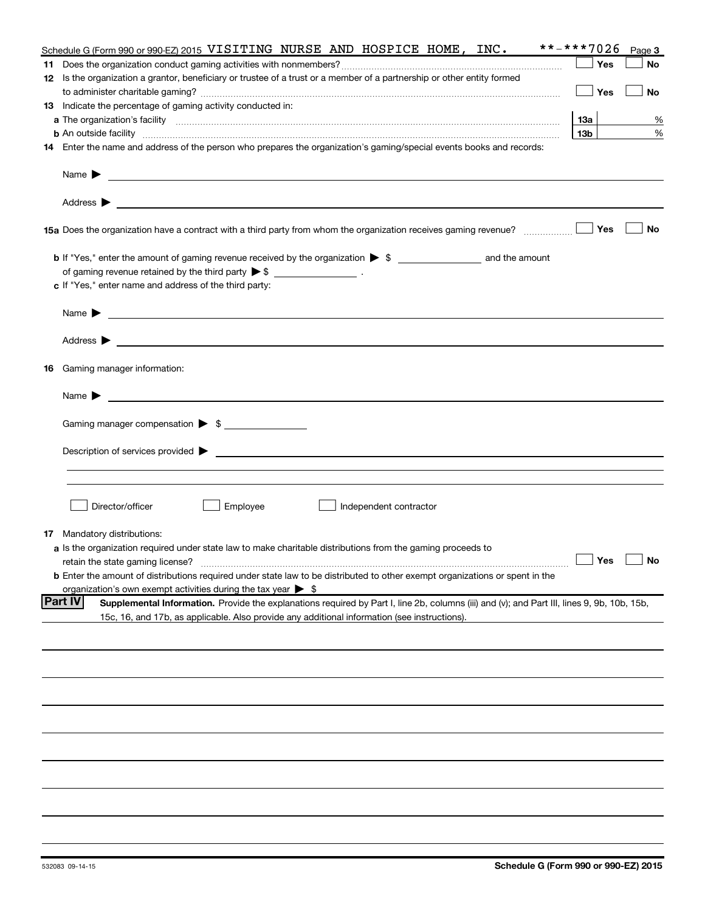Schedule G (Form 990 or 990-EZ) 2015 VISITING NURSE AND HOSPICE HOME, INC. **-***7026 Page 3

**11** Does the organization conduct gaming activities with nonmembers? ☐ Yes ☐ No

**12** Is the organization a grantor, beneficiary or trustee of a trust or a member of a partnership or other entity formed to administer charitable gaming? ☐ Yes ☐ No

**13** Indicate the percentage of gaming activity conducted in:

**a** The organization's facility **13a** %

**b** An outside facility **13b** %

**14** Enter the name and address of the person who prepares the organization's gaming/special events books and records:

Name ▶

Address ▶

**15a** Does the organization have a contract with a third party from whom the organization receives gaming revenue? ☐ Yes ☐ No

**b** If "Yes," enter the amount of gaming revenue received by the organization ▶ $ ______ and the amount of gaming revenue retained by the third party ▶ $ ______ .

**c** If "Yes," enter name and address of the third party:

Name ▶

Address ▶

**16** Gaming manager information:

Name ▶

Gaming manager compensation ▶ $

Description of services provided ▶

☐ Director/officer ☐ Employee ☐ Independent contractor

**17** Mandatory distributions:

**a** Is the organization required under state law to make charitable distributions from the gaming proceeds to retain the state gaming license? ☐ Yes ☐ No

**b** Enter the amount of distributions required under state law to be distributed to other exempt organizations or spent in the organization's own exempt activities during the tax year ▶ $

**Part IV** **Supplemental Information.** Provide the explanations required by Part I, line 2b, columns (iii) and (v); and Part III, lines 9, 9b, 10b, 15b, 15c, 16, and 17b, as applicable. Also provide any additional information (see instructions).

532083 09-14-15 **Schedule G (Form 990 or 990-EZ) 2015**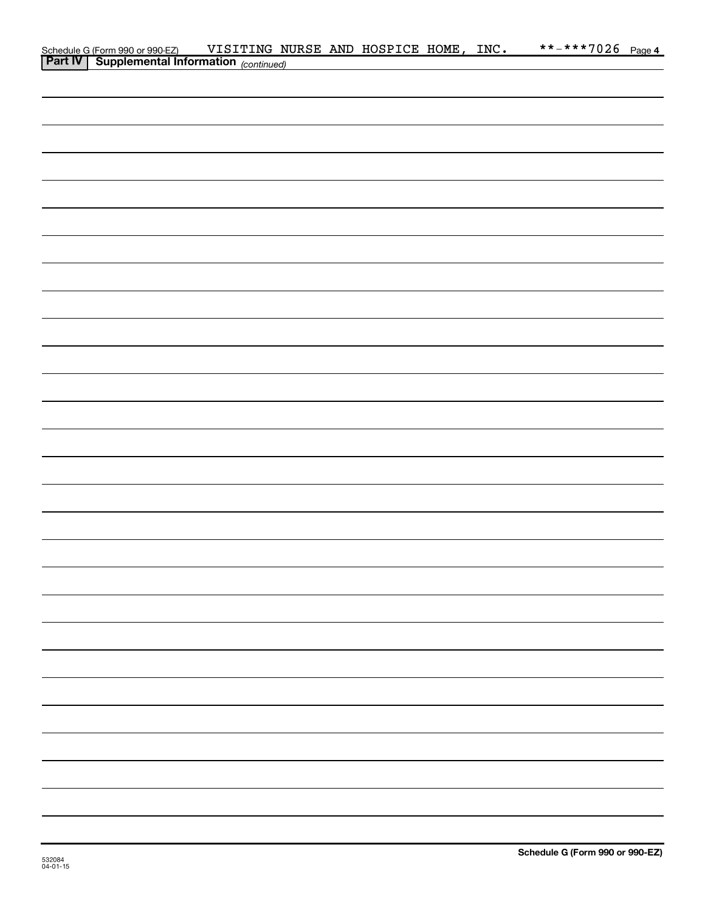Schedule G (Form 990 or 990-EZ) VISITING NURSE AND HOSPICE HOME, INC. **-***7026 Page 4

**Part IV Supplemental Information** *(continued)*

532084
04-01-15

**Schedule G (Form 990 or 990-EZ)**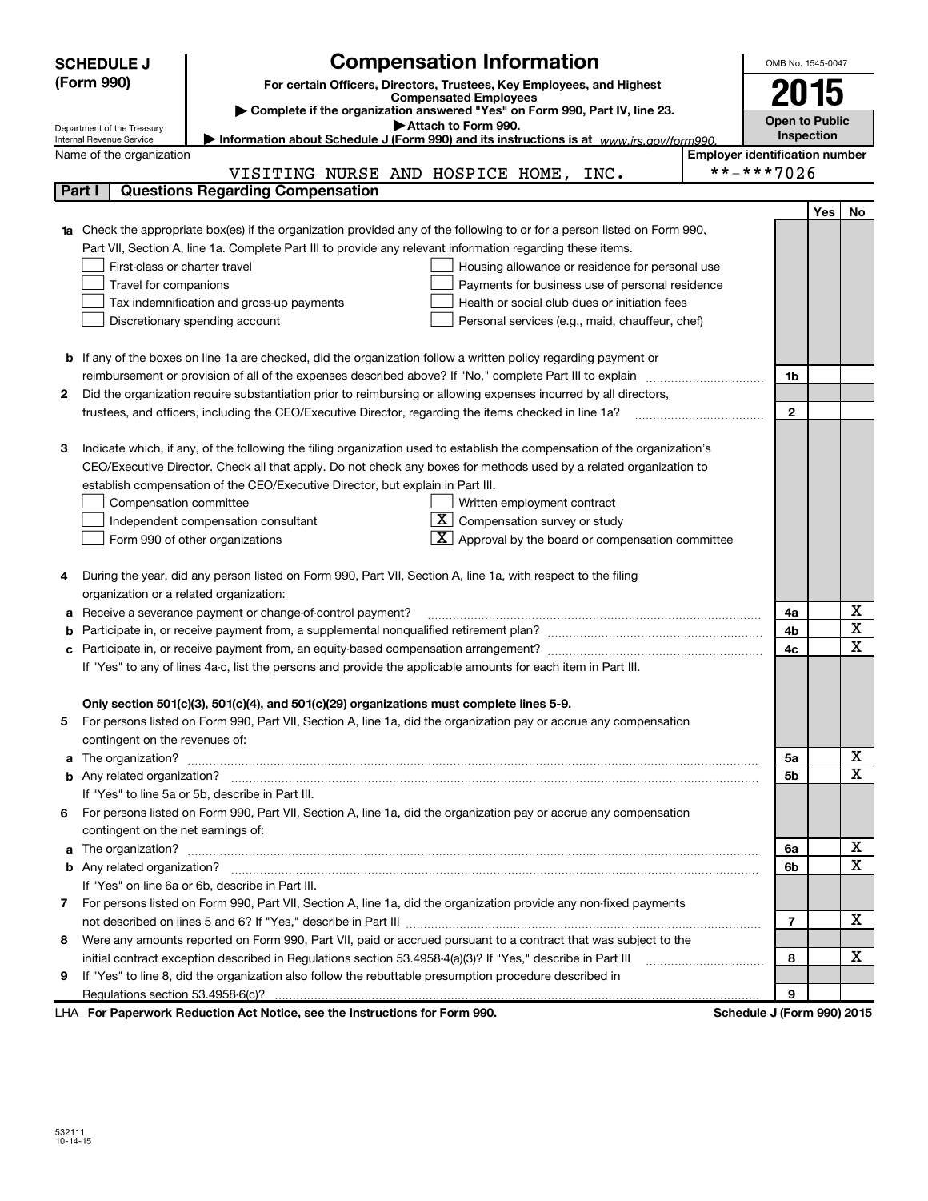**SCHEDULE J (Form 990)**

Department of the Treasury
Internal Revenue Service

# Compensation Information

**For certain Officers, Directors, Trustees, Key Employees, and Highest Compensated Employees**

▶ Complete if the organization answered "Yes" on Form 990, Part IV, line 23.
▶ Attach to Form 990.
▶ Information about Schedule J (Form 990) and its instructions is at www.irs.gov/form990.

OMB No. 1545-0047

**2015**

**Open to Public Inspection**

Name of the organization: VISITING NURSE AND HOSPICE HOME, INC.

Employer identification number: **-***7026

## Part I Questions Regarding Compensation

| | | | Yes | No |
|---|---|---|---|---|
| **1a** | Check the appropriate box(es) if the organization provided any of the following to or for a person listed on Form 990, Part VII, Section A, line 1a. Complete Part III to provide any relevant information regarding these items.<br>☐ First-class or charter travel ☐ Housing allowance or residence for personal use<br>☐ Travel for companions ☐ Payments for business use of personal residence<br>☐ Tax indemnification and gross-up payments ☐ Health or social club dues or initiation fees<br>☐ Discretionary spending account ☐ Personal services (e.g., maid, chauffeur, chef) | | | |
| **b** | If any of the boxes on line 1a are checked, did the organization follow a written policy regarding payment or reimbursement or provision of all of the expenses described above? If "No," complete Part III to explain | 1b | | |
| **2** | Did the organization require substantiation prior to reimbursing or allowing expenses incurred by all directors, trustees, and officers, including the CEO/Executive Director, regarding the items checked in line 1a? | 2 | | |
| **3** | Indicate which, if any, of the following the filing organization used to establish the compensation of the organization's CEO/Executive Director. Check all that apply. Do not check any boxes for methods used by a related organization to establish compensation of the CEO/Executive Director, but explain in Part III.<br>☐ Compensation committee ☐ Written employment contract<br>☐ Independent compensation consultant ☒ Compensation survey or study<br>☐ Form 990 of other organizations ☒ Approval by the board or compensation committee | | | |
| **4** | During the year, did any person listed on Form 990, Part VII, Section A, line 1a, with respect to the filing organization or a related organization: | | | |
| **a** | Receive a severance payment or change-of-control payment? | 4a | | X |
| **b** | Participate in, or receive payment from, a supplemental nonqualified retirement plan? | 4b | | X |
| **c** | Participate in, or receive payment from, an equity-based compensation arrangement? | 4c | | X |
| | If "Yes" to any of lines 4a-c, list the persons and provide the applicable amounts for each item in Part III. | | | |
| | **Only section 501(c)(3), 501(c)(4), and 501(c)(29) organizations must complete lines 5-9.** | | | |
| **5** | For persons listed on Form 990, Part VII, Section A, line 1a, did the organization pay or accrue any compensation contingent on the revenues of: | | | |
| **a** | The organization? | 5a | | X |
| **b** | Any related organization? | 5b | | X |
| | If "Yes" to line 5a or 5b, describe in Part III. | | | |
| **6** | For persons listed on Form 990, Part VII, Section A, line 1a, did the organization pay or accrue any compensation contingent on the net earnings of: | | | |
| **a** | The organization? | 6a | | X |
| **b** | Any related organization? | 6b | | X |
| | If "Yes" on line 6a or 6b, describe in Part III. | | | |
| **7** | For persons listed on Form 990, Part VII, Section A, line 1a, did the organization provide any non-fixed payments not described on lines 5 and 6? If "Yes," describe in Part III | 7 | | X |
| **8** | Were any amounts reported on Form 990, Part VII, paid or accrued pursuant to a contract that was subject to the initial contract exception described in Regulations section 53.4958-4(a)(3)? If "Yes," describe in Part III | 8 | | X |
| **9** | If "Yes" to line 8, did the organization also follow the rebuttable presumption procedure described in Regulations section 53.4958-6(c)? | 9 | | |

LHA **For Paperwork Reduction Act Notice, see the Instructions for Form 990.** **Schedule J (Form 990) 2015**

532111
10-14-15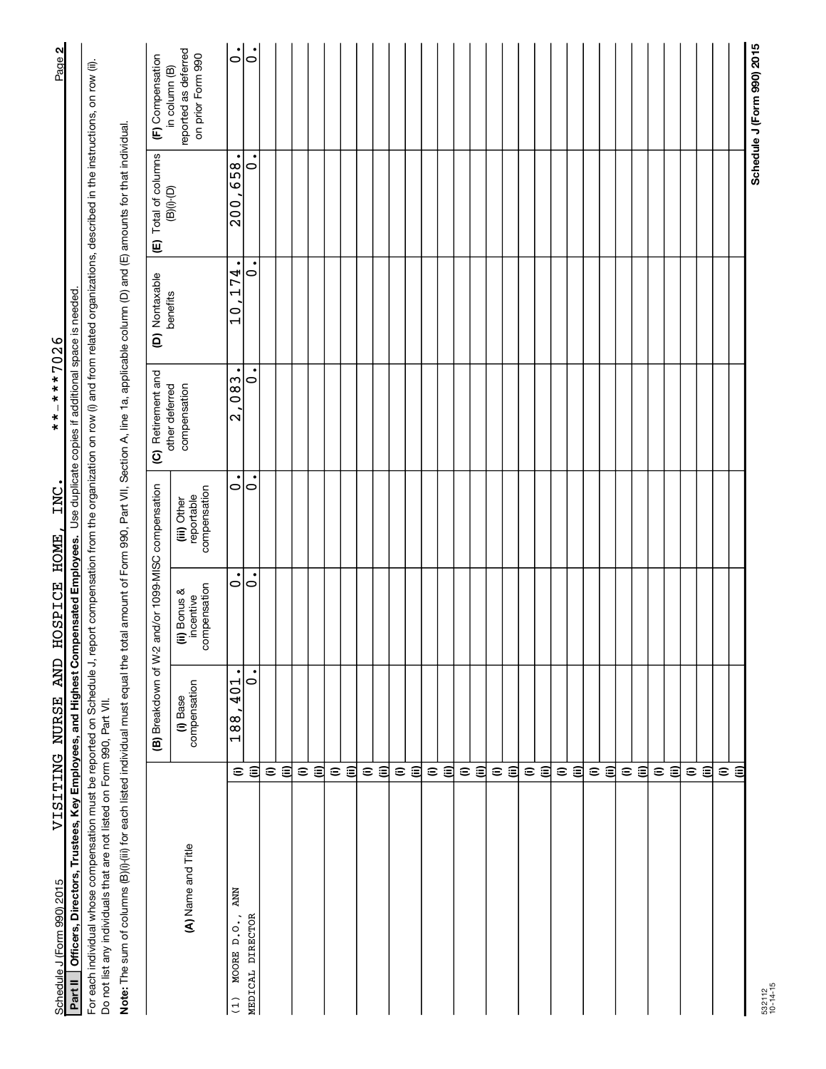Schedule J (Form 990) 2015 VISITING NURSE AND HOSPICE HOME, INC. **-***7026 Page 2

**Part II** **Officers, Directors, Trustees, Key Employees, and Highest Compensated Employees.** Use duplicate copies if additional space is needed.

For each individual whose compensation must be reported on Schedule J, report compensation from the organization on row (i) and from related organizations, described in the instructions, on row (ii). Do not list any individuals that are not listed on Form 990, Part VII.

**Note:** The sum of columns (B)(i)-(iii) for each listed individual must equal the total amount of Form 990, Part VII, Section A, line 1a, applicable column (D) and (E) amounts for that individual.

| (A) Name and Title | | (B) Breakdown of W-2 and/or 1099-MISC compensation | | | (C) Retirement and other deferred compensation | (D) Nontaxable benefits | (E) Total of columns (B)(i)-(D) | (F) Compensation in column (B) reported as deferred on prior Form 990 |
|---|---|---|---|---|---|---|---|---|
| | | (i) Base compensation | (ii) Bonus & incentive compensation | (iii) Other reportable compensation | | | | |
| (1) MOORE D.O., ANN | (i) | 188,401. | 0. | 0. | 2,083. | 10,174. | 200,658. | 0. |
| MEDICAL DIRECTOR | (ii) | 0. | 0. | 0. | 0. | 0. | 0. | 0. |
| | (i) | | | | | | | |
| | (ii) | | | | | | | |
| | (i) | | | | | | | |
| | (ii) | | | | | | | |
| | (i) | | | | | | | |
| | (ii) | | | | | | | |
| | (i) | | | | | | | |
| | (ii) | | | | | | | |
| | (i) | | | | | | | |
| | (ii) | | | | | | | |
| | (i) | | | | | | | |
| | (ii) | | | | | | | |
| | (i) | | | | | | | |
| | (ii) | | | | | | | |
| | (i) | | | | | | | |
| | (ii) | | | | | | | |
| | (i) | | | | | | | |
| | (ii) | | | | | | | |
| | (i) | | | | | | | |
| | (ii) | | | | | | | |
| | (i) | | | | | | | |
| | (ii) | | | | | | | |
| | (i) | | | | | | | |
| | (ii) | | | | | | | |
| | (i) | | | | | | | |
| | (ii) | | | | | | | |
| | (i) | | | | | | | |
| | (ii) | | | | | | | |
| | (i) | | | | | | | |
| | (ii) | | | | | | | |

532112 10-14-15

Schedule J (Form 990) 2015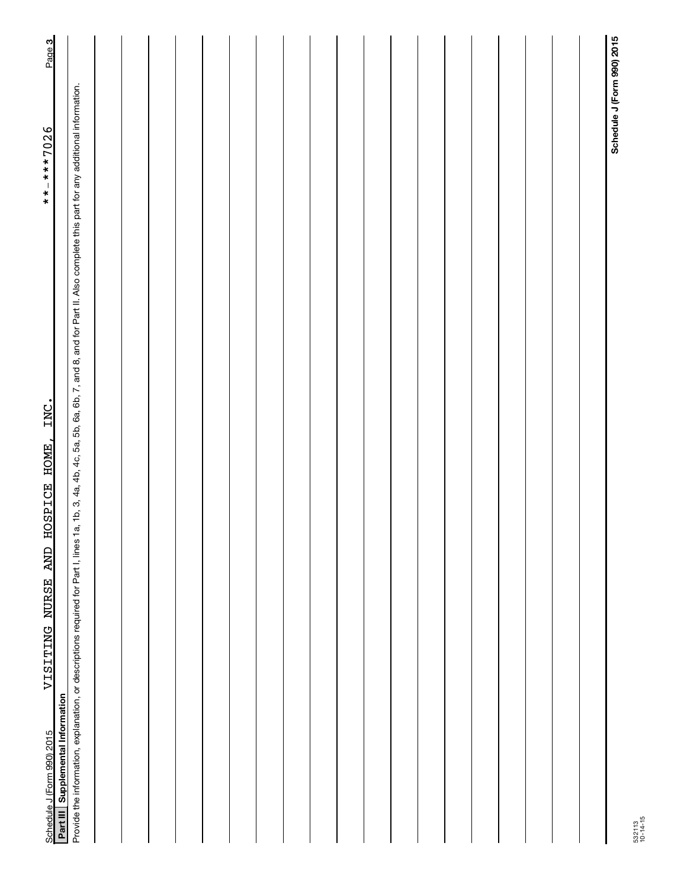Schedule J (Form 990) 2015 VISITING NURSE AND HOSPICE HOME, INC. **-***7026 Page 3

**Part III Supplemental Information**

Provide the information, explanation, or descriptions required for Part I, lines 1a, 1b, 3, 4a, 4b, 4c, 5a, 5b, 6a, 6b, 7, and 8, and for Part II. Also complete this part for any additional information.

**Schedule J (Form 990) 2015**

532113
10-14-15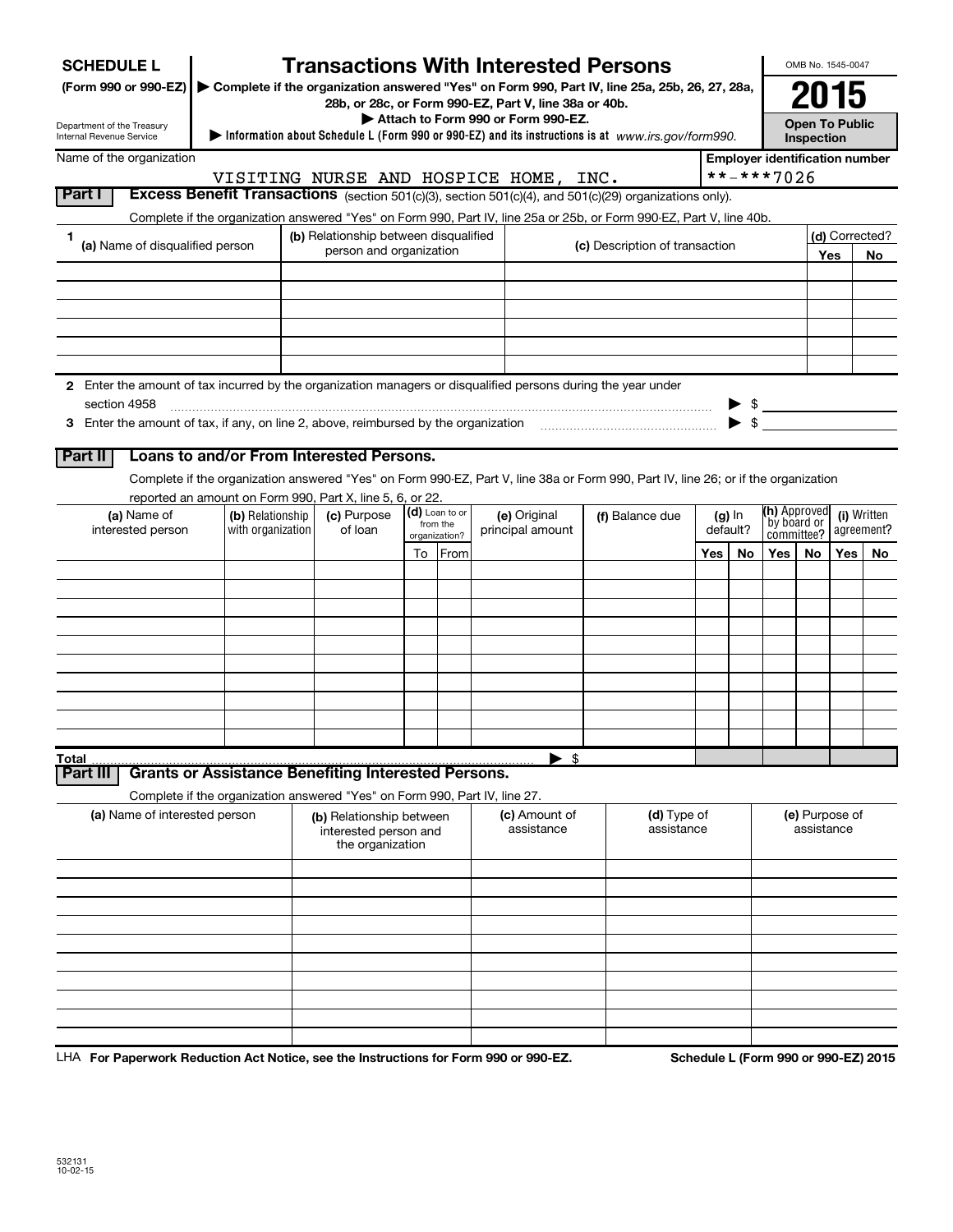**SCHEDULE L**
**(Form 990 or 990-EZ)**

Department of the Treasury
Internal Revenue Service

# Transactions With Interested Persons

▶ Complete if the organization answered "Yes" on Form 990, Part IV, line 25a, 25b, 26, 27, 28a, 28b, or 28c, or Form 990-EZ, Part V, line 38a or 40b.
▶ Attach to Form 990 or Form 990-EZ.
▶ Information about Schedule L (Form 990 or 990-EZ) and its instructions is at *www.irs.gov/form990.*

OMB No. 1545-0047

**2015**

**Open To Public Inspection**

Name of the organization: VISITING NURSE AND HOSPICE HOME, INC.

Employer identification number: **-***7026

## Part I Excess Benefit Transactions (section 501(c)(3), section 501(c)(4), and 501(c)(29) organizations only).

Complete if the organization answered "Yes" on Form 990, Part IV, line 25a or 25b, or Form 990-EZ, Part V, line 40b.

| 1 (a) Name of disqualified person | (b) Relationship between disqualified person and organization | (c) Description of transaction | (d) Corrected? Yes | No |
|---|---|---|---|---|
| | | | | |
| | | | | |
| | | | | |
| | | | | |
| | | | | |
| | | | | |

2 Enter the amount of tax incurred by the organization managers or disqualified persons during the year under section 4958 ▶ $

3 Enter the amount of tax, if any, on line 2, above, reimbursed by the organization ▶ $

## Part II Loans to and/or From Interested Persons.

Complete if the organization answered "Yes" on Form 990-EZ, Part V, line 38a or Form 990, Part IV, line 26; or if the organization reported an amount on Form 990, Part X, line 5, 6, or 22.

| (a) Name of interested person | (b) Relationship with organization | (c) Purpose of loan | (d) Loan to or from the organization? To | From | (e) Original principal amount | (f) Balance due | (g) In default? Yes | No | (h) Approved by board or committee? Yes | No | (i) Written agreement? Yes | No |
|---|---|---|---|---|---|---|---|---|---|---|---|---|
| | | | | | | | | | | | | |
| | | | | | | | | | | | | |
| | | | | | | | | | | | | |
| | | | | | | | | | | | | |
| | | | | | | | | | | | | |
| | | | | | | | | | | | | |
| | | | | | | | | | | | | |
| | | | | | | | | | | | | |
| | | | | | | | | | | | | |
| | | | | | | | | | | | | |
| Total | | | | | ▶ $ | | | | | | | |

## Part III Grants or Assistance Benefiting Interested Persons.

Complete if the organization answered "Yes" on Form 990, Part IV, line 27.

| (a) Name of interested person | (b) Relationship between interested person and the organization | (c) Amount of assistance | (d) Type of assistance | (e) Purpose of assistance |
|---|---|---|---|---|
| | | | | |
| | | | | |
| | | | | |
| | | | | |
| | | | | |
| | | | | |
| | | | | |
| | | | | |
| | | | | |
| | | | | |

LHA **For Paperwork Reduction Act Notice, see the Instructions for Form 990 or 990-EZ.** **Schedule L (Form 990 or 990-EZ) 2015**

532131
10-02-15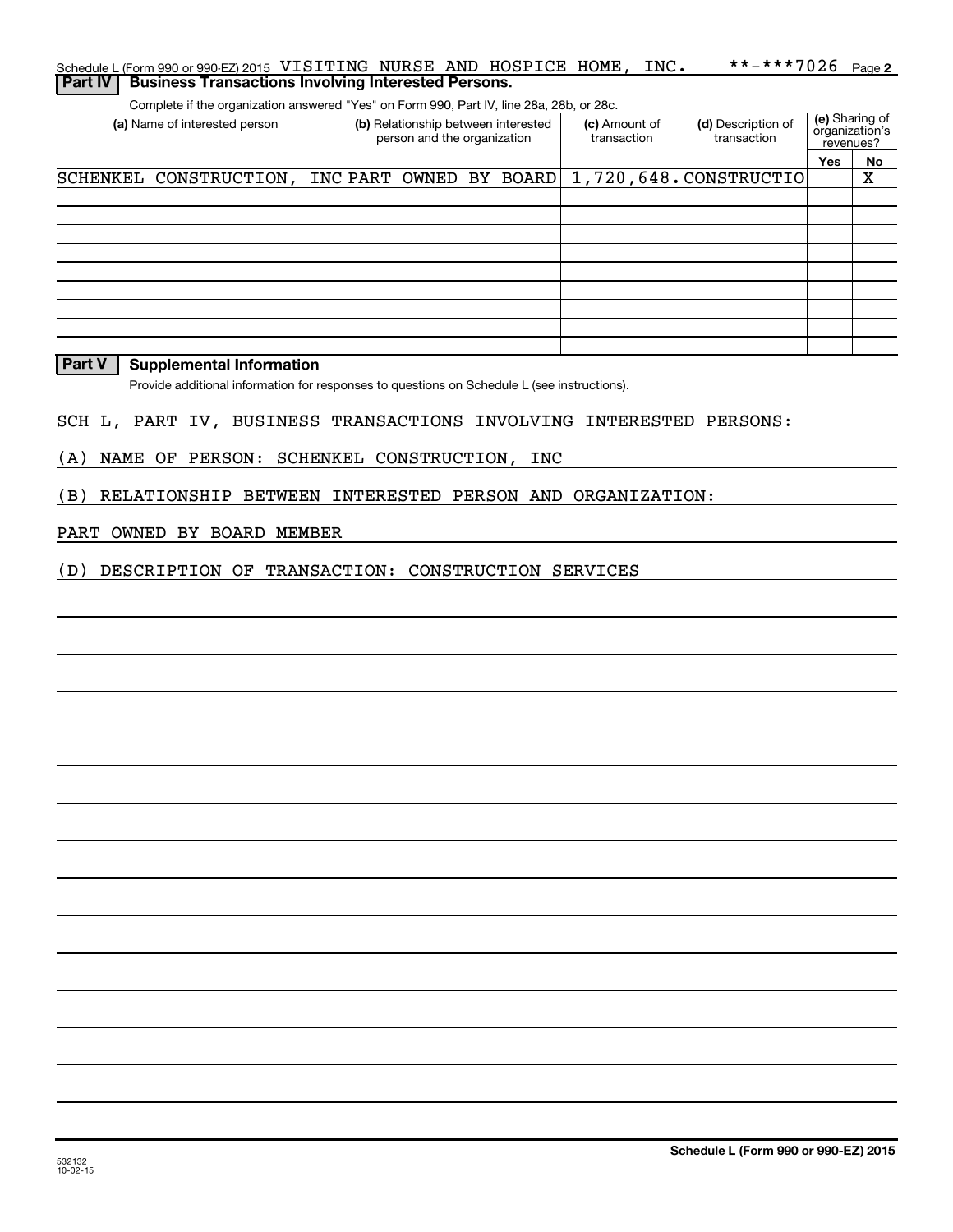Schedule L (Form 990 or 990-EZ) 2015 VISITING NURSE AND HOSPICE HOME, INC. **-***7026 Page 2

## Part IV Business Transactions Involving Interested Persons.

Complete if the organization answered "Yes" on Form 990, Part IV, line 28a, 28b, or 28c.

| (a) Name of interested person | (b) Relationship between interested person and the organization | (c) Amount of transaction | (d) Description of transaction | (e) Sharing of organization's revenues? | |
|---|---|---|---|---|---|
| | | | | Yes | No |
| SCHENKEL CONSTRUCTION, INC | PART OWNED BY BOARD | 1,720,648. | CONSTRUCTIO | | X |
| | | | | | |
| | | | | | |
| | | | | | |
| | | | | | |
| | | | | | |
| | | | | | |
| | | | | | |
| | | | | | |

## Part V Supplemental Information

Provide additional information for responses to questions on Schedule L (see instructions).

SCH L, PART IV, BUSINESS TRANSACTIONS INVOLVING INTERESTED PERSONS:

(A) NAME OF PERSON: SCHENKEL CONSTRUCTION, INC

(B) RELATIONSHIP BETWEEN INTERESTED PERSON AND ORGANIZATION:

PART OWNED BY BOARD MEMBER

(D) DESCRIPTION OF TRANSACTION: CONSTRUCTION SERVICES

Schedule L (Form 990 or 990-EZ) 2015

532132
10-02-15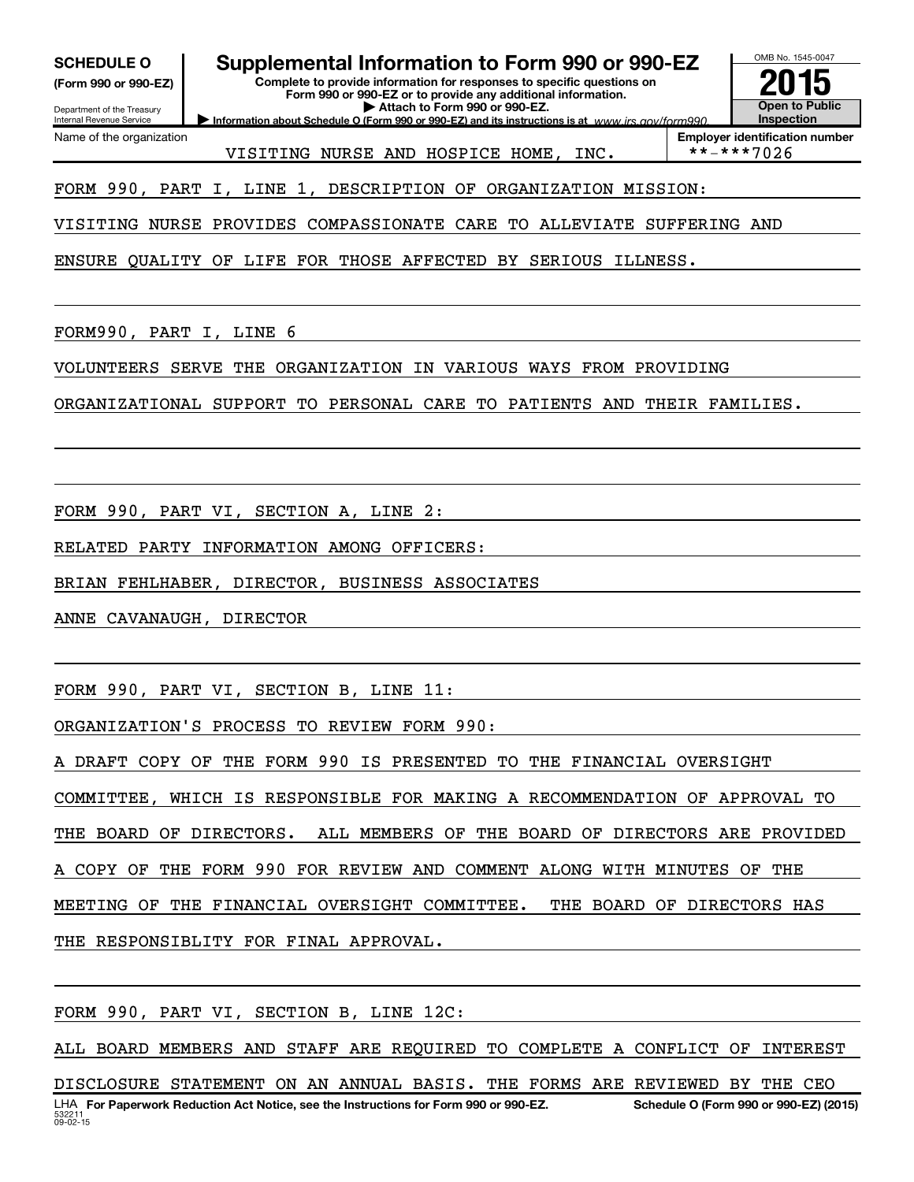**SCHEDULE O**
**(Form 990 or 990-EZ)**

Department of the Treasury
Internal Revenue Service

# Supplemental Information to Form 990 or 990-EZ

**Complete to provide information for responses to specific questions on Form 990 or 990-EZ or to provide any additional information.**
**▶ Attach to Form 990 or 990-EZ.**
**▶ Information about Schedule O (Form 990 or 990-EZ) and its instructions is at** *www.irs.gov/form990.*

OMB No. 1545-0047
**2015**
**Open to Public Inspection**

| Name of the organization | Employer identification number |
| --- | --- |
| VISITING NURSE AND HOSPICE HOME, INC. | **-***7026 |

FORM 990, PART I, LINE 1, DESCRIPTION OF ORGANIZATION MISSION:

VISITING NURSE PROVIDES COMPASSIONATE CARE TO ALLEVIATE SUFFERING AND ENSURE QUALITY OF LIFE FOR THOSE AFFECTED BY SERIOUS ILLNESS.

FORM990, PART I, LINE 6

VOLUNTEERS SERVE THE ORGANIZATION IN VARIOUS WAYS FROM PROVIDING ORGANIZATIONAL SUPPORT TO PERSONAL CARE TO PATIENTS AND THEIR FAMILIES.

FORM 990, PART VI, SECTION A, LINE 2:

RELATED PARTY INFORMATION AMONG OFFICERS:

BRIAN FEHLHABER, DIRECTOR, BUSINESS ASSOCIATES

ANNE CAVANAUGH, DIRECTOR

FORM 990, PART VI, SECTION B, LINE 11:

ORGANIZATION'S PROCESS TO REVIEW FORM 990:

A DRAFT COPY OF THE FORM 990 IS PRESENTED TO THE FINANCIAL OVERSIGHT COMMITTEE, WHICH IS RESPONSIBLE FOR MAKING A RECOMMENDATION OF APPROVAL TO THE BOARD OF DIRECTORS. ALL MEMBERS OF THE BOARD OF DIRECTORS ARE PROVIDED A COPY OF THE FORM 990 FOR REVIEW AND COMMENT ALONG WITH MINUTES OF THE MEETING OF THE FINANCIAL OVERSIGHT COMMITTEE. THE BOARD OF DIRECTORS HAS THE RESPONSIBLITY FOR FINAL APPROVAL.

FORM 990, PART VI, SECTION B, LINE 12C:

ALL BOARD MEMBERS AND STAFF ARE REQUIRED TO COMPLETE A CONFLICT OF INTEREST DISCLOSURE STATEMENT ON AN ANNUAL BASIS. THE FORMS ARE REVIEWED BY THE CEO

LHA **For Paperwork Reduction Act Notice, see the Instructions for Form 990 or 990-EZ.** **Schedule O (Form 990 or 990-EZ) (2015)**
532211
09-02-15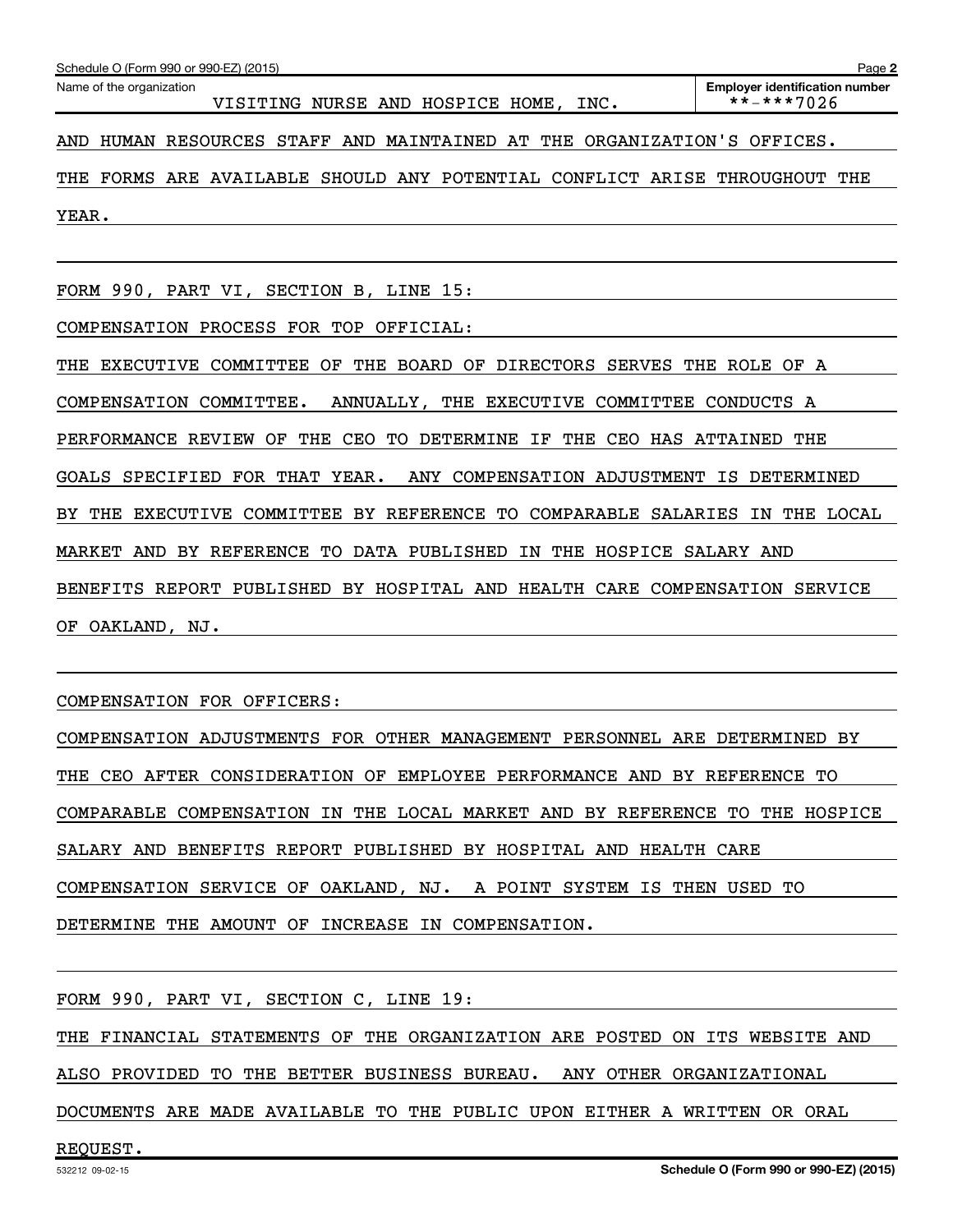Name of the organization: VISITING NURSE AND HOSPICE HOME, INC.

Employer identification number: **-***7026

AND HUMAN RESOURCES STAFF AND MAINTAINED AT THE ORGANIZATION'S OFFICES. THE FORMS ARE AVAILABLE SHOULD ANY POTENTIAL CONFLICT ARISE THROUGHOUT THE YEAR.

FORM 990, PART VI, SECTION B, LINE 15:

COMPENSATION PROCESS FOR TOP OFFICIAL:

THE EXECUTIVE COMMITTEE OF THE BOARD OF DIRECTORS SERVES THE ROLE OF A COMPENSATION COMMITTEE. ANNUALLY, THE EXECUTIVE COMMITTEE CONDUCTS A PERFORMANCE REVIEW OF THE CEO TO DETERMINE IF THE CEO HAS ATTAINED THE GOALS SPECIFIED FOR THAT YEAR. ANY COMPENSATION ADJUSTMENT IS DETERMINED BY THE EXECUTIVE COMMITTEE BY REFERENCE TO COMPARABLE SALARIES IN THE LOCAL MARKET AND BY REFERENCE TO DATA PUBLISHED IN THE HOSPICE SALARY AND BENEFITS REPORT PUBLISHED BY HOSPITAL AND HEALTH CARE COMPENSATION SERVICE OF OAKLAND, NJ.

COMPENSATION FOR OFFICERS:

COMPENSATION ADJUSTMENTS FOR OTHER MANAGEMENT PERSONNEL ARE DETERMINED BY THE CEO AFTER CONSIDERATION OF EMPLOYEE PERFORMANCE AND BY REFERENCE TO COMPARABLE COMPENSATION IN THE LOCAL MARKET AND BY REFERENCE TO THE HOSPICE SALARY AND BENEFITS REPORT PUBLISHED BY HOSPITAL AND HEALTH CARE COMPENSATION SERVICE OF OAKLAND, NJ. A POINT SYSTEM IS THEN USED TO DETERMINE THE AMOUNT OF INCREASE IN COMPENSATION.

FORM 990, PART VI, SECTION C, LINE 19:

THE FINANCIAL STATEMENTS OF THE ORGANIZATION ARE POSTED ON ITS WEBSITE AND ALSO PROVIDED TO THE BETTER BUSINESS BUREAU. ANY OTHER ORGANIZATIONAL DOCUMENTS ARE MADE AVAILABLE TO THE PUBLIC UPON EITHER A WRITTEN OR ORAL REQUEST.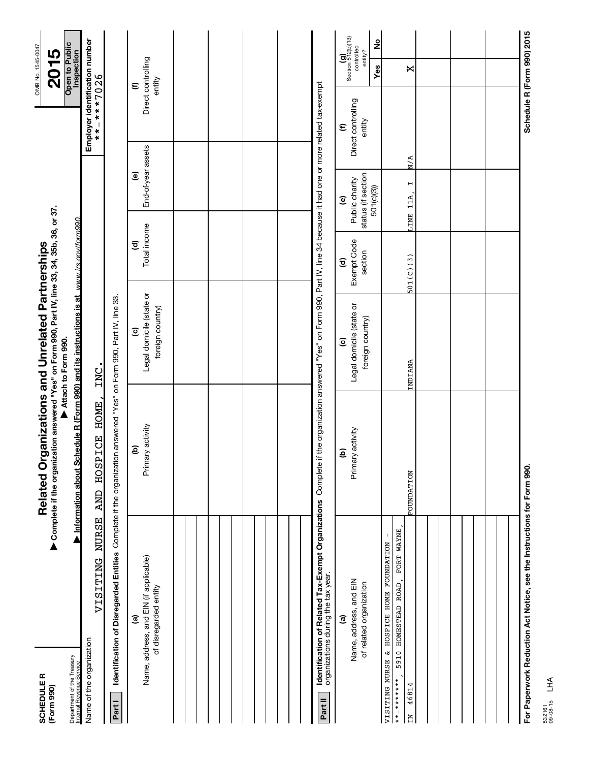**SCHEDULE R**
**(Form 990)**

Department of the Treasury
Internal Revenue Service

# Related Organizations and Unrelated Partnerships

▶ **Complete if the organization answered "Yes" on Form 990, Part IV, line 33, 34, 35b, 36, or 37.**
▶ **Attach to Form 990.**
▶ **Information about Schedule R (Form 990) and its instructions is at** *www.irs.gov/form990.*

OMB No. 1545-0047

**2015**

**Open to Public Inspection**

Name of the organization: VISITING NURSE AND HOSPICE HOME, INC.

**Employer identification number** **-***7026

**Part I** **Identification of Disregarded Entities** Complete if the organization answered "Yes" on Form 990, Part IV, line 33.

| (a) Name, address, and EIN (if applicable) of disregarded entity | (b) Primary activity | (c) Legal domicile (state or foreign country) | (d) Total income | (e) End-of-year assets | (f) Direct controlling entity |
|---|---|---|---|---|---|
| | | | | | |
| | | | | | |
| | | | | | |
| | | | | | |
| | | | | | |
| | | | | | |

**Part II** **Identification of Related Tax-Exempt Organizations** Complete if the organization answered "Yes" on Form 990, Part IV, line 34 because it had one or more related tax-exempt organizations during the tax year.

| (a) Name, address, and EIN of related organization | (b) Primary activity | (c) Legal domicile (state or foreign country) | (d) Exempt Code section | (e) Public charity status (if section 501(c)(3)) | (f) Direct controlling entity | (g) Section 512(b)(13) controlled entity? Yes | No |
|---|---|---|---|---|---|---|---|
| VISITING NURSE & HOSPICE HOME FOUNDATION - **-*******, 5910 HOMESTEAD ROAD, FORT WAYNE, IN 46814 | FOUNDATION | INDIANA | 501(C)(3) | LINE 11A, I | N/A | X | |
| | | | | | | | |
| | | | | | | | |
| | | | | | | | |
| | | | | | | | |

**For Paperwork Reduction Act Notice, see the Instructions for Form 990.**

**Schedule R (Form 990) 2015**

532161 09-08-15 LHA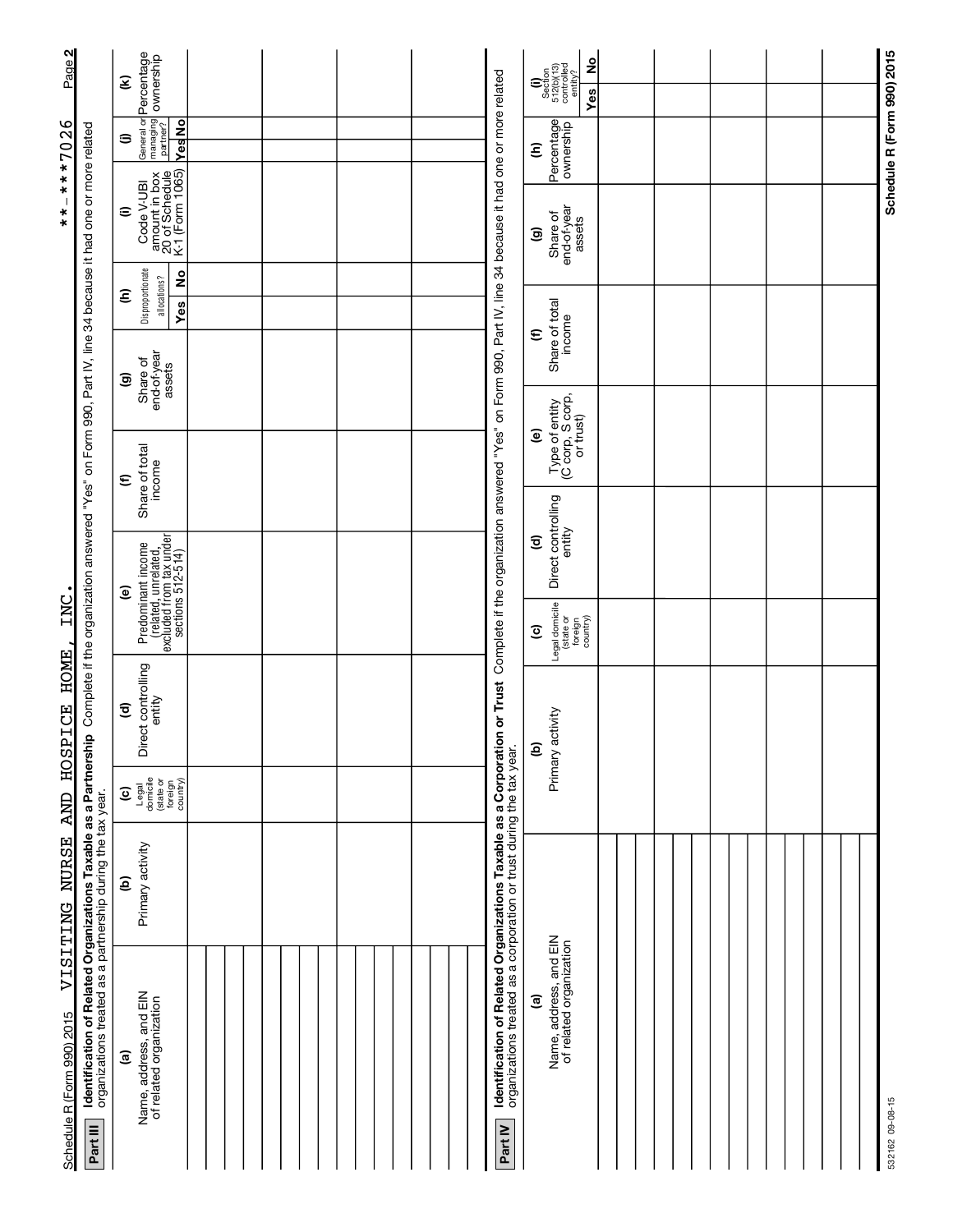Schedule R (Form 990) 2015 VISITING NURSE AND HOSPICE HOME, INC. **-***7026

## Part III Identification of Related Organizations Taxable as a Partnership

Complete if the organization answered "Yes" on Form 990, Part IV, line 34 because it had one or more related organizations treated as a partnership during the tax year.

| (a) Name, address, and EIN of related organization | (b) Primary activity | (c) Legal domicile (state or foreign country) | (d) Direct controlling entity | (e) Predominant income (related, unrelated, excluded from tax under sections 512-514) | (f) Share of total income | (g) Share of end-of-year assets | (h) Disproportionate allocations? | | (i) Code V-UBI amount in box 20 of Schedule K-1 (Form 1065) | (j) General or managing partner? | | (k) Percentage ownership |
|---|---|---|---|---|---|---|---|---|---|---|---|---|
| | | | | | | | Yes | No | | Yes | No | |
| | | | | | | | | | | | | |
| | | | | | | | | | | | | |
| | | | | | | | | | | | | |
| | | | | | | | | | | | | |
| | | | | | | | | | | | | |

## Part IV Identification of Related Organizations Taxable as a Corporation or Trust

Complete if the organization answered "Yes" on Form 990, Part IV, line 34 because it had one or more related organizations treated as a corporation or trust during the tax year.

| (a) Name, address, and EIN of related organization | (b) Primary activity | (c) Legal domicile (state or foreign country) | (d) Direct controlling entity | (e) Type of entity (C corp, S corp, or trust) | (f) Share of total income | (g) Share of end-of-year assets | (h) Percentage ownership | (i) Section 512(b)(13) controlled entity? | |
|---|---|---|---|---|---|---|---|---|---|
| | | | | | | | | Yes | No |
| | | | | | | | | | |
| | | | | | | | | | |
| | | | | | | | | | |
| | | | | | | | | | |
| | | | | | | | | | |
| | | | | | | | | | |
| | | | | | | | | | |

532162 09-08-15

Schedule R (Form 990) 2015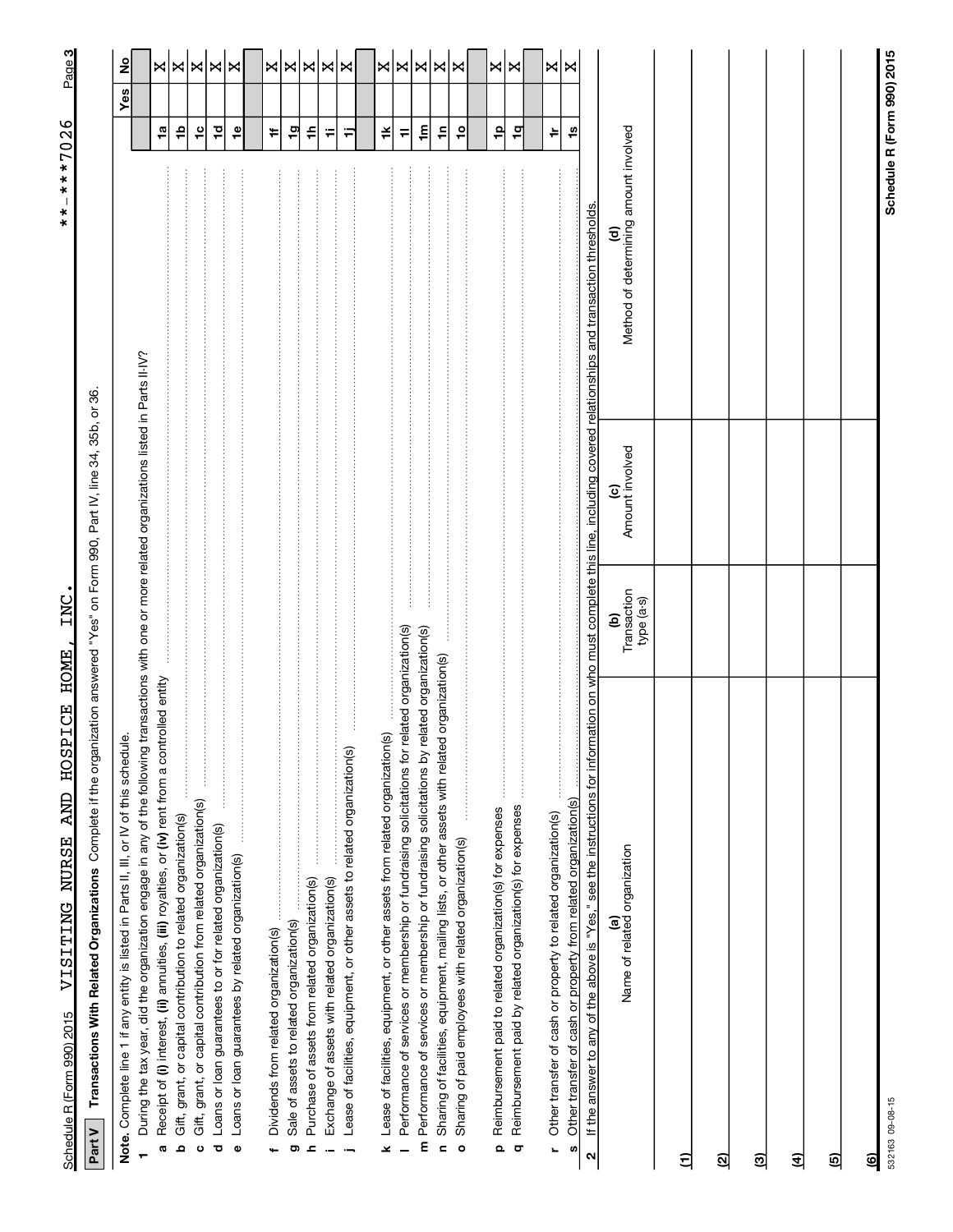Schedule R (Form 990) 2015 VISITING NURSE AND HOSPICE HOME, INC. **-***7026

## Part V Transactions With Related Organizations

Complete if the organization answered "Yes" on Form 990, Part IV, line 34, 35b, or 36.

**Note.** Complete line 1 if any entity is listed in Parts II, III, or IV of this schedule.

| | | | Yes | No |
|---|---|---|---|---|
| **1** | During the tax year, did the organization engage in any of the following transactions with one or more related organizations listed in Parts II-IV? | | | |
| **a** | Receipt of **(i)** interest, **(ii)** annuities, **(iii)** royalties, or **(iv)** rent from a controlled entity | 1a | | X |
| **b** | Gift, grant, or capital contribution to related organization(s) | 1b | | X |
| **c** | Gift, grant, or capital contribution from related organization(s) | 1c | | X |
| **d** | Loans or loan guarantees to or for related organization(s) | 1d | | X |
| **e** | Loans or loan guarantees by related organization(s) | 1e | | X |
| **f** | Dividends from related organization(s) | 1f | | X |
| **g** | Sale of assets to related organization(s) | 1g | | X |
| **h** | Purchase of assets from related organization(s) | 1h | | X |
| **i** | Exchange of assets with related organization(s) | 1i | | X |
| **j** | Lease of facilities, equipment, or other assets to related organization(s) | 1j | | X |
| **k** | Lease of facilities, equipment, or other assets from related organization(s) | 1k | | X |
| **l** | Performance of services or membership or fundraising solicitations for related organization(s) | 1l | | X |
| **m** | Performance of services or membership or fundraising solicitations by related organization(s) | 1m | | X |
| **n** | Sharing of facilities, equipment, mailing lists, or other assets with related organization(s) | 1n | | X |
| **o** | Sharing of paid employees with related organization(s) | 1o | | X |
| **p** | Reimbursement paid to related organization(s) for expenses | 1p | | X |
| **q** | Reimbursement paid by related organization(s) for expenses | 1q | | X |
| **r** | Other transfer of cash or property to related organization(s) | 1r | | X |
| **s** | Other transfer of cash or property from related organization(s) | 1s | | X |

**2** If the answer to any of the above is "Yes," see the instructions for information on who must complete this line, including covered relationships and transaction thresholds.

| | (a) Name of related organization | (b) Transaction type (a-s) | (c) Amount involved | (d) Method of determining amount involved |
|---|---|---|---|---|
| (1) | | | | |
| (2) | | | | |
| (3) | | | | |
| (4) | | | | |
| (5) | | | | |
| (6) | | | | |

532163 09-08-15

Schedule R (Form 990) 2015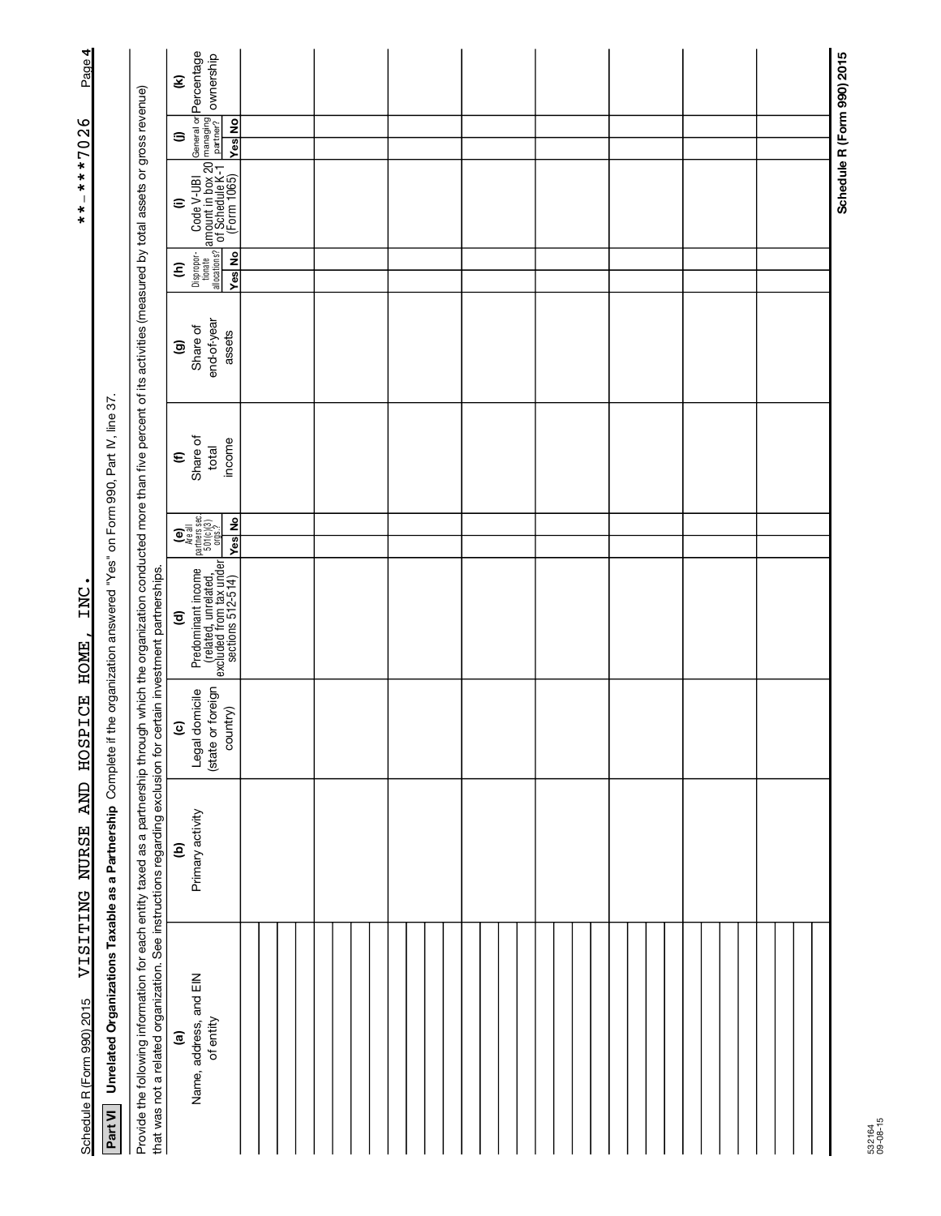Schedule R (Form 990) 2015 VISITING NURSE AND HOSPICE HOME, INC. **-***7026

## Part VI Unrelated Organizations Taxable as a Partnership

Complete if the organization answered "Yes" on Form 990, Part IV, line 37.

Provide the following information for each entity taxed as a partnership through which the organization conducted more than five percent of its activities (measured by total assets or gross revenue) that was not a related organization. See instructions regarding exclusion for certain investment partnerships.

| (a) Name, address, and EIN of entity | (b) Primary activity | (c) Legal domicile (state or foreign country) | (d) Predominant income (related, unrelated, excluded from tax under sections 512-514) | (e) Are all partners sec. 501(c)(3) orgs.? | | (f) Share of total income | (g) Share of end-of-year assets | (h) Disproportionate allocations? | | (i) Code V-UBI amount in box 20 of Schedule K-1 (Form 1065) | (j) General or managing partner? | | (k) Percentage ownership |
|---|---|---|---|---|---|---|---|---|---|---|---|---|---|
| | | | | Yes | No | | | Yes | No | | Yes | No | |
| | | | | | | | | | | | | | |
| | | | | | | | | | | | | | |
| | | | | | | | | | | | | | |
| | | | | | | | | | | | | | |
| | | | | | | | | | | | | | |
| | | | | | | | | | | | | | |
| | | | | | | | | | | | | | |
| | | | | | | | | | | | | | |
| | | | | | | | | | | | | | |
| | | | | | | | | | | | | | |
| | | | | | | | | | | | | | |

Schedule R (Form 990) 2015

532164 09-08-15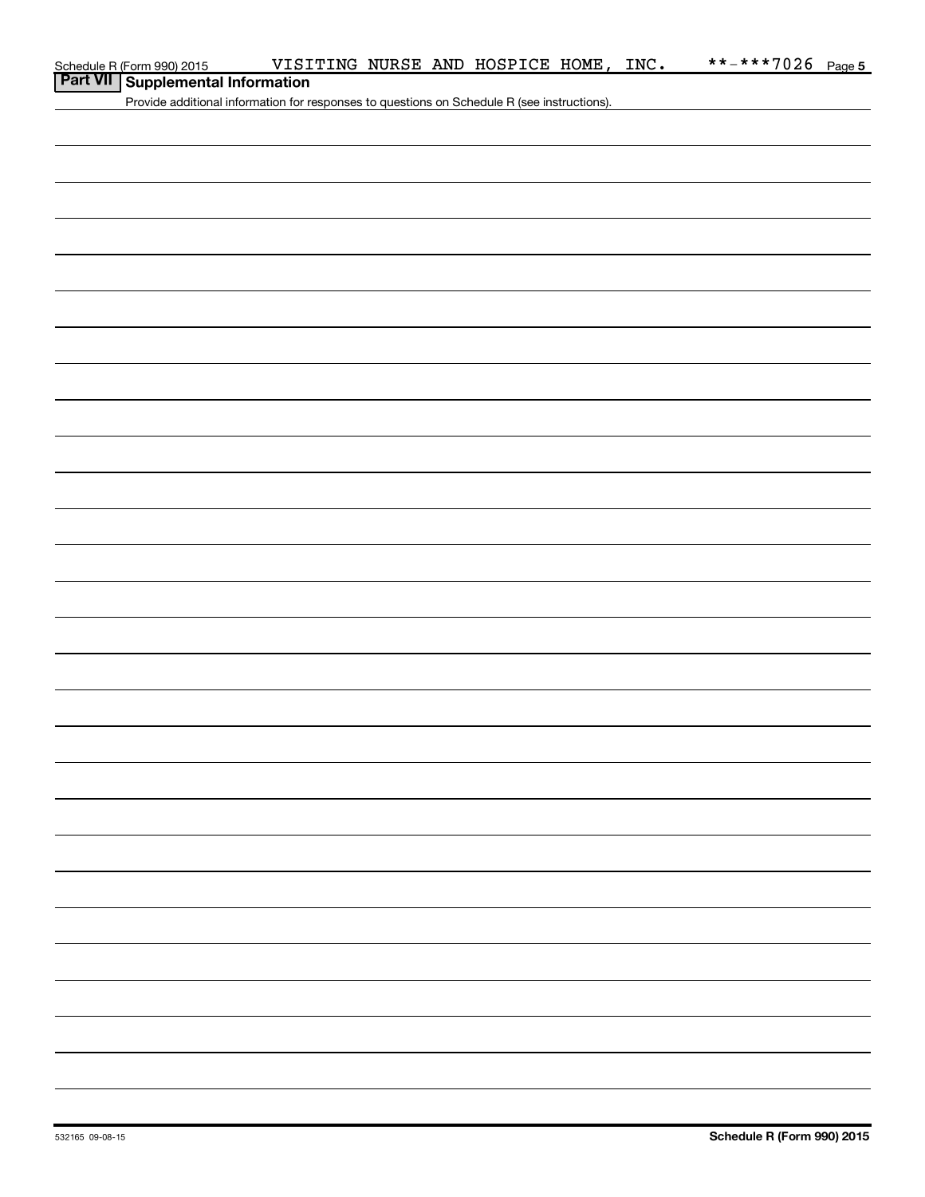## Part VII Supplemental Information

Provide additional information for responses to questions on Schedule R (see instructions).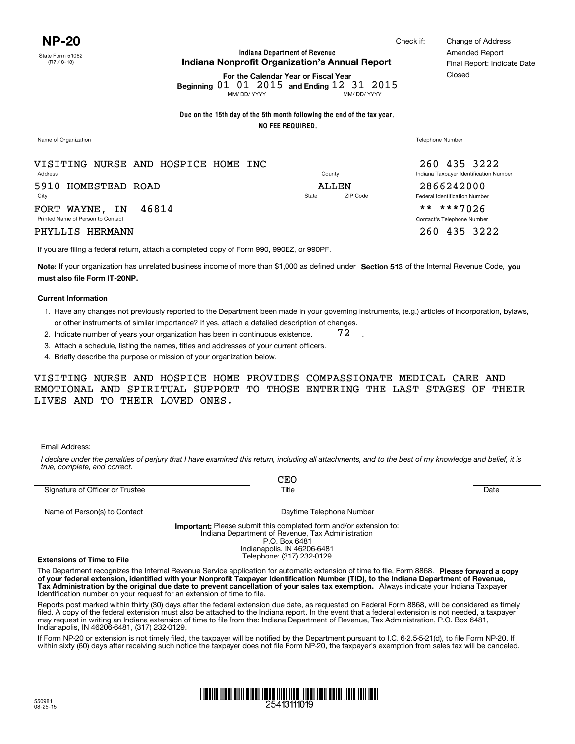# NP-20

State Form 51062
(R7 / 8-13)

**Indiana Department of Revenue**
**Indiana Nonprofit Organization's Annual Report**

Check if: Change of Address
Amended Report
Final Report: Indicate Date Closed

**For the Calendar Year or Fiscal Year**
**Beginning** 01 01 2015 **and Ending** 12 31 2015
MM/ DD/ YYYY MM/ DD/ YYYY

**Due on the 15th day of the 5th month following the end of the tax year.**
**NO FEE REQUIRED.**

| Name of Organization | | Telephone Number |
|---|---|---|
| VISITING NURSE AND HOSPICE HOME INC | | 260 435 3222 |
| Address | County | Indiana Taxpayer Identification Number |
| 5910 HOMESTEAD ROAD | ALLEN | 2866242000 |
| City | State ZIP Code | Federal Identification Number |
| FORT WAYNE, IN 46814 | | ** ***7026 |
| Printed Name of Person to Contact | | Contact's Telephone Number |
| PHYLLIS HERMANN | | 260 435 3222 |

If you are filing a federal return, attach a completed copy of Form 990, 990EZ, or 990PF.

**Note:** If your organization has unrelated business income of more than $1,000 as defined under **Section 513** of the Internal Revenue Code, **you must also file Form IT-20NP.**

**Current Information**

1. Have any changes not previously reported to the Department been made in your governing instruments, (e.g.) articles of incorporation, bylaws, or other instruments of similar importance? If yes, attach a detailed description of changes.
2. Indicate number of years your organization has been in continuous existence. 72 .
3. Attach a schedule, listing the names, titles and addresses of your current officers.
4. Briefly describe the purpose or mission of your organization below.

VISITING NURSE AND HOSPICE HOME PROVIDES COMPASSIONATE MEDICAL CARE AND EMOTIONAL AND SPIRITUAL SUPPORT TO THOSE ENTERING THE LAST STAGES OF THEIR LIVES AND TO THEIR LOVED ONES.

Email Address:

*I declare under the penalties of perjury that I have examined this return, including all attachments, and to the best of my knowledge and belief, it is true, complete, and correct.*

| Signature of Officer or Trustee | CEO<br>Title | Date |
|---|---|---|

Name of Person(s) to Contact Daytime Telephone Number

**Important:** Please submit this completed form and/or extension to:
Indiana Department of Revenue, Tax Administration
P.O. Box 6481
Indianapolis, IN 46206-6481
Telephone: (317) 232-0129

**Extensions of Time to File**

The Department recognizes the Internal Revenue Service application for automatic extension of time to file, Form 8868. **Please forward a copy of your federal extension, identified with your Nonprofit Taxpayer Identification Number (TID), to the Indiana Department of Revenue, Tax Administration by the original due date to prevent cancellation of your sales tax exemption.** Always indicate your Indiana Taxpayer Identification number on your request for an extension of time to file.

Reports post marked within thirty (30) days after the federal extension due date, as requested on Federal Form 8868, will be considered as timely filed. A copy of the federal extension must also be attached to the Indiana report. In the event that a federal extension is not needed, a taxpayer may request in writing an Indiana extension of time to file from the: Indiana Department of Revenue, Tax Administration, P.O. Box 6481, Indianapolis, IN 46206-6481, (317) 232-0129.

If Form NP-20 or extension is not timely filed, the taxpayer will be notified by the Department pursuant to I.C. 6-2.5-5-21(d), to file Form NP-20. If within sixty (60) days after receiving such notice the taxpayer does not file Form NP-20, the taxpayer's exemption from sales tax will be canceled.

550981
08-25-15

25413111019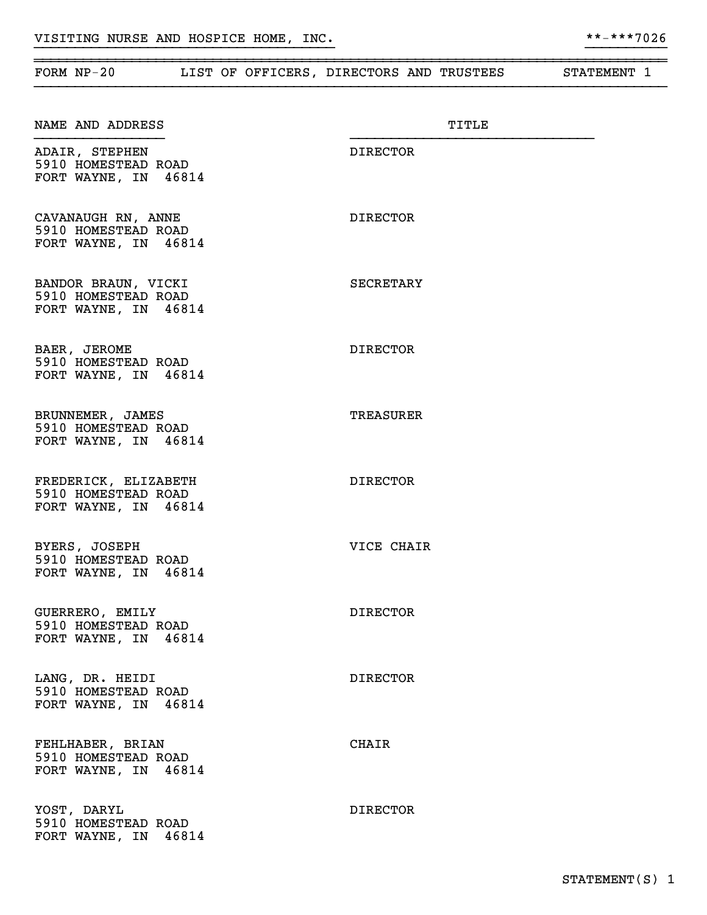VISITING NURSE AND HOSPICE HOME, INC. **-***7026

FORM NP-20 LIST OF OFFICERS, DIRECTORS AND TRUSTEES STATEMENT 1

| NAME AND ADDRESS | TITLE |
|---|---|
| ADAIR, STEPHEN<br>5910 HOMESTEAD ROAD<br>FORT WAYNE, IN 46814 | DIRECTOR |
| CAVANAUGH RN, ANNE<br>5910 HOMESTEAD ROAD<br>FORT WAYNE, IN 46814 | DIRECTOR |
| BANDOR BRAUN, VICKI<br>5910 HOMESTEAD ROAD<br>FORT WAYNE, IN 46814 | SECRETARY |
| BAER, JEROME<br>5910 HOMESTEAD ROAD<br>FORT WAYNE, IN 46814 | DIRECTOR |
| BRUNNEMER, JAMES<br>5910 HOMESTEAD ROAD<br>FORT WAYNE, IN 46814 | TREASURER |
| FREDERICK, ELIZABETH<br>5910 HOMESTEAD ROAD<br>FORT WAYNE, IN 46814 | DIRECTOR |
| BYERS, JOSEPH<br>5910 HOMESTEAD ROAD<br>FORT WAYNE, IN 46814 | VICE CHAIR |
| GUERRERO, EMILY<br>5910 HOMESTEAD ROAD<br>FORT WAYNE, IN 46814 | DIRECTOR |
| LANG, DR. HEIDI<br>5910 HOMESTEAD ROAD<br>FORT WAYNE, IN 46814 | DIRECTOR |
| FEHLHABER, BRIAN<br>5910 HOMESTEAD ROAD<br>FORT WAYNE, IN 46814 | CHAIR |
| YOST, DARYL<br>5910 HOMESTEAD ROAD<br>FORT WAYNE, IN 46814 | DIRECTOR |

STATEMENT(S) 1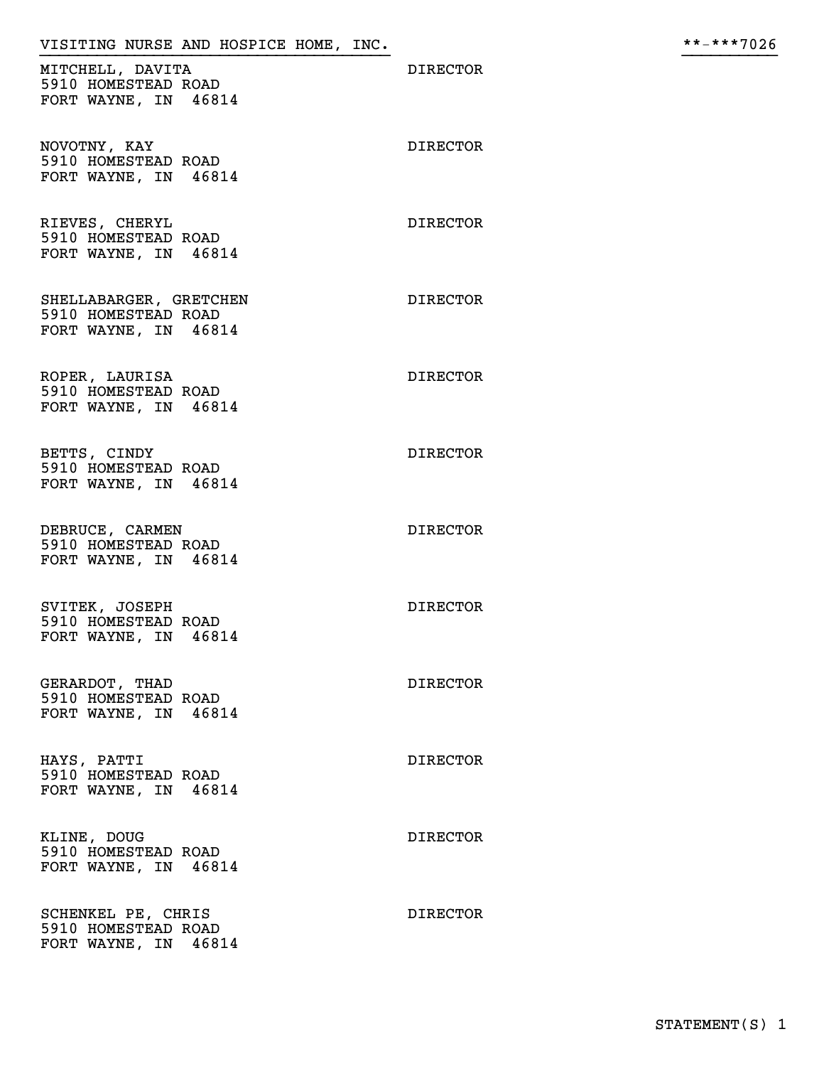VISITING NURSE AND HOSPICE HOME, INC. **-***7026

| Name and Address | Title |
|---|---|
| MITCHELL, DAVITA<br>5910 HOMESTEAD ROAD<br>FORT WAYNE, IN 46814 | DIRECTOR |
| NOVOTNY, KAY<br>5910 HOMESTEAD ROAD<br>FORT WAYNE, IN 46814 | DIRECTOR |
| RIEVES, CHERYL<br>5910 HOMESTEAD ROAD<br>FORT WAYNE, IN 46814 | DIRECTOR |
| SHELLABARGER, GRETCHEN<br>5910 HOMESTEAD ROAD<br>FORT WAYNE, IN 46814 | DIRECTOR |
| ROPER, LAURISA<br>5910 HOMESTEAD ROAD<br>FORT WAYNE, IN 46814 | DIRECTOR |
| BETTS, CINDY<br>5910 HOMESTEAD ROAD<br>FORT WAYNE, IN 46814 | DIRECTOR |
| DEBRUCE, CARMEN<br>5910 HOMESTEAD ROAD<br>FORT WAYNE, IN 46814 | DIRECTOR |
| SVITEK, JOSEPH<br>5910 HOMESTEAD ROAD<br>FORT WAYNE, IN 46814 | DIRECTOR |
| GERARDOT, THAD<br>5910 HOMESTEAD ROAD<br>FORT WAYNE, IN 46814 | DIRECTOR |
| HAYS, PATTI<br>5910 HOMESTEAD ROAD<br>FORT WAYNE, IN 46814 | DIRECTOR |
| KLINE, DOUG<br>5910 HOMESTEAD ROAD<br>FORT WAYNE, IN 46814 | DIRECTOR |
| SCHENKEL PE, CHRIS<br>5910 HOMESTEAD ROAD<br>FORT WAYNE, IN 46814 | DIRECTOR |

STATEMENT(S) 1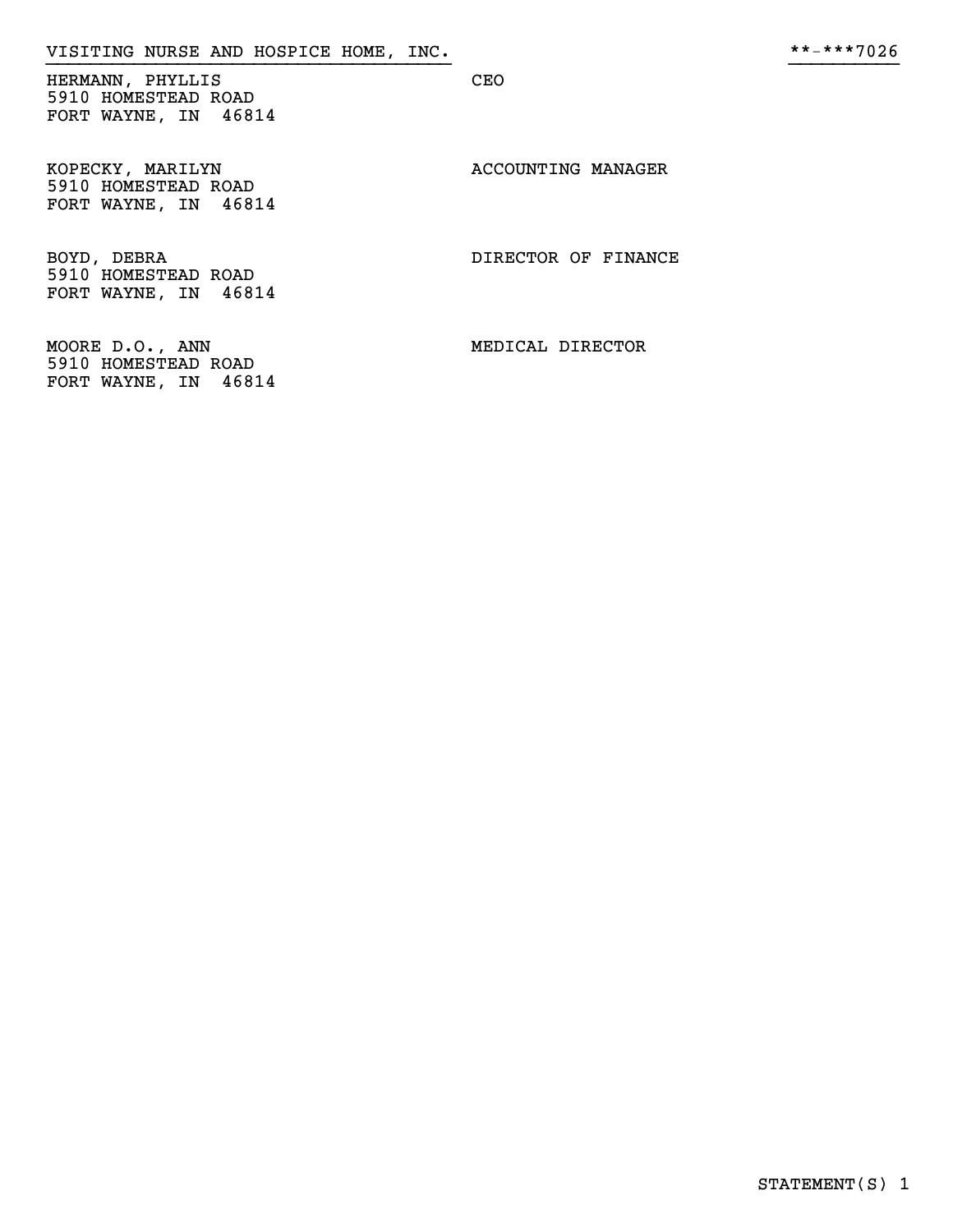VISITING NURSE AND HOSPICE HOME, INC. **-***7026

| | |
|---|---|
| HERMANN, PHYLLIS<br>5910 HOMESTEAD ROAD<br>FORT WAYNE, IN 46814 | CEO |
| KOPECKY, MARILYN<br>5910 HOMESTEAD ROAD<br>FORT WAYNE, IN 46814 | ACCOUNTING MANAGER |
| BOYD, DEBRA<br>5910 HOMESTEAD ROAD<br>FORT WAYNE, IN 46814 | DIRECTOR OF FINANCE |
| MOORE D.O., ANN<br>5910 HOMESTEAD ROAD<br>FORT WAYNE, IN 46814 | MEDICAL DIRECTOR |

STATEMENT(S) 1